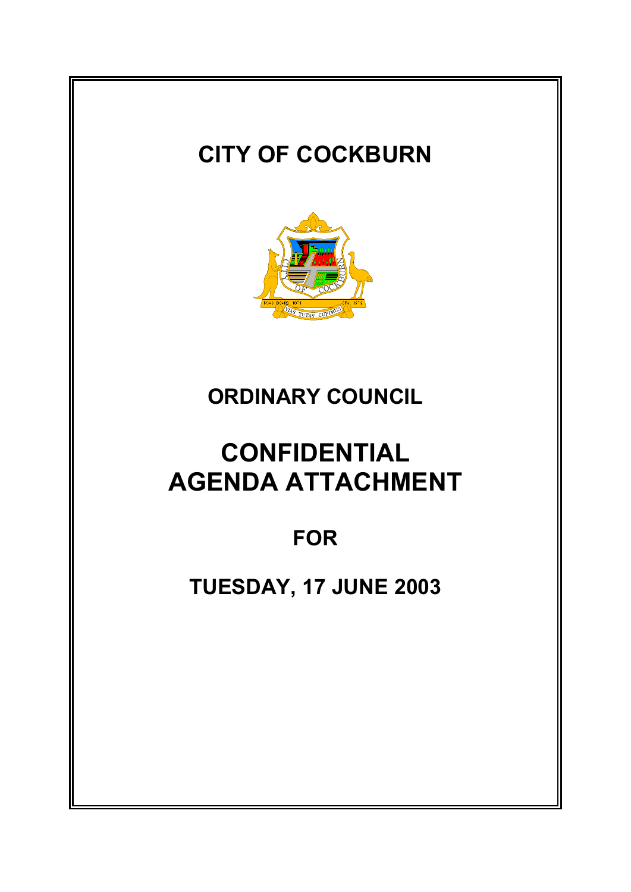# CITY OF COCKBURN

## ORDINARY COUNCIL

# CONFIDENTIAL AGENDA ATTACHMENT

## FOR

## TUESDAY, 17 JUNE 2003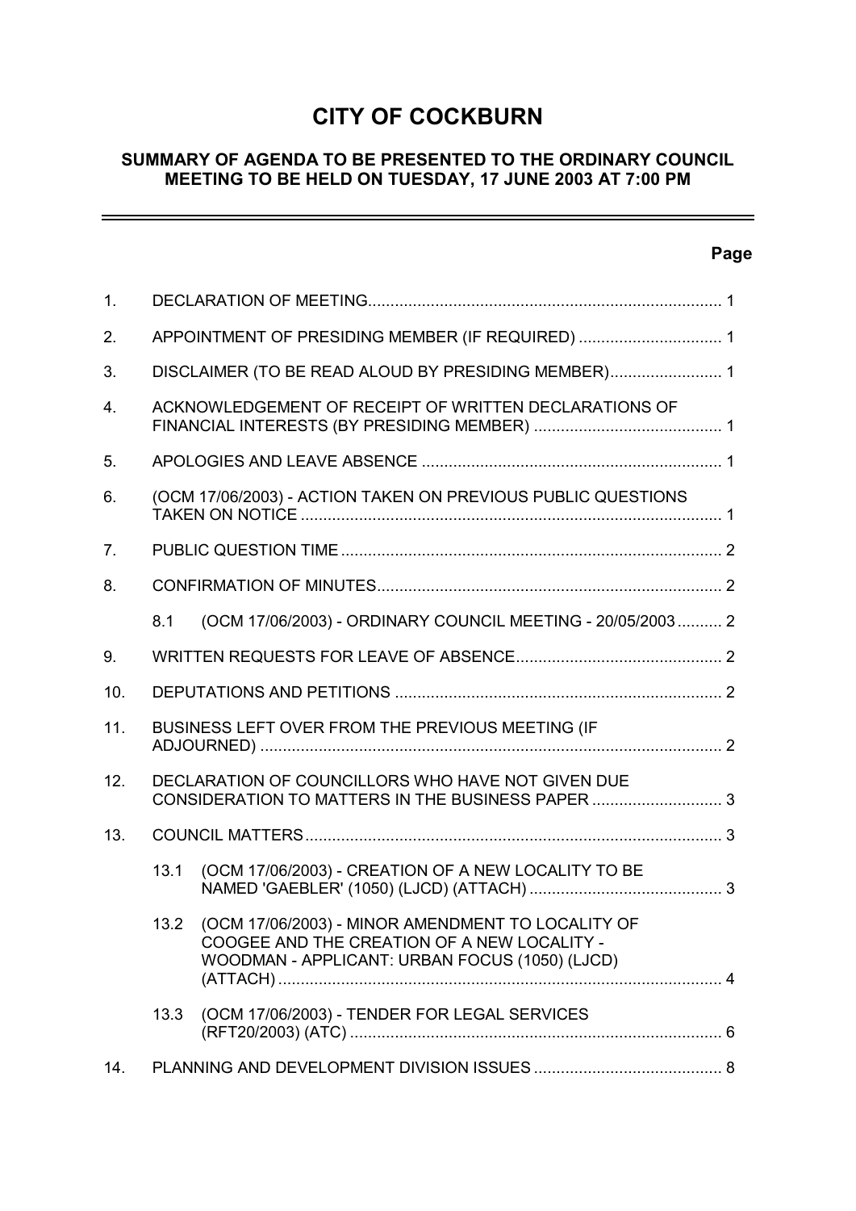# CITY OF COCKBURN

## SUMMARY OF AGENDA TO BE PRESENTED TO THE ORDINARY COUNCIL MEETING TO BE HELD ON TUESDAY, 17 JUNE 2003 AT 7:00 PM

**Page**

| | | Page |
|---|---|---|
| 1. | DECLARATION OF MEETING | 1 |
| 2. | APPOINTMENT OF PRESIDING MEMBER (IF REQUIRED) | 1 |
| 3. | DISCLAIMER (TO BE READ ALOUD BY PRESIDING MEMBER) | 1 |
| 4. | ACKNOWLEDGEMENT OF RECEIPT OF WRITTEN DECLARATIONS OF FINANCIAL INTERESTS (BY PRESIDING MEMBER) | 1 |
| 5. | APOLOGIES AND LEAVE ABSENCE | 1 |
| 6. | (OCM 17/06/2003) - ACTION TAKEN ON PREVIOUS PUBLIC QUESTIONS TAKEN ON NOTICE | 1 |
| 7. | PUBLIC QUESTION TIME | 2 |
| 8. | CONFIRMATION OF MINUTES | 2 |
| 8.1 | (OCM 17/06/2003) - ORDINARY COUNCIL MEETING - 20/05/2003 | 2 |
| 9. | WRITTEN REQUESTS FOR LEAVE OF ABSENCE | 2 |
| 10. | DEPUTATIONS AND PETITIONS | 2 |
| 11. | BUSINESS LEFT OVER FROM THE PREVIOUS MEETING (IF ADJOURNED) | 2 |
| 12. | DECLARATION OF COUNCILLORS WHO HAVE NOT GIVEN DUE CONSIDERATION TO MATTERS IN THE BUSINESS PAPER | 3 |
| 13. | COUNCIL MATTERS | 3 |
| 13.1 | (OCM 17/06/2003) - CREATION OF A NEW LOCALITY TO BE NAMED 'GAEBLER' (1050) (LJCD) (ATTACH) | 3 |
| 13.2 | (OCM 17/06/2003) - MINOR AMENDMENT TO LOCALITY OF COOGEE AND THE CREATION OF A NEW LOCALITY - WOODMAN - APPLICANT: URBAN FOCUS (1050) (LJCD) (ATTACH) | 4 |
| 13.3 | (OCM 17/06/2003) - TENDER FOR LEGAL SERVICES (RFT20/2003) (ATC) | 6 |
| 14. | PLANNING AND DEVELOPMENT DIVISION ISSUES | 8 |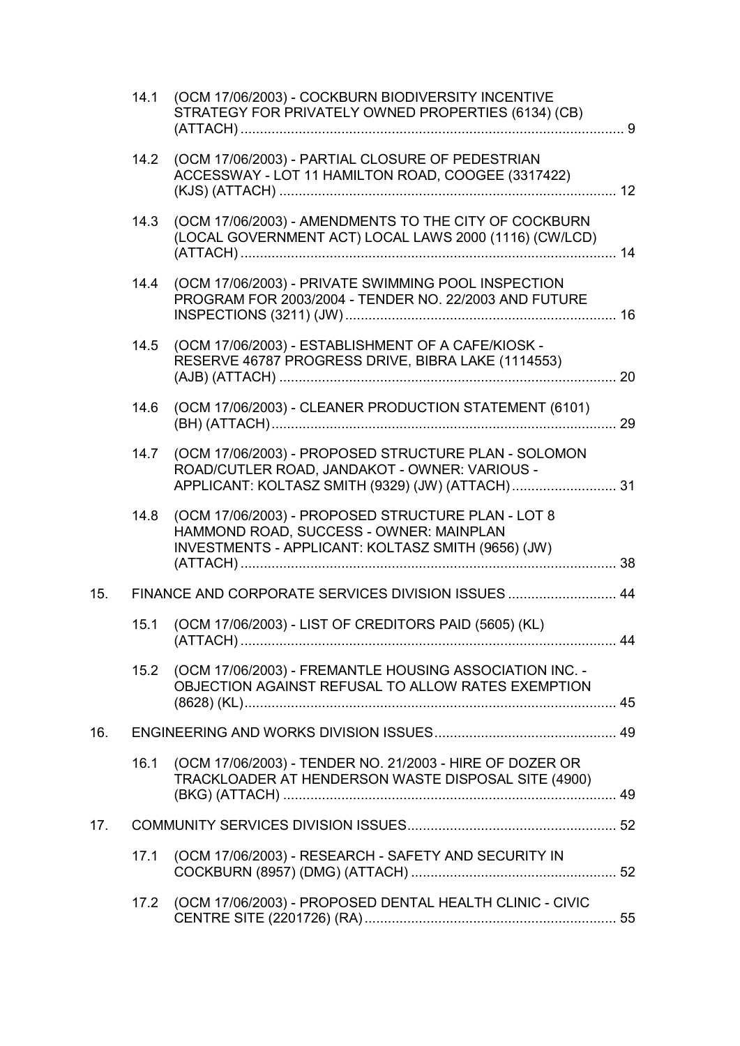14.1 (OCM 17/06/2003) - COCKBURN BIODIVERSITY INCENTIVE STRATEGY FOR PRIVATELY OWNED PROPERTIES (6134) (CB) (ATTACH) .......... 9

14.2 (OCM 17/06/2003) - PARTIAL CLOSURE OF PEDESTRIAN ACCESSWAY - LOT 11 HAMILTON ROAD, COOGEE (3317422) (KJS) (ATTACH) .......... 12

14.3 (OCM 17/06/2003) - AMENDMENTS TO THE CITY OF COCKBURN (LOCAL GOVERNMENT ACT) LOCAL LAWS 2000 (1116) (CW/LCD) (ATTACH) .......... 14

14.4 (OCM 17/06/2003) - PRIVATE SWIMMING POOL INSPECTION PROGRAM FOR 2003/2004 - TENDER NO. 22/2003 AND FUTURE INSPECTIONS (3211) (JW) .......... 16

14.5 (OCM 17/06/2003) - ESTABLISHMENT OF A CAFE/KIOSK - RESERVE 46787 PROGRESS DRIVE, BIBRA LAKE (1114553) (AJB) (ATTACH) .......... 20

14.6 (OCM 17/06/2003) - CLEANER PRODUCTION STATEMENT (6101) (BH) (ATTACH) .......... 29

14.7 (OCM 17/06/2003) - PROPOSED STRUCTURE PLAN - SOLOMON ROAD/CUTLER ROAD, JANDAKOT - OWNER: VARIOUS - APPLICANT: KOLTASZ SMITH (9329) (JW) (ATTACH) .......... 31

14.8 (OCM 17/06/2003) - PROPOSED STRUCTURE PLAN - LOT 8 HAMMOND ROAD, SUCCESS - OWNER: MAINPLAN INVESTMENTS - APPLICANT: KOLTASZ SMITH (9656) (JW) (ATTACH) .......... 38

15. FINANCE AND CORPORATE SERVICES DIVISION ISSUES .......... 44

15.1 (OCM 17/06/2003) - LIST OF CREDITORS PAID (5605) (KL) (ATTACH) .......... 44

15.2 (OCM 17/06/2003) - FREMANTLE HOUSING ASSOCIATION INC. - OBJECTION AGAINST REFUSAL TO ALLOW RATES EXEMPTION (8628) (KL) .......... 45

16. ENGINEERING AND WORKS DIVISION ISSUES .......... 49

16.1 (OCM 17/06/2003) - TENDER NO. 21/2003 - HIRE OF DOZER OR TRACKLOADER AT HENDERSON WASTE DISPOSAL SITE (4900) (BKG) (ATTACH) .......... 49

17. COMMUNITY SERVICES DIVISION ISSUES .......... 52

17.1 (OCM 17/06/2003) - RESEARCH - SAFETY AND SECURITY IN COCKBURN (8957) (DMG) (ATTACH) .......... 52

17.2 (OCM 17/06/2003) - PROPOSED DENTAL HEALTH CLINIC - CIVIC CENTRE SITE (2201726) (RA) .......... 55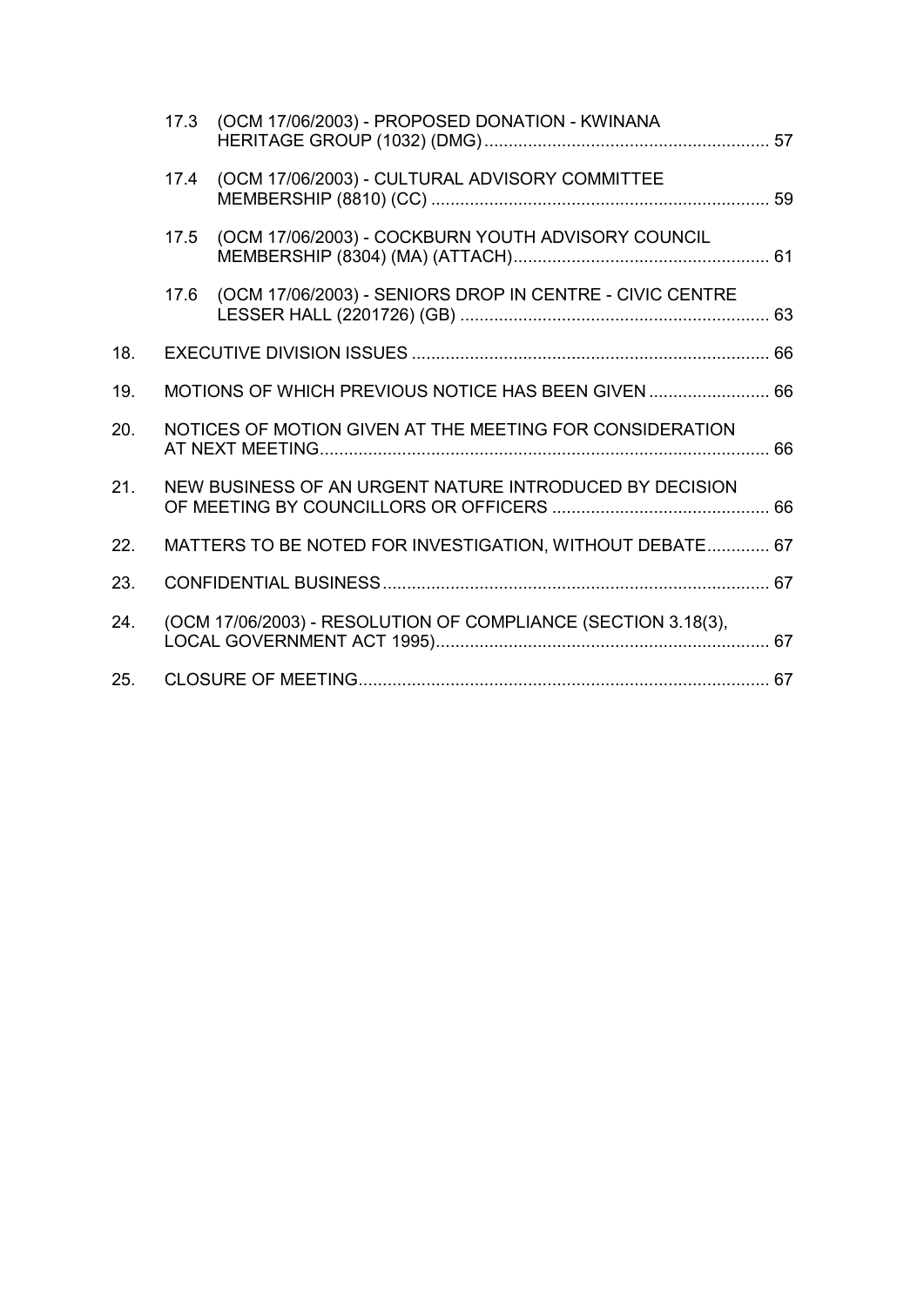17.3 (OCM 17/06/2003) - PROPOSED DONATION - KWINANA HERITAGE GROUP (1032) (DMG) ........................................................... 57

17.4 (OCM 17/06/2003) - CULTURAL ADVISORY COMMITTEE MEMBERSHIP (8810) (CC) ...................................................................... 59

17.5 (OCM 17/06/2003) - COCKBURN YOUTH ADVISORY COUNCIL MEMBERSHIP (8304) (MA) (ATTACH)..................................................... 61

17.6 (OCM 17/06/2003) - SENIORS DROP IN CENTRE - CIVIC CENTRE LESSER HALL (2201726) (GB) ................................................................ 63

18. EXECUTIVE DIVISION ISSUES .......................................................................... 66

19. MOTIONS OF WHICH PREVIOUS NOTICE HAS BEEN GIVEN ......................... 66

20. NOTICES OF MOTION GIVEN AT THE MEETING FOR CONSIDERATION AT NEXT MEETING............................................................................................ 66

21. NEW BUSINESS OF AN URGENT NATURE INTRODUCED BY DECISION OF MEETING BY COUNCILLORS OR OFFICERS ............................................. 66

22. MATTERS TO BE NOTED FOR INVESTIGATION, WITHOUT DEBATE............. 67

23. CONFIDENTIAL BUSINESS................................................................................ 67

24. (OCM 17/06/2003) - RESOLUTION OF COMPLIANCE (SECTION 3.18(3), LOCAL GOVERNMENT ACT 1995)..................................................................... 67

25. CLOSURE OF MEETING..................................................................................... 67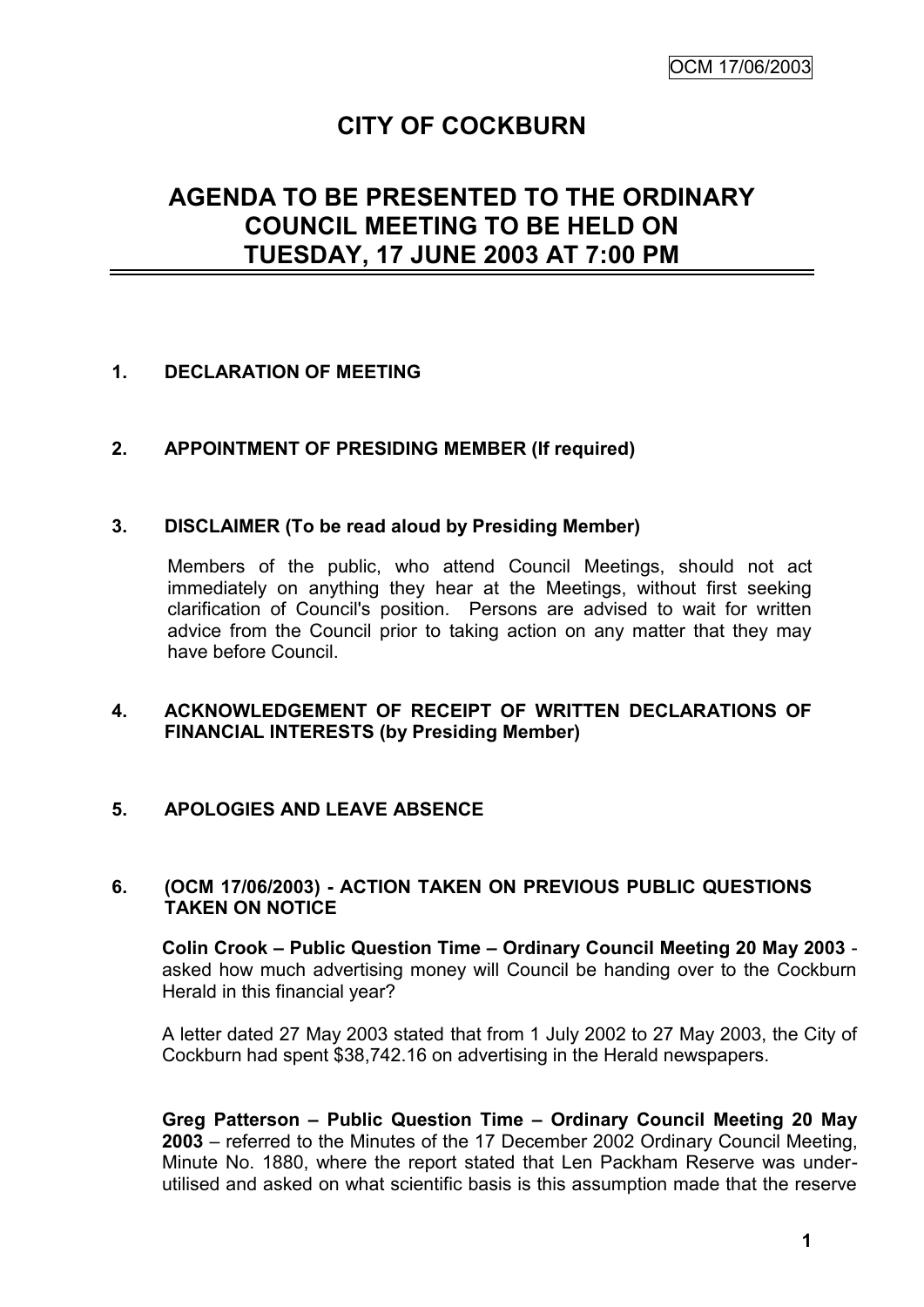# CITY OF COCKBURN

## AGENDA TO BE PRESENTED TO THE ORDINARY COUNCIL MEETING TO BE HELD ON TUESDAY, 17 JUNE 2003 AT 7:00 PM

**1. DECLARATION OF MEETING**

**2. APPOINTMENT OF PRESIDING MEMBER (If required)**

**3. DISCLAIMER (To be read aloud by Presiding Member)**

Members of the public, who attend Council Meetings, should not act immediately on anything they hear at the Meetings, without first seeking clarification of Council's position. Persons are advised to wait for written advice from the Council prior to taking action on any matter that they may have before Council.

**4. ACKNOWLEDGEMENT OF RECEIPT OF WRITTEN DECLARATIONS OF FINANCIAL INTERESTS (by Presiding Member)**

**5. APOLOGIES AND LEAVE ABSENCE**

**6. (OCM 17/06/2003) - ACTION TAKEN ON PREVIOUS PUBLIC QUESTIONS TAKEN ON NOTICE**

**Colin Crook – Public Question Time – Ordinary Council Meeting 20 May 2003** - asked how much advertising money will Council be handing over to the Cockburn Herald in this financial year?

A letter dated 27 May 2003 stated that from 1 July 2002 to 27 May 2003, the City of Cockburn had spent $38,742.16 on advertising in the Herald newspapers.

**Greg Patterson – Public Question Time – Ordinary Council Meeting 20 May 2003** – referred to the Minutes of the 17 December 2002 Ordinary Council Meeting, Minute No. 1880, where the report stated that Len Packham Reserve was under-utilised and asked on what scientific basis is this assumption made that the reserve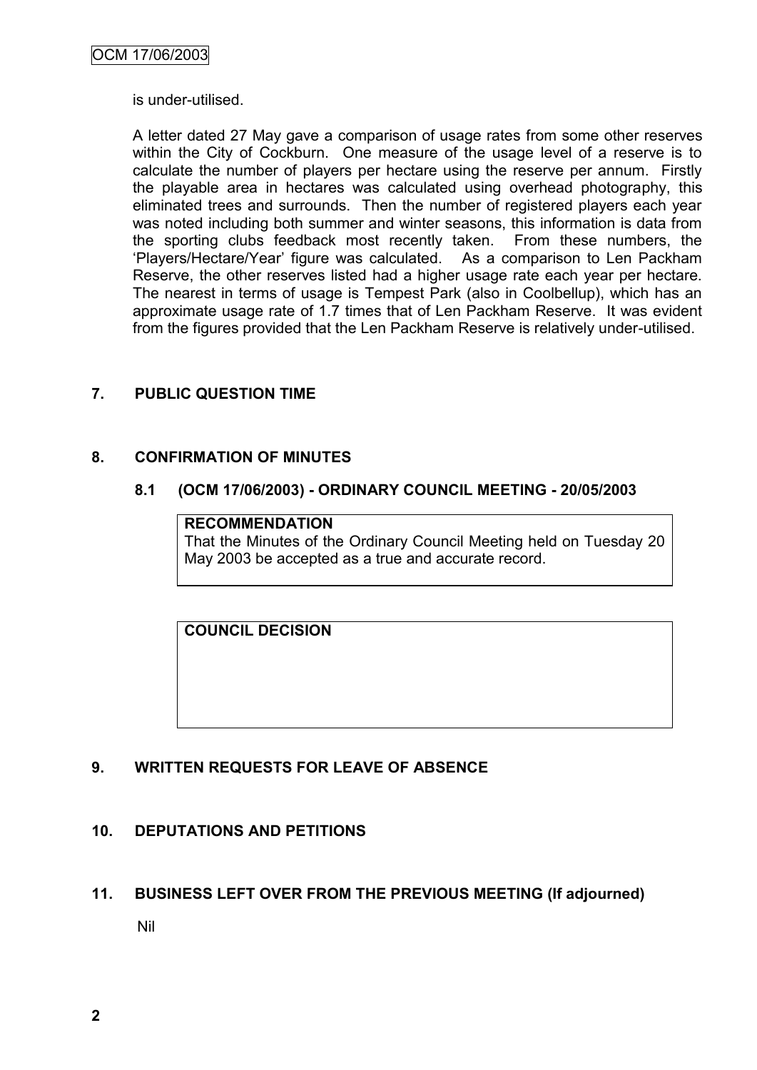is under-utilised.

A letter dated 27 May gave a comparison of usage rates from some other reserves within the City of Cockburn. One measure of the usage level of a reserve is to calculate the number of players per hectare using the reserve per annum. Firstly the playable area in hectares was calculated using overhead photography, this eliminated trees and surrounds. Then the number of registered players each year was noted including both summer and winter seasons, this information is data from the sporting clubs feedback most recently taken. From these numbers, the 'Players/Hectare/Year' figure was calculated. As a comparison to Len Packham Reserve, the other reserves listed had a higher usage rate each year per hectare. The nearest in terms of usage is Tempest Park (also in Coolbellup), which has an approximate usage rate of 1.7 times that of Len Packham Reserve. It was evident from the figures provided that the Len Packham Reserve is relatively under-utilised.

## 7. PUBLIC QUESTION TIME

## 8. CONFIRMATION OF MINUTES

### 8.1 (OCM 17/06/2003) - ORDINARY COUNCIL MEETING - 20/05/2003

**RECOMMENDATION**
That the Minutes of the Ordinary Council Meeting held on Tuesday 20 May 2003 be accepted as a true and accurate record.

**COUNCIL DECISION**

## 9. WRITTEN REQUESTS FOR LEAVE OF ABSENCE

## 10. DEPUTATIONS AND PETITIONS

## 11. BUSINESS LEFT OVER FROM THE PREVIOUS MEETING (If adjourned)

Nil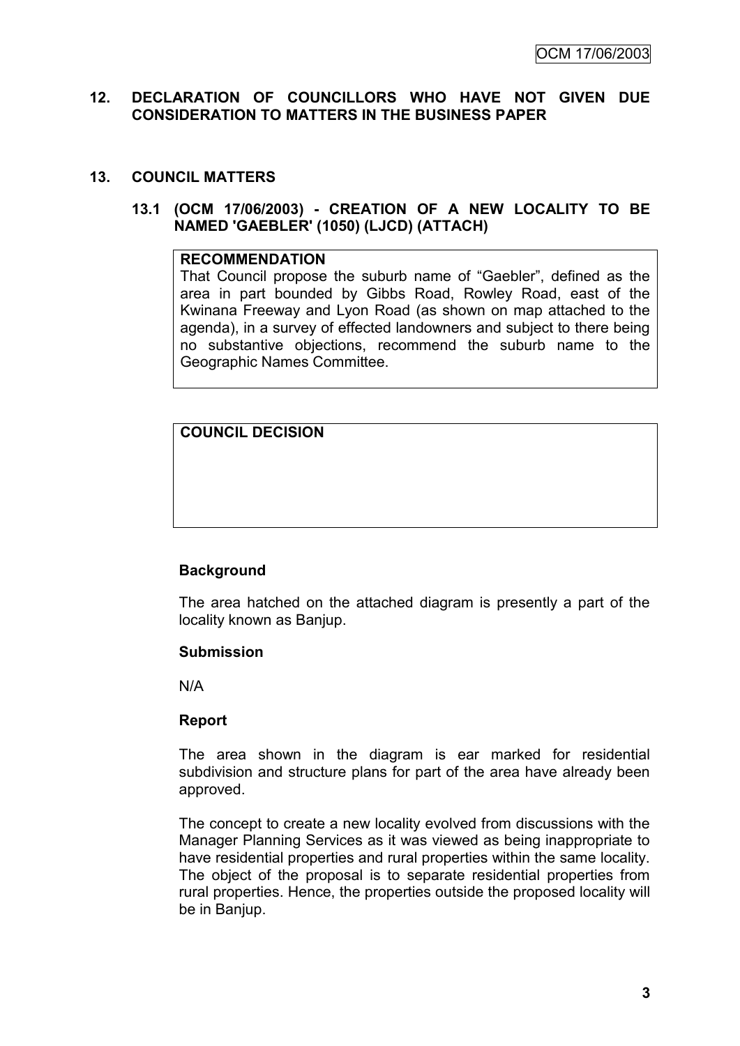## 12. DECLARATION OF COUNCILLORS WHO HAVE NOT GIVEN DUE CONSIDERATION TO MATTERS IN THE BUSINESS PAPER

## 13. COUNCIL MATTERS

### 13.1 (OCM 17/06/2003) - CREATION OF A NEW LOCALITY TO BE NAMED 'GAEBLER' (1050) (LJCD) (ATTACH)

| **RECOMMENDATION** |
| --- |
| That Council propose the suburb name of "Gaebler", defined as the area in part bounded by Gibbs Road, Rowley Road, east of the Kwinana Freeway and Lyon Road (as shown on map attached to the agenda), in a survey of effected landowners and subject to there being no substantive objections, recommend the suburb name to the Geographic Names Committee. |

| **COUNCIL DECISION** |
| --- |
| |

**Background**

The area hatched on the attached diagram is presently a part of the locality known as Banjup.

**Submission**

N/A

**Report**

The area shown in the diagram is ear marked for residential subdivision and structure plans for part of the area have already been approved.

The concept to create a new locality evolved from discussions with the Manager Planning Services as it was viewed as being inappropriate to have residential properties and rural properties within the same locality. The object of the proposal is to separate residential properties from rural properties. Hence, the properties outside the proposed locality will be in Banjup.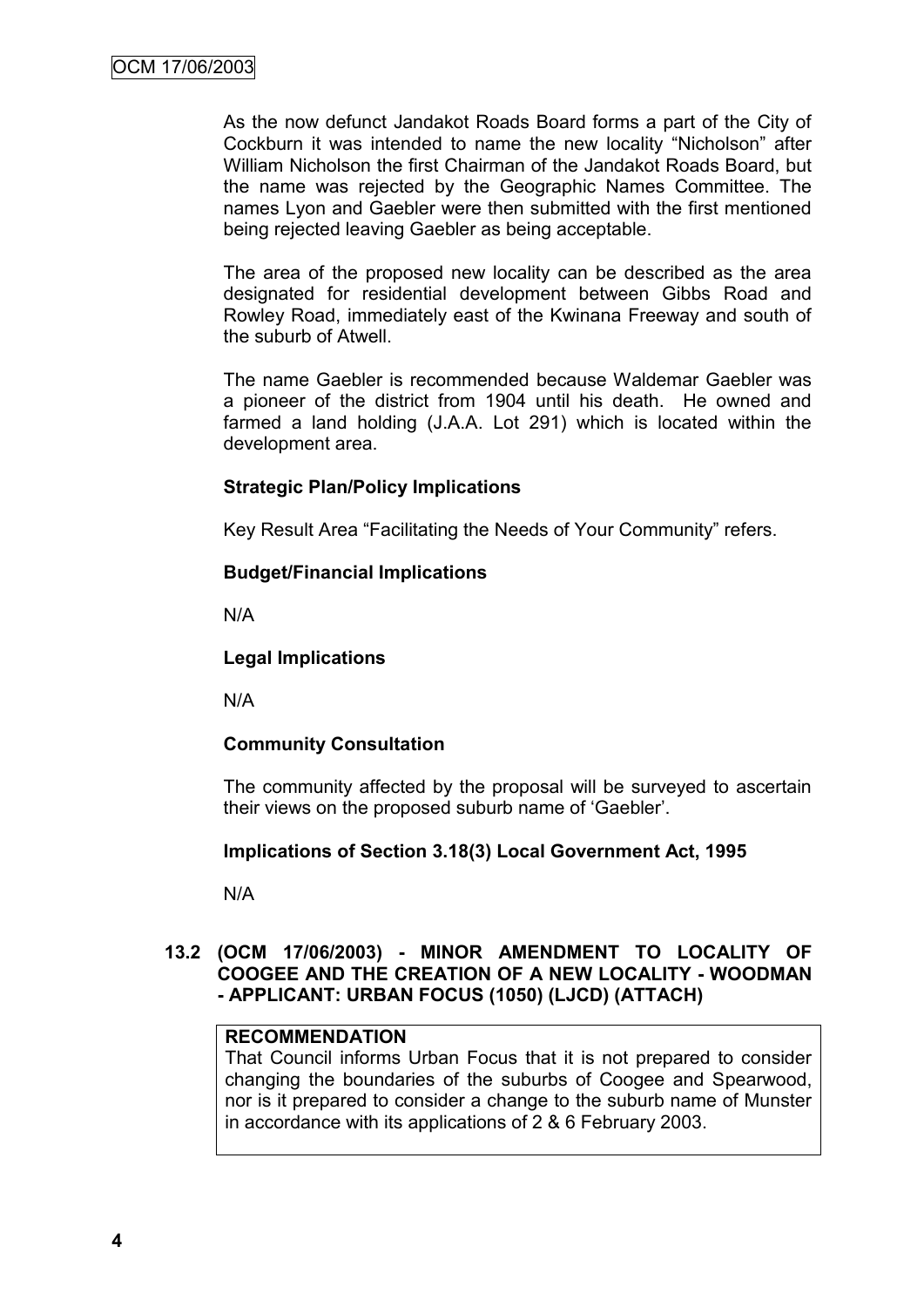As the now defunct Jandakot Roads Board forms a part of the City of Cockburn it was intended to name the new locality "Nicholson" after William Nicholson the first Chairman of the Jandakot Roads Board, but the name was rejected by the Geographic Names Committee. The names Lyon and Gaebler were then submitted with the first mentioned being rejected leaving Gaebler as being acceptable.

The area of the proposed new locality can be described as the area designated for residential development between Gibbs Road and Rowley Road, immediately east of the Kwinana Freeway and south of the suburb of Atwell.

The name Gaebler is recommended because Waldemar Gaebler was a pioneer of the district from 1904 until his death. He owned and farmed a land holding (J.A.A. Lot 291) which is located within the development area.

**Strategic Plan/Policy Implications**

Key Result Area "Facilitating the Needs of Your Community" refers.

**Budget/Financial Implications**

N/A

**Legal Implications**

N/A

**Community Consultation**

The community affected by the proposal will be surveyed to ascertain their views on the proposed suburb name of 'Gaebler'.

**Implications of Section 3.18(3) Local Government Act, 1995**

N/A

### 13.2 (OCM 17/06/2003) - MINOR AMENDMENT TO LOCALITY OF COOGEE AND THE CREATION OF A NEW LOCALITY - WOODMAN - APPLICANT: URBAN FOCUS (1050) (LJCD) (ATTACH)

**RECOMMENDATION**

That Council informs Urban Focus that it is not prepared to consider changing the boundaries of the suburbs of Coogee and Spearwood, nor is it prepared to consider a change to the suburb name of Munster in accordance with its applications of 2 & 6 February 2003.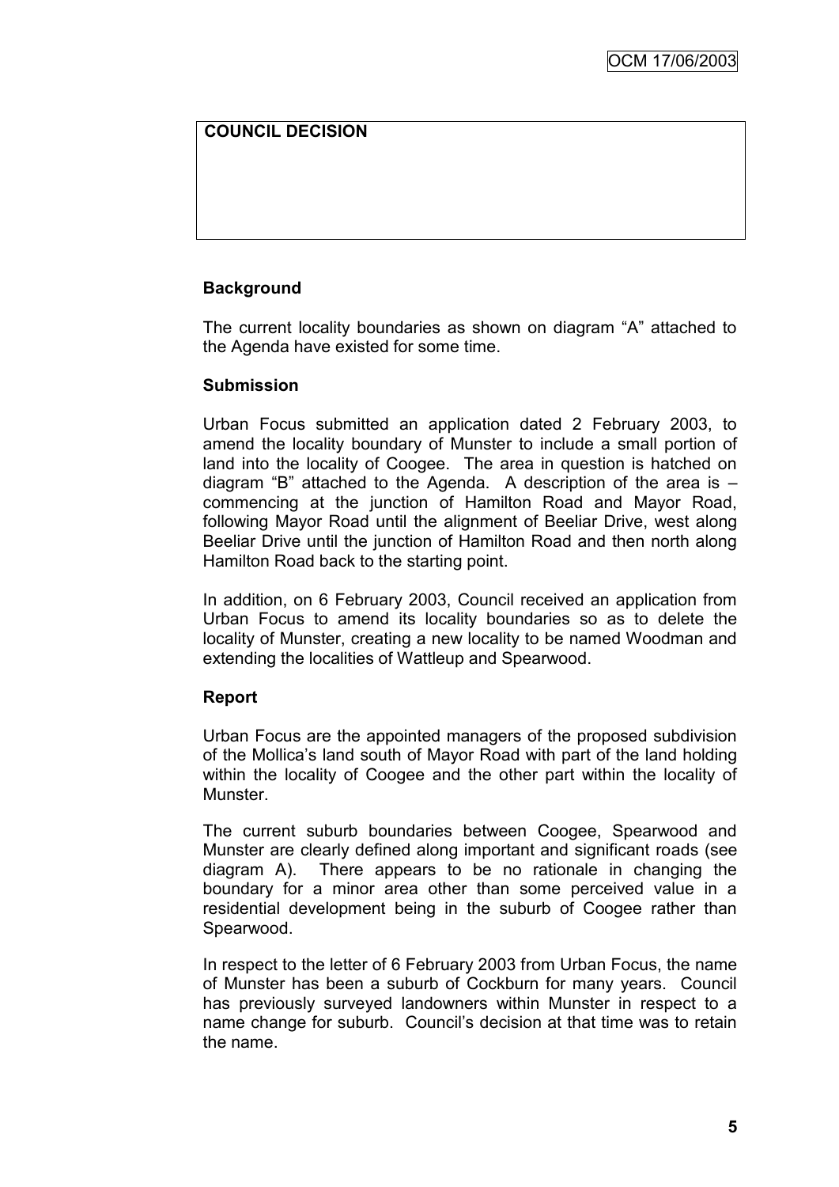**COUNCIL DECISION**

**Background**

The current locality boundaries as shown on diagram "A" attached to the Agenda have existed for some time.

**Submission**

Urban Focus submitted an application dated 2 February 2003, to amend the locality boundary of Munster to include a small portion of land into the locality of Coogee. The area in question is hatched on diagram "B" attached to the Agenda. A description of the area is – commencing at the junction of Hamilton Road and Mayor Road, following Mayor Road until the alignment of Beeliar Drive, west along Beeliar Drive until the junction of Hamilton Road and then north along Hamilton Road back to the starting point.

In addition, on 6 February 2003, Council received an application from Urban Focus to amend its locality boundaries so as to delete the locality of Munster, creating a new locality to be named Woodman and extending the localities of Wattleup and Spearwood.

**Report**

Urban Focus are the appointed managers of the proposed subdivision of the Mollica's land south of Mayor Road with part of the land holding within the locality of Coogee and the other part within the locality of Munster.

The current suburb boundaries between Coogee, Spearwood and Munster are clearly defined along important and significant roads (see diagram A). There appears to be no rationale in changing the boundary for a minor area other than some perceived value in a residential development being in the suburb of Coogee rather than Spearwood.

In respect to the letter of 6 February 2003 from Urban Focus, the name of Munster has been a suburb of Cockburn for many years. Council has previously surveyed landowners within Munster in respect to a name change for suburb. Council's decision at that time was to retain the name.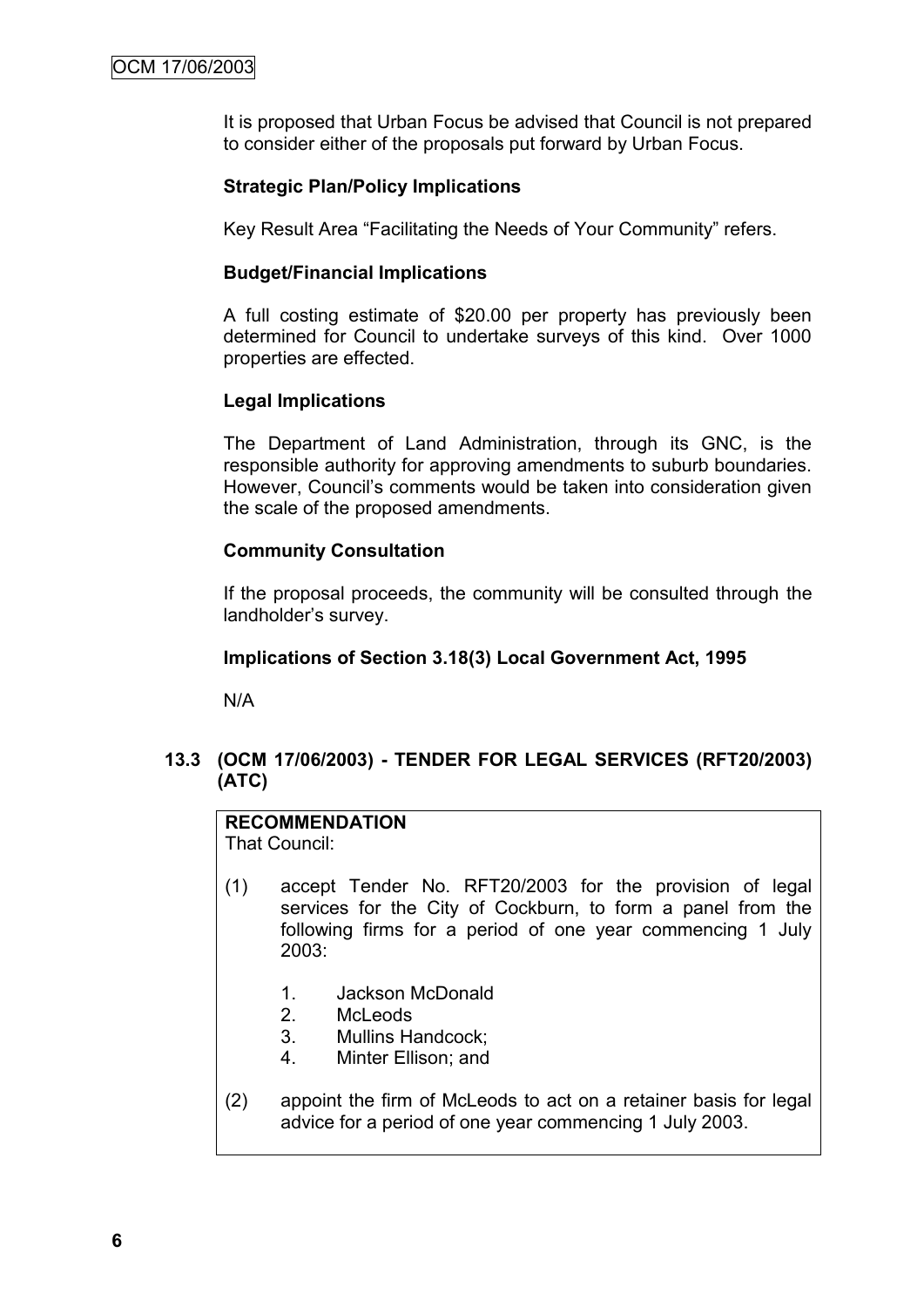It is proposed that Urban Focus be advised that Council is not prepared to consider either of the proposals put forward by Urban Focus.

**Strategic Plan/Policy Implications**

Key Result Area "Facilitating the Needs of Your Community" refers.

**Budget/Financial Implications**

A full costing estimate of $20.00 per property has previously been determined for Council to undertake surveys of this kind. Over 1000 properties are effected.

**Legal Implications**

The Department of Land Administration, through its GNC, is the responsible authority for approving amendments to suburb boundaries. However, Council's comments would be taken into consideration given the scale of the proposed amendments.

**Community Consultation**

If the proposal proceeds, the community will be consulted through the landholder's survey.

**Implications of Section 3.18(3) Local Government Act, 1995**

N/A

### 13.3 (OCM 17/06/2003) - TENDER FOR LEGAL SERVICES (RFT20/2003) (ATC)

**RECOMMENDATION**
That Council:

(1) accept Tender No. RFT20/2003 for the provision of legal services for the City of Cockburn, to form a panel from the following firms for a period of one year commencing 1 July 2003:

1. Jackson McDonald
2. McLeods
3. Mullins Handcock;
4. Minter Ellison; and

(2) appoint the firm of McLeods to act on a retainer basis for legal advice for a period of one year commencing 1 July 2003.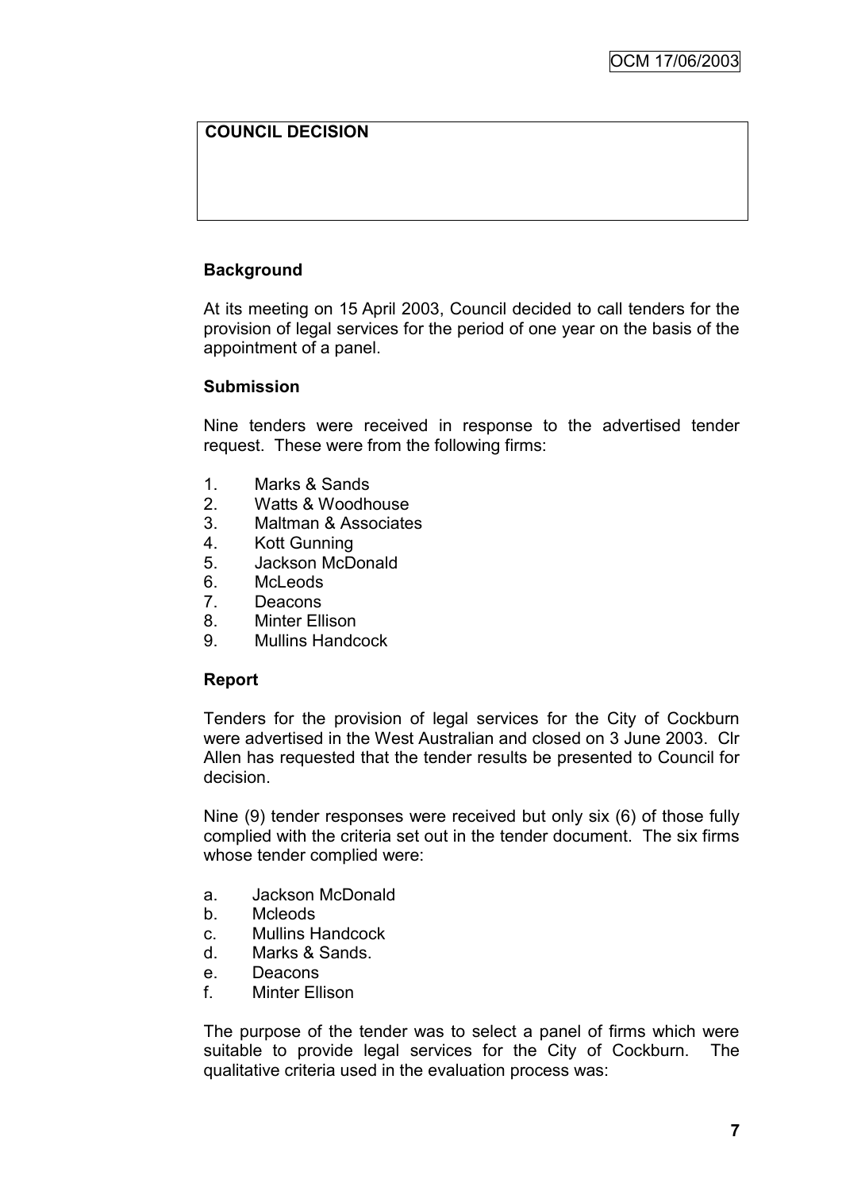**COUNCIL DECISION**

**Background**

At its meeting on 15 April 2003, Council decided to call tenders for the provision of legal services for the period of one year on the basis of the appointment of a panel.

**Submission**

Nine tenders were received in response to the advertised tender request. These were from the following firms:

1. Marks & Sands
2. Watts & Woodhouse
3. Maltman & Associates
4. Kott Gunning
5. Jackson McDonald
6. McLeods
7. Deacons
8. Minter Ellison
9. Mullins Handcock

**Report**

Tenders for the provision of legal services for the City of Cockburn were advertised in the West Australian and closed on 3 June 2003. Clr Allen has requested that the tender results be presented to Council for decision.

Nine (9) tender responses were received but only six (6) of those fully complied with the criteria set out in the tender document. The six firms whose tender complied were:

a. Jackson McDonald
b. Mcleods
c. Mullins Handcock
d. Marks & Sands.
e. Deacons
f. Minter Ellison

The purpose of the tender was to select a panel of firms which were suitable to provide legal services for the City of Cockburn. The qualitative criteria used in the evaluation process was: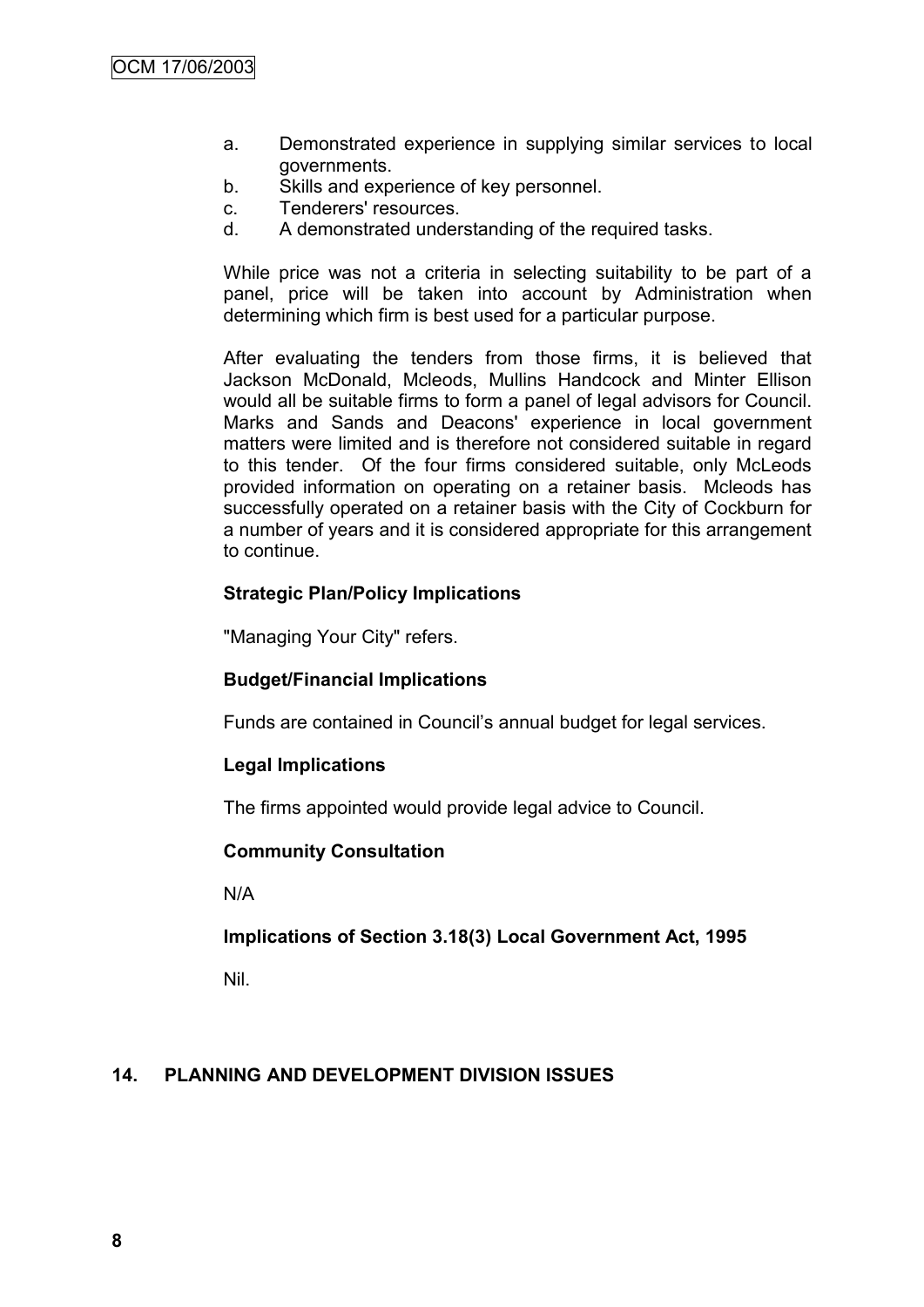a. Demonstrated experience in supplying similar services to local governments.
b. Skills and experience of key personnel.
c. Tenderers' resources.
d. A demonstrated understanding of the required tasks.

While price was not a criteria in selecting suitability to be part of a panel, price will be taken into account by Administration when determining which firm is best used for a particular purpose.

After evaluating the tenders from those firms, it is believed that Jackson McDonald, Mcleods, Mullins Handcock and Minter Ellison would all be suitable firms to form a panel of legal advisors for Council. Marks and Sands and Deacons' experience in local government matters were limited and is therefore not considered suitable in regard to this tender. Of the four firms considered suitable, only McLeods provided information on operating on a retainer basis. Mcleods has successfully operated on a retainer basis with the City of Cockburn for a number of years and it is considered appropriate for this arrangement to continue.

**Strategic Plan/Policy Implications**

"Managing Your City" refers.

**Budget/Financial Implications**

Funds are contained in Council's annual budget for legal services.

**Legal Implications**

The firms appointed would provide legal advice to Council.

**Community Consultation**

N/A

**Implications of Section 3.18(3) Local Government Act, 1995**

Nil.

## 14. PLANNING AND DEVELOPMENT DIVISION ISSUES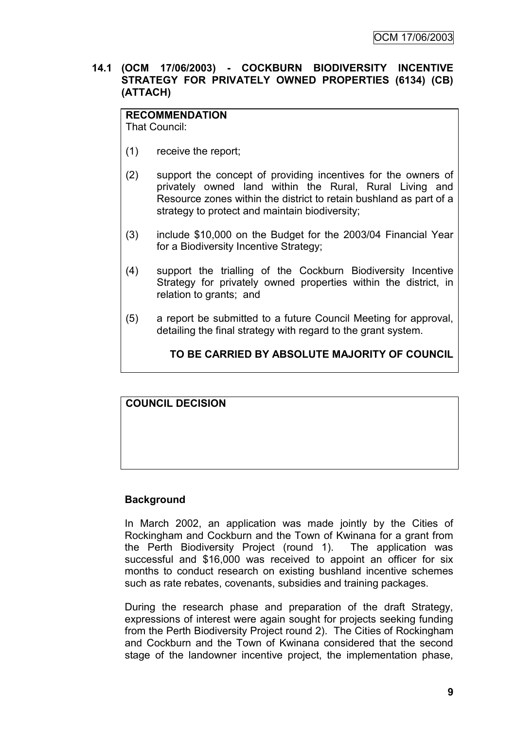**14.1 (OCM 17/06/2003) - COCKBURN BIODIVERSITY INCENTIVE STRATEGY FOR PRIVATELY OWNED PROPERTIES (6134) (CB) (ATTACH)**

**RECOMMENDATION**
That Council:

(1) receive the report;

(2) support the concept of providing incentives for the owners of privately owned land within the Rural, Rural Living and Resource zones within the district to retain bushland as part of a strategy to protect and maintain biodiversity;

(3) include $10,000 on the Budget for the 2003/04 Financial Year for a Biodiversity Incentive Strategy;

(4) support the trialling of the Cockburn Biodiversity Incentive Strategy for privately owned properties within the district, in relation to grants; and

(5) a report be submitted to a future Council Meeting for approval, detailing the final strategy with regard to the grant system.

**TO BE CARRIED BY ABSOLUTE MAJORITY OF COUNCIL**

**COUNCIL DECISION**

**Background**

In March 2002, an application was made jointly by the Cities of Rockingham and Cockburn and the Town of Kwinana for a grant from the Perth Biodiversity Project (round 1). The application was successful and $16,000 was received to appoint an officer for six months to conduct research on existing bushland incentive schemes such as rate rebates, covenants, subsidies and training packages.

During the research phase and preparation of the draft Strategy, expressions of interest were again sought for projects seeking funding from the Perth Biodiversity Project round 2). The Cities of Rockingham and Cockburn and the Town of Kwinana considered that the second stage of the landowner incentive project, the implementation phase,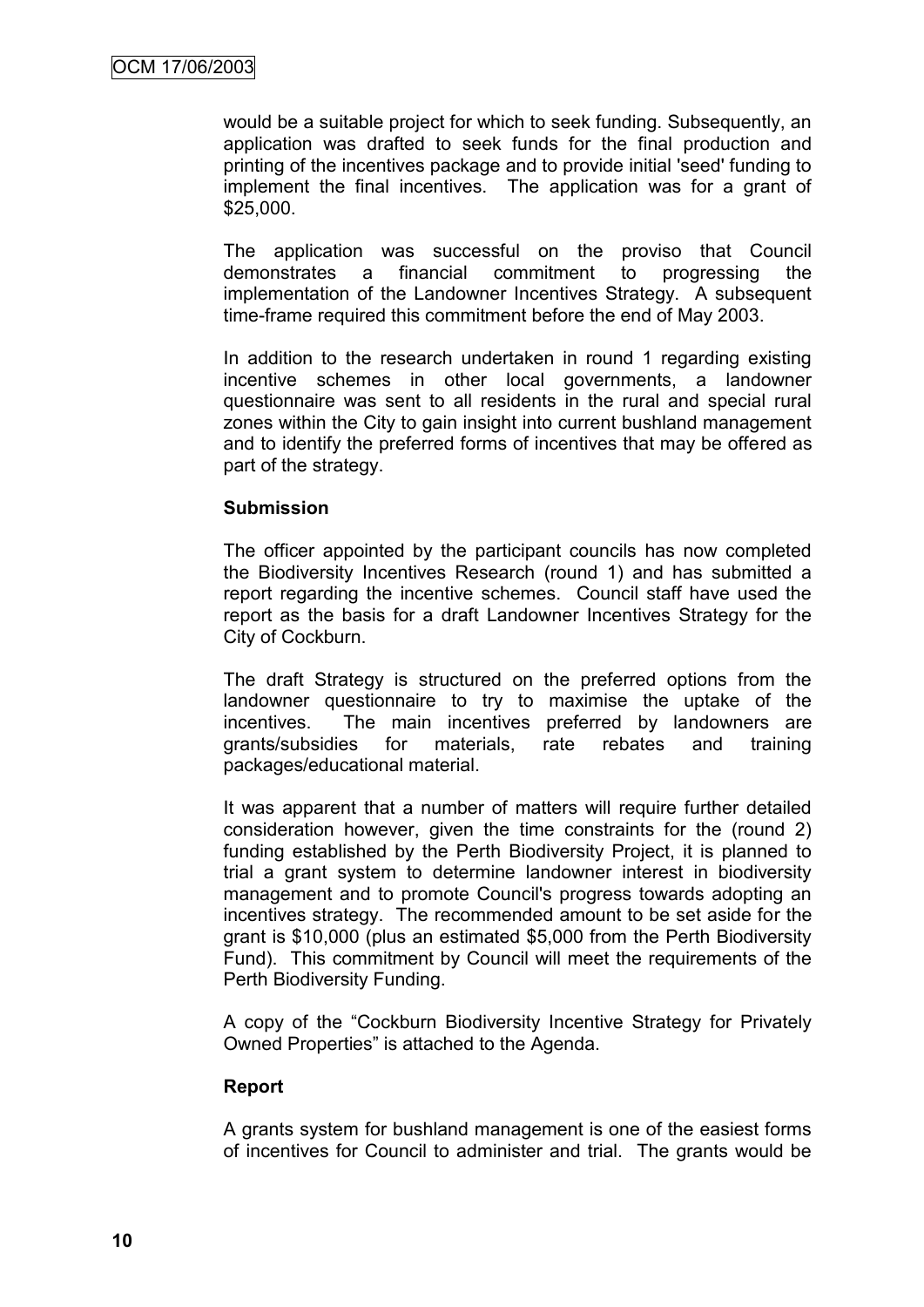would be a suitable project for which to seek funding. Subsequently, an application was drafted to seek funds for the final production and printing of the incentives package and to provide initial 'seed' funding to implement the final incentives. The application was for a grant of $25,000.

The application was successful on the proviso that Council demonstrates a financial commitment to progressing the implementation of the Landowner Incentives Strategy. A subsequent time-frame required this commitment before the end of May 2003.

In addition to the research undertaken in round 1 regarding existing incentive schemes in other local governments, a landowner questionnaire was sent to all residents in the rural and special rural zones within the City to gain insight into current bushland management and to identify the preferred forms of incentives that may be offered as part of the strategy.

**Submission**

The officer appointed by the participant councils has now completed the Biodiversity Incentives Research (round 1) and has submitted a report regarding the incentive schemes. Council staff have used the report as the basis for a draft Landowner Incentives Strategy for the City of Cockburn.

The draft Strategy is structured on the preferred options from the landowner questionnaire to try to maximise the uptake of the incentives. The main incentives preferred by landowners are grants/subsidies for materials, rate rebates and training packages/educational material.

It was apparent that a number of matters will require further detailed consideration however, given the time constraints for the (round 2) funding established by the Perth Biodiversity Project, it is planned to trial a grant system to determine landowner interest in biodiversity management and to promote Council's progress towards adopting an incentives strategy. The recommended amount to be set aside for the grant is $10,000 (plus an estimated $5,000 from the Perth Biodiversity Fund). This commitment by Council will meet the requirements of the Perth Biodiversity Funding.

A copy of the "Cockburn Biodiversity Incentive Strategy for Privately Owned Properties" is attached to the Agenda.

**Report**

A grants system for bushland management is one of the easiest forms of incentives for Council to administer and trial. The grants would be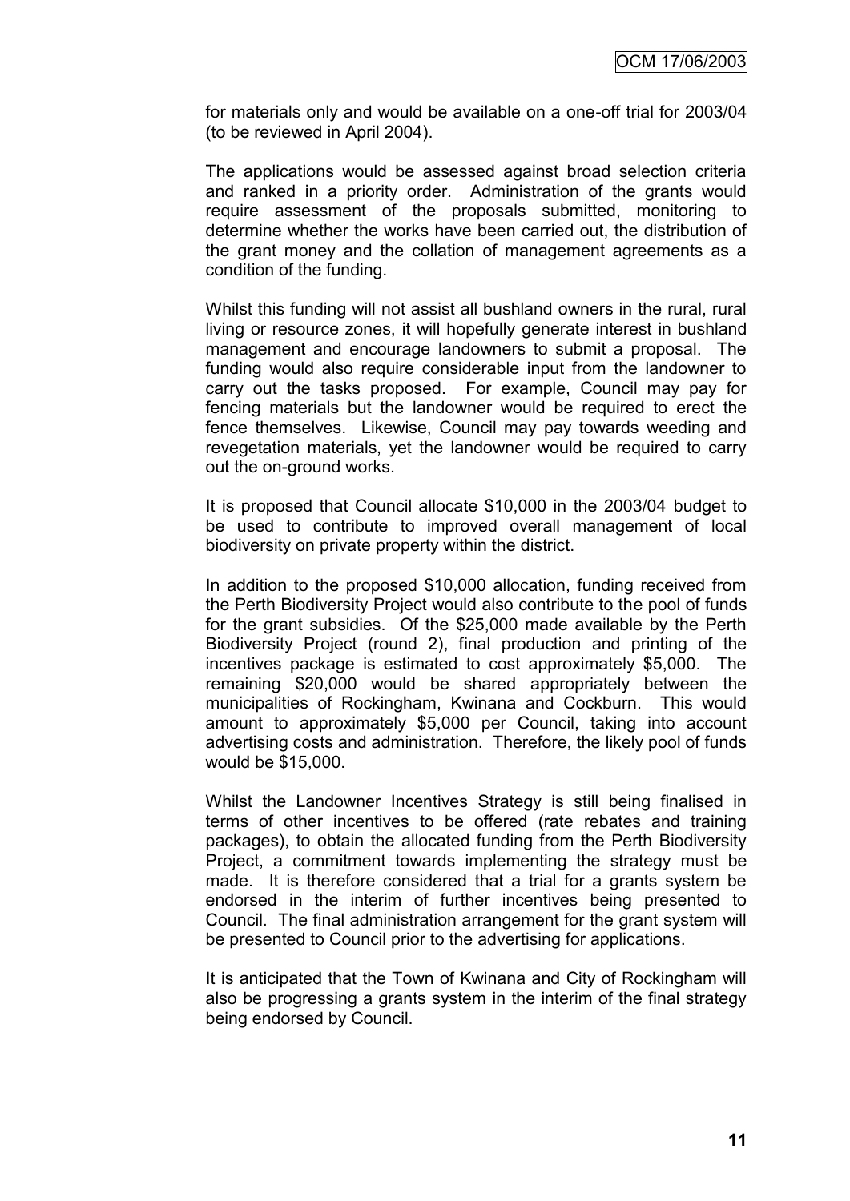for materials only and would be available on a one-off trial for 2003/04 (to be reviewed in April 2004).

The applications would be assessed against broad selection criteria and ranked in a priority order. Administration of the grants would require assessment of the proposals submitted, monitoring to determine whether the works have been carried out, the distribution of the grant money and the collation of management agreements as a condition of the funding.

Whilst this funding will not assist all bushland owners in the rural, rural living or resource zones, it will hopefully generate interest in bushland management and encourage landowners to submit a proposal. The funding would also require considerable input from the landowner to carry out the tasks proposed. For example, Council may pay for fencing materials but the landowner would be required to erect the fence themselves. Likewise, Council may pay towards weeding and revegetation materials, yet the landowner would be required to carry out the on-ground works.

It is proposed that Council allocate $10,000 in the 2003/04 budget to be used to contribute to improved overall management of local biodiversity on private property within the district.

In addition to the proposed $10,000 allocation, funding received from the Perth Biodiversity Project would also contribute to the pool of funds for the grant subsidies. Of the $25,000 made available by the Perth Biodiversity Project (round 2), final production and printing of the incentives package is estimated to cost approximately $5,000. The remaining $20,000 would be shared appropriately between the municipalities of Rockingham, Kwinana and Cockburn. This would amount to approximately $5,000 per Council, taking into account advertising costs and administration. Therefore, the likely pool of funds would be $15,000.

Whilst the Landowner Incentives Strategy is still being finalised in terms of other incentives to be offered (rate rebates and training packages), to obtain the allocated funding from the Perth Biodiversity Project, a commitment towards implementing the strategy must be made. It is therefore considered that a trial for a grants system be endorsed in the interim of further incentives being presented to Council. The final administration arrangement for the grant system will be presented to Council prior to the advertising for applications.

It is anticipated that the Town of Kwinana and City of Rockingham will also be progressing a grants system in the interim of the final strategy being endorsed by Council.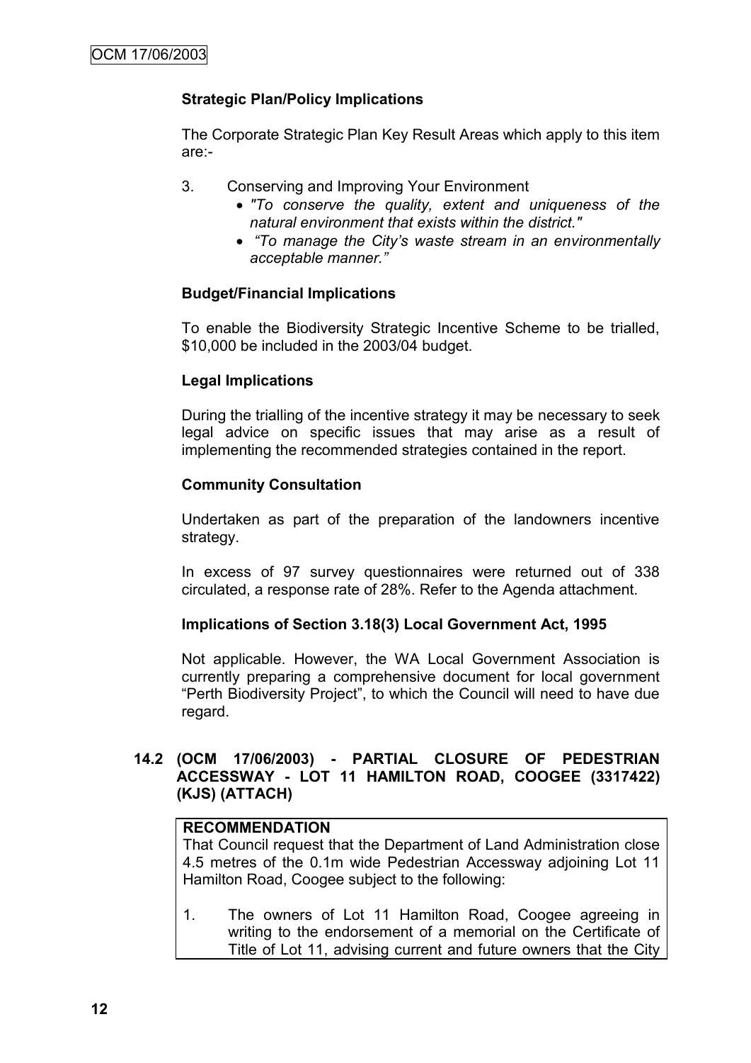**Strategic Plan/Policy Implications**

The Corporate Strategic Plan Key Result Areas which apply to this item are:-

3. Conserving and Improving Your Environment
   - *"To conserve the quality, extent and uniqueness of the natural environment that exists within the district."*
   - *"To manage the City's waste stream in an environmentally acceptable manner."*

**Budget/Financial Implications**

To enable the Biodiversity Strategic Incentive Scheme to be trialled, $10,000 be included in the 2003/04 budget.

**Legal Implications**

During the trialling of the incentive strategy it may be necessary to seek legal advice on specific issues that may arise as a result of implementing the recommended strategies contained in the report.

**Community Consultation**

Undertaken as part of the preparation of the landowners incentive strategy.

In excess of 97 survey questionnaires were returned out of 338 circulated, a response rate of 28%. Refer to the Agenda attachment.

**Implications of Section 3.18(3) Local Government Act, 1995**

Not applicable. However, the WA Local Government Association is currently preparing a comprehensive document for local government "Perth Biodiversity Project", to which the Council will need to have due regard.

### 14.2 (OCM 17/06/2003) - PARTIAL CLOSURE OF PEDESTRIAN ACCESSWAY - LOT 11 HAMILTON ROAD, COOGEE (3317422) (KJS) (ATTACH)

**RECOMMENDATION**

That Council request that the Department of Land Administration close 4.5 metres of the 0.1m wide Pedestrian Accessway adjoining Lot 11 Hamilton Road, Coogee subject to the following:

1. The owners of Lot 11 Hamilton Road, Coogee agreeing in writing to the endorsement of a memorial on the Certificate of Title of Lot 11, advising current and future owners that the City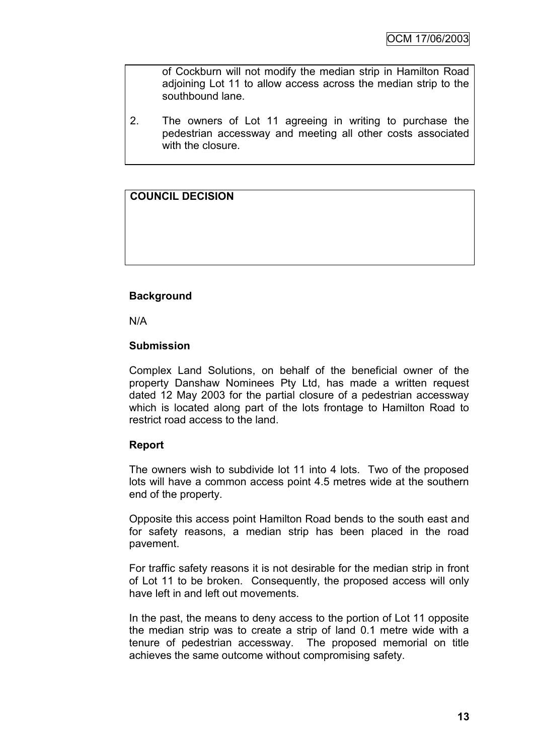of Cockburn will not modify the median strip in Hamilton Road adjoining Lot 11 to allow access across the median strip to the southbound lane.

2. The owners of Lot 11 agreeing in writing to purchase the pedestrian accessway and meeting all other costs associated with the closure.

**COUNCIL DECISION**

**Background**

N/A

**Submission**

Complex Land Solutions, on behalf of the beneficial owner of the property Danshaw Nominees Pty Ltd, has made a written request dated 12 May 2003 for the partial closure of a pedestrian accessway which is located along part of the lots frontage to Hamilton Road to restrict road access to the land.

**Report**

The owners wish to subdivide lot 11 into 4 lots. Two of the proposed lots will have a common access point 4.5 metres wide at the southern end of the property.

Opposite this access point Hamilton Road bends to the south east and for safety reasons, a median strip has been placed in the road pavement.

For traffic safety reasons it is not desirable for the median strip in front of Lot 11 to be broken. Consequently, the proposed access will only have left in and left out movements.

In the past, the means to deny access to the portion of Lot 11 opposite the median strip was to create a strip of land 0.1 metre wide with a tenure of pedestrian accessway. The proposed memorial on title achieves the same outcome without compromising safety.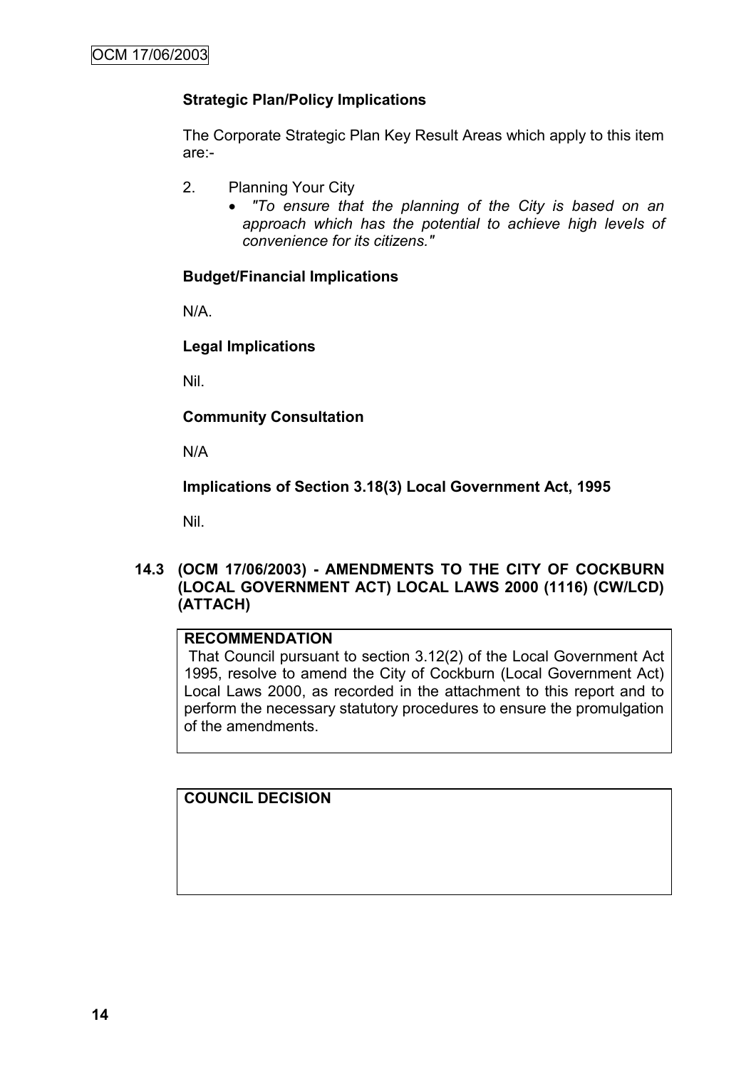**Strategic Plan/Policy Implications**

The Corporate Strategic Plan Key Result Areas which apply to this item are:-

2. Planning Your City
   - *"To ensure that the planning of the City is based on an approach which has the potential to achieve high levels of convenience for its citizens."*

**Budget/Financial Implications**

N/A.

**Legal Implications**

Nil.

**Community Consultation**

N/A

**Implications of Section 3.18(3) Local Government Act, 1995**

Nil.

### 14.3 (OCM 17/06/2003) - AMENDMENTS TO THE CITY OF COCKBURN (LOCAL GOVERNMENT ACT) LOCAL LAWS 2000 (1116) (CW/LCD) (ATTACH)

**RECOMMENDATION**

That Council pursuant to section 3.12(2) of the Local Government Act 1995, resolve to amend the City of Cockburn (Local Government Act) Local Laws 2000, as recorded in the attachment to this report and to perform the necessary statutory procedures to ensure the promulgation of the amendments.

**COUNCIL DECISION**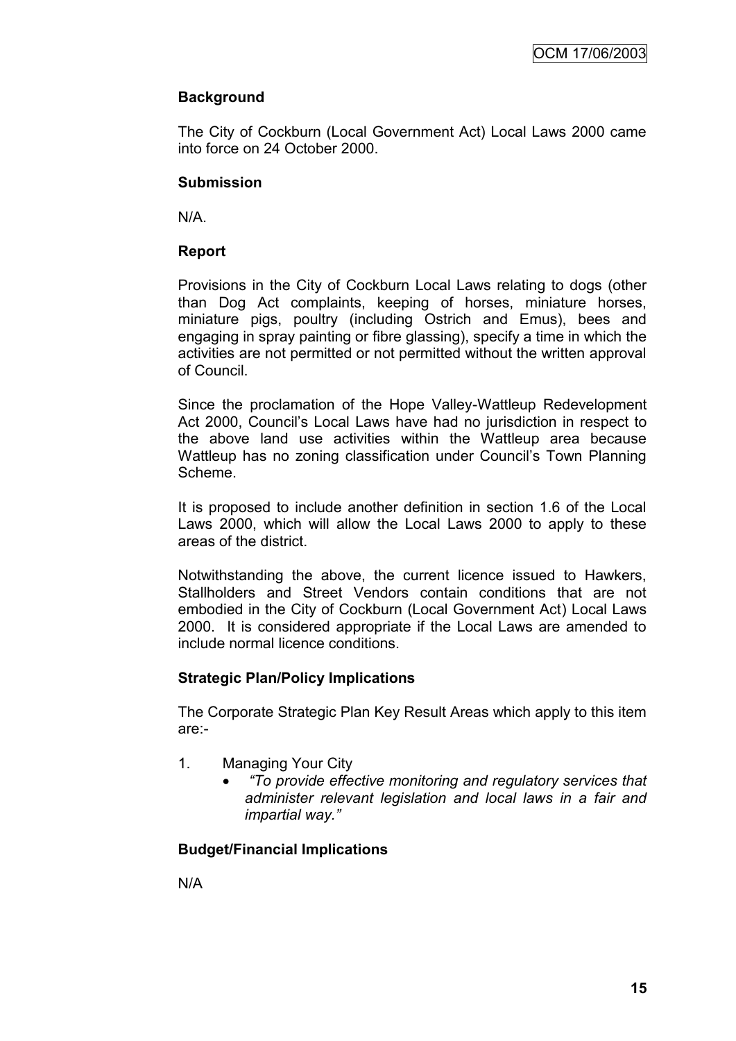### Background

The City of Cockburn (Local Government Act) Local Laws 2000 came into force on 24 October 2000.

### Submission

N/A.

### Report

Provisions in the City of Cockburn Local Laws relating to dogs (other than Dog Act complaints, keeping of horses, miniature horses, miniature pigs, poultry (including Ostrich and Emus), bees and engaging in spray painting or fibre glassing), specify a time in which the activities are not permitted or not permitted without the written approval of Council.

Since the proclamation of the Hope Valley-Wattleup Redevelopment Act 2000, Council's Local Laws have had no jurisdiction in respect to the above land use activities within the Wattleup area because Wattleup has no zoning classification under Council's Town Planning Scheme.

It is proposed to include another definition in section 1.6 of the Local Laws 2000, which will allow the Local Laws 2000 to apply to these areas of the district.

Notwithstanding the above, the current licence issued to Hawkers, Stallholders and Street Vendors contain conditions that are not embodied in the City of Cockburn (Local Government Act) Local Laws 2000. It is considered appropriate if the Local Laws are amended to include normal licence conditions.

### Strategic Plan/Policy Implications

The Corporate Strategic Plan Key Result Areas which apply to this item are:-

1. Managing Your City
   - *"To provide effective monitoring and regulatory services that administer relevant legislation and local laws in a fair and impartial way."*

### Budget/Financial Implications

N/A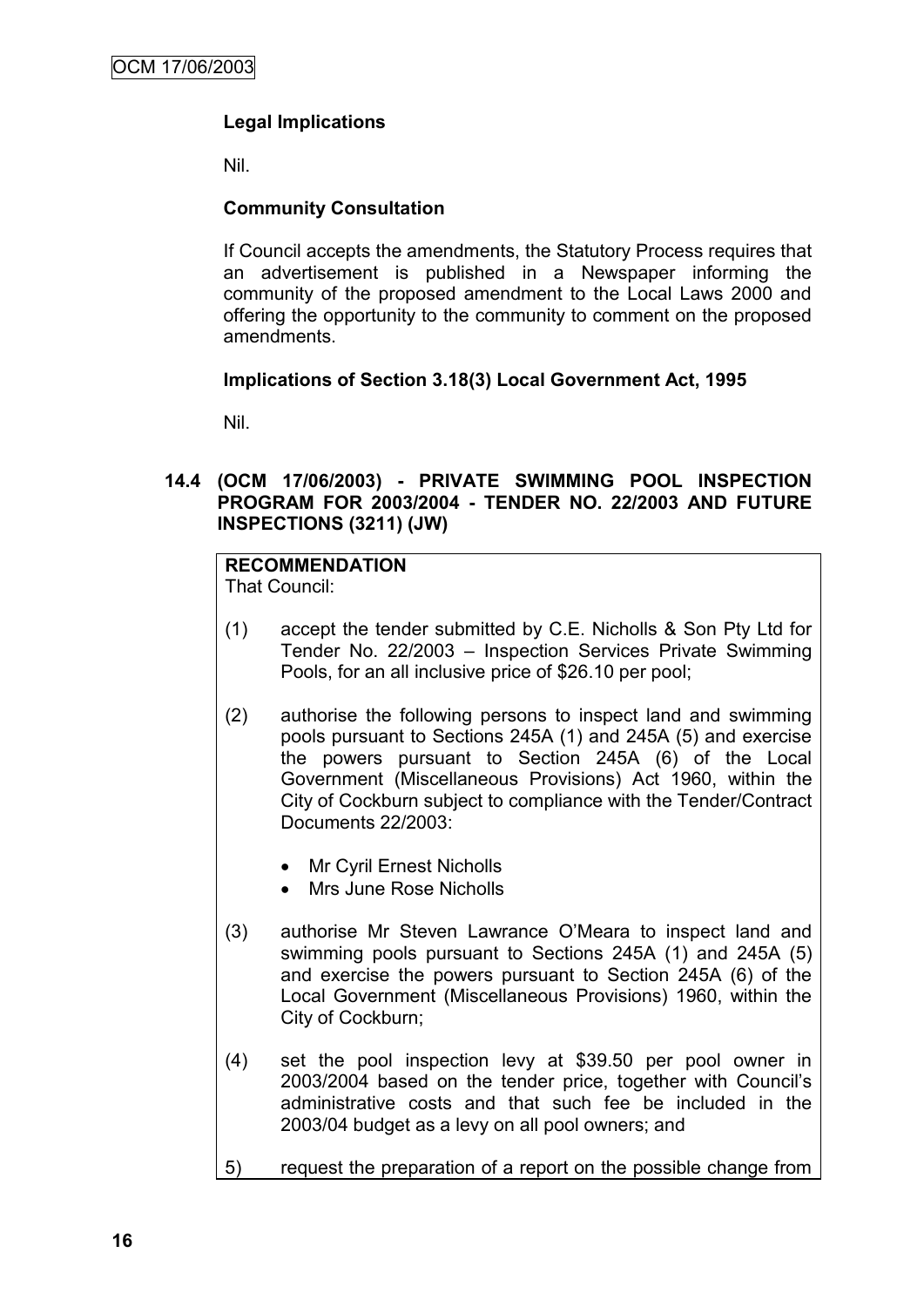**Legal Implications**

Nil.

**Community Consultation**

If Council accepts the amendments, the Statutory Process requires that an advertisement is published in a Newspaper informing the community of the proposed amendment to the Local Laws 2000 and offering the opportunity to the community to comment on the proposed amendments.

**Implications of Section 3.18(3) Local Government Act, 1995**

Nil.

**14.4 (OCM 17/06/2003) - PRIVATE SWIMMING POOL INSPECTION PROGRAM FOR 2003/2004 - TENDER NO. 22/2003 AND FUTURE INSPECTIONS (3211) (JW)**

**RECOMMENDATION**
That Council:

(1) accept the tender submitted by C.E. Nicholls & Son Pty Ltd for Tender No. 22/2003 – Inspection Services Private Swimming Pools, for an all inclusive price of $26.10 per pool;

(2) authorise the following persons to inspect land and swimming pools pursuant to Sections 245A (1) and 245A (5) and exercise the powers pursuant to Section 245A (6) of the Local Government (Miscellaneous Provisions) Act 1960, within the City of Cockburn subject to compliance with the Tender/Contract Documents 22/2003:

- Mr Cyril Ernest Nicholls
- Mrs June Rose Nicholls

(3) authorise Mr Steven Lawrance O'Meara to inspect land and swimming pools pursuant to Sections 245A (1) and 245A (5) and exercise the powers pursuant to Section 245A (6) of the Local Government (Miscellaneous Provisions) 1960, within the City of Cockburn;

(4) set the pool inspection levy at $39.50 per pool owner in 2003/2004 based on the tender price, together with Council's administrative costs and that such fee be included in the 2003/04 budget as a levy on all pool owners; and

5) request the preparation of a report on the possible change from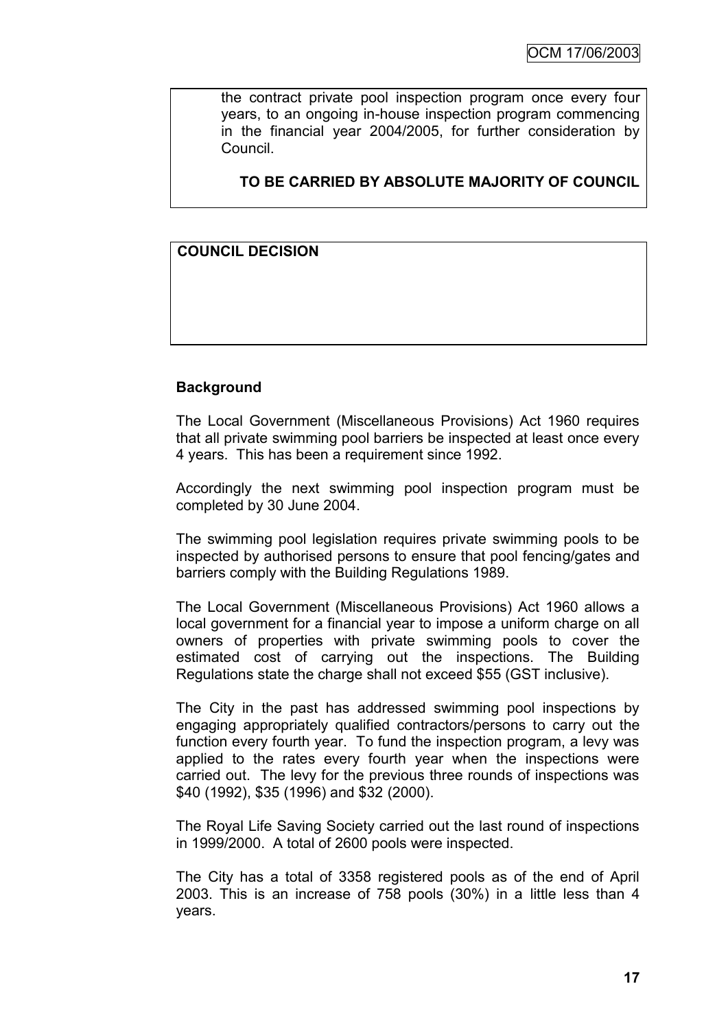the contract private pool inspection program once every four years, to an ongoing in-house inspection program commencing in the financial year 2004/2005, for further consideration by Council.

**TO BE CARRIED BY ABSOLUTE MAJORITY OF COUNCIL**

**COUNCIL DECISION**

**Background**

The Local Government (Miscellaneous Provisions) Act 1960 requires that all private swimming pool barriers be inspected at least once every 4 years. This has been a requirement since 1992.

Accordingly the next swimming pool inspection program must be completed by 30 June 2004.

The swimming pool legislation requires private swimming pools to be inspected by authorised persons to ensure that pool fencing/gates and barriers comply with the Building Regulations 1989.

The Local Government (Miscellaneous Provisions) Act 1960 allows a local government for a financial year to impose a uniform charge on all owners of properties with private swimming pools to cover the estimated cost of carrying out the inspections. The Building Regulations state the charge shall not exceed $55 (GST inclusive).

The City in the past has addressed swimming pool inspections by engaging appropriately qualified contractors/persons to carry out the function every fourth year. To fund the inspection program, a levy was applied to the rates every fourth year when the inspections were carried out. The levy for the previous three rounds of inspections was $40 (1992), $35 (1996) and $32 (2000).

The Royal Life Saving Society carried out the last round of inspections in 1999/2000. A total of 2600 pools were inspected.

The City has a total of 3358 registered pools as of the end of April 2003. This is an increase of 758 pools (30%) in a little less than 4 years.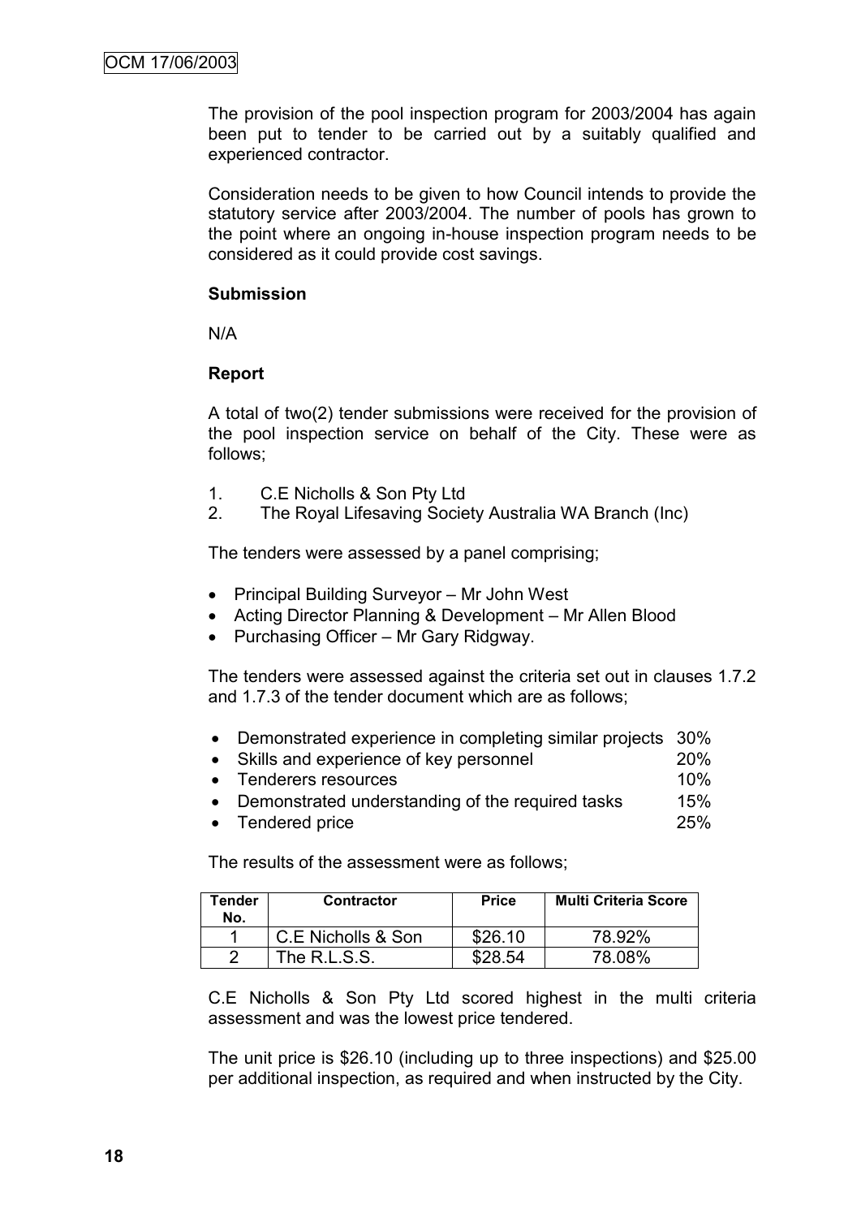The provision of the pool inspection program for 2003/2004 has again been put to tender to be carried out by a suitably qualified and experienced contractor.

Consideration needs to be given to how Council intends to provide the statutory service after 2003/2004. The number of pools has grown to the point where an ongoing in-house inspection program needs to be considered as it could provide cost savings.

**Submission**

N/A

**Report**

A total of two(2) tender submissions were received for the provision of the pool inspection service on behalf of the City. These were as follows;

1. C.E Nicholls & Son Pty Ltd
2. The Royal Lifesaving Society Australia WA Branch (Inc)

The tenders were assessed by a panel comprising;

- Principal Building Surveyor – Mr John West
- Acting Director Planning & Development – Mr Allen Blood
- Purchasing Officer – Mr Gary Ridgway.

The tenders were assessed against the criteria set out in clauses 1.7.2 and 1.7.3 of the tender document which are as follows;

- Demonstrated experience in completing similar projects 30%
- Skills and experience of key personnel 20%
- Tenderers resources 10%
- Demonstrated understanding of the required tasks 15%
- Tendered price 25%

The results of the assessment were as follows;

| Tender No. | Contractor | Price | Multi Criteria Score |
|---|---|---|---|
| 1 | C.E Nicholls & Son | $26.10 | 78.92% |
| 2 | The R.L.S.S. | $28.54 | 78.08% |

C.E Nicholls & Son Pty Ltd scored highest in the multi criteria assessment and was the lowest price tendered.

The unit price is $26.10 (including up to three inspections) and $25.00 per additional inspection, as required and when instructed by the City.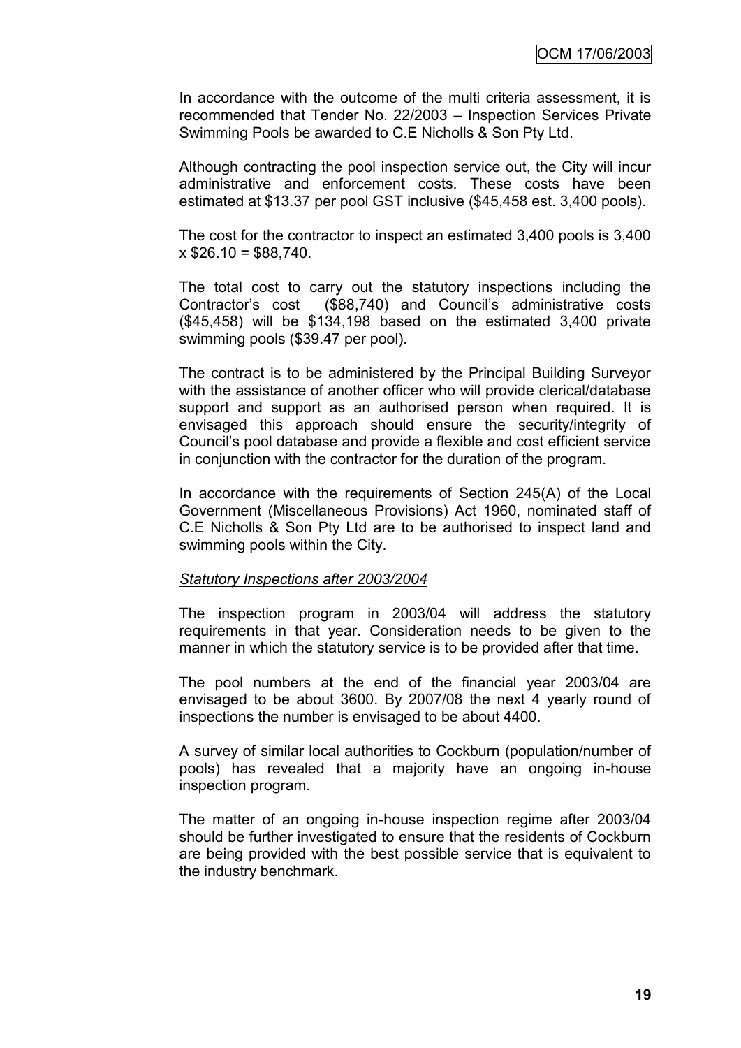In accordance with the outcome of the multi criteria assessment, it is recommended that Tender No. 22/2003 – Inspection Services Private Swimming Pools be awarded to C.E Nicholls & Son Pty Ltd.

Although contracting the pool inspection service out, the City will incur administrative and enforcement costs. These costs have been estimated at $13.37 per pool GST inclusive ($45,458 est. 3,400 pools).

The cost for the contractor to inspect an estimated 3,400 pools is 3,400 x $26.10 = $88,740.

The total cost to carry out the statutory inspections including the Contractor's cost ($88,740) and Council's administrative costs ($45,458) will be $134,198 based on the estimated 3,400 private swimming pools ($39.47 per pool).

The contract is to be administered by the Principal Building Surveyor with the assistance of another officer who will provide clerical/database support and support as an authorised person when required. It is envisaged this approach should ensure the security/integrity of Council's pool database and provide a flexible and cost efficient service in conjunction with the contractor for the duration of the program.

In accordance with the requirements of Section 245(A) of the Local Government (Miscellaneous Provisions) Act 1960, nominated staff of C.E Nicholls & Son Pty Ltd are to be authorised to inspect land and swimming pools within the City.

*Statutory Inspections after 2003/2004*

The inspection program in 2003/04 will address the statutory requirements in that year. Consideration needs to be given to the manner in which the statutory service is to be provided after that time.

The pool numbers at the end of the financial year 2003/04 are envisaged to be about 3600. By 2007/08 the next 4 yearly round of inspections the number is envisaged to be about 4400.

A survey of similar local authorities to Cockburn (population/number of pools) has revealed that a majority have an ongoing in-house inspection program.

The matter of an ongoing in-house inspection regime after 2003/04 should be further investigated to ensure that the residents of Cockburn are being provided with the best possible service that is equivalent to the industry benchmark.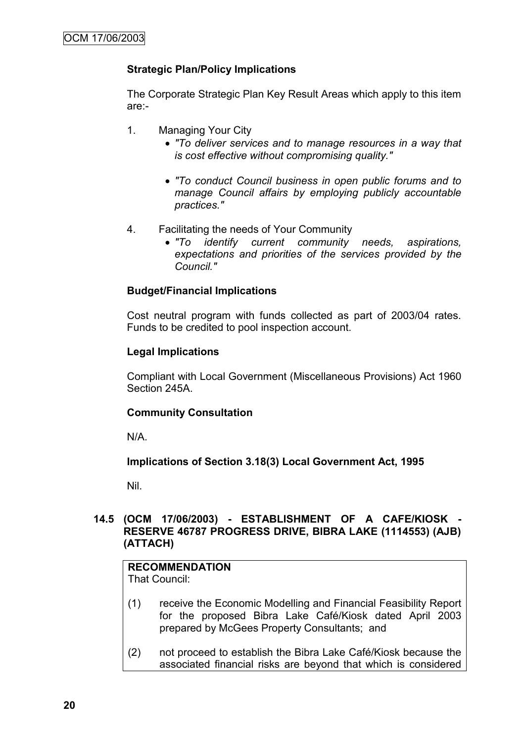**Strategic Plan/Policy Implications**

The Corporate Strategic Plan Key Result Areas which apply to this item are:-

1. Managing Your City
   - *"To deliver services and to manage resources in a way that is cost effective without compromising quality."*
   - *"To conduct Council business in open public forums and to manage Council affairs by employing publicly accountable practices."*

4. Facilitating the needs of Your Community
   - *"To identify current community needs, aspirations, expectations and priorities of the services provided by the Council."*

**Budget/Financial Implications**

Cost neutral program with funds collected as part of 2003/04 rates. Funds to be credited to pool inspection account.

**Legal Implications**

Compliant with Local Government (Miscellaneous Provisions) Act 1960 Section 245A.

**Community Consultation**

N/A.

**Implications of Section 3.18(3) Local Government Act, 1995**

Nil.

### 14.5 (OCM 17/06/2003) - ESTABLISHMENT OF A CAFE/KIOSK - RESERVE 46787 PROGRESS DRIVE, BIBRA LAKE (1114553) (AJB) (ATTACH)

**RECOMMENDATION**
That Council:

(1) receive the Economic Modelling and Financial Feasibility Report for the proposed Bibra Lake Café/Kiosk dated April 2003 prepared by McGees Property Consultants; and

(2) not proceed to establish the Bibra Lake Café/Kiosk because the associated financial risks are beyond that which is considered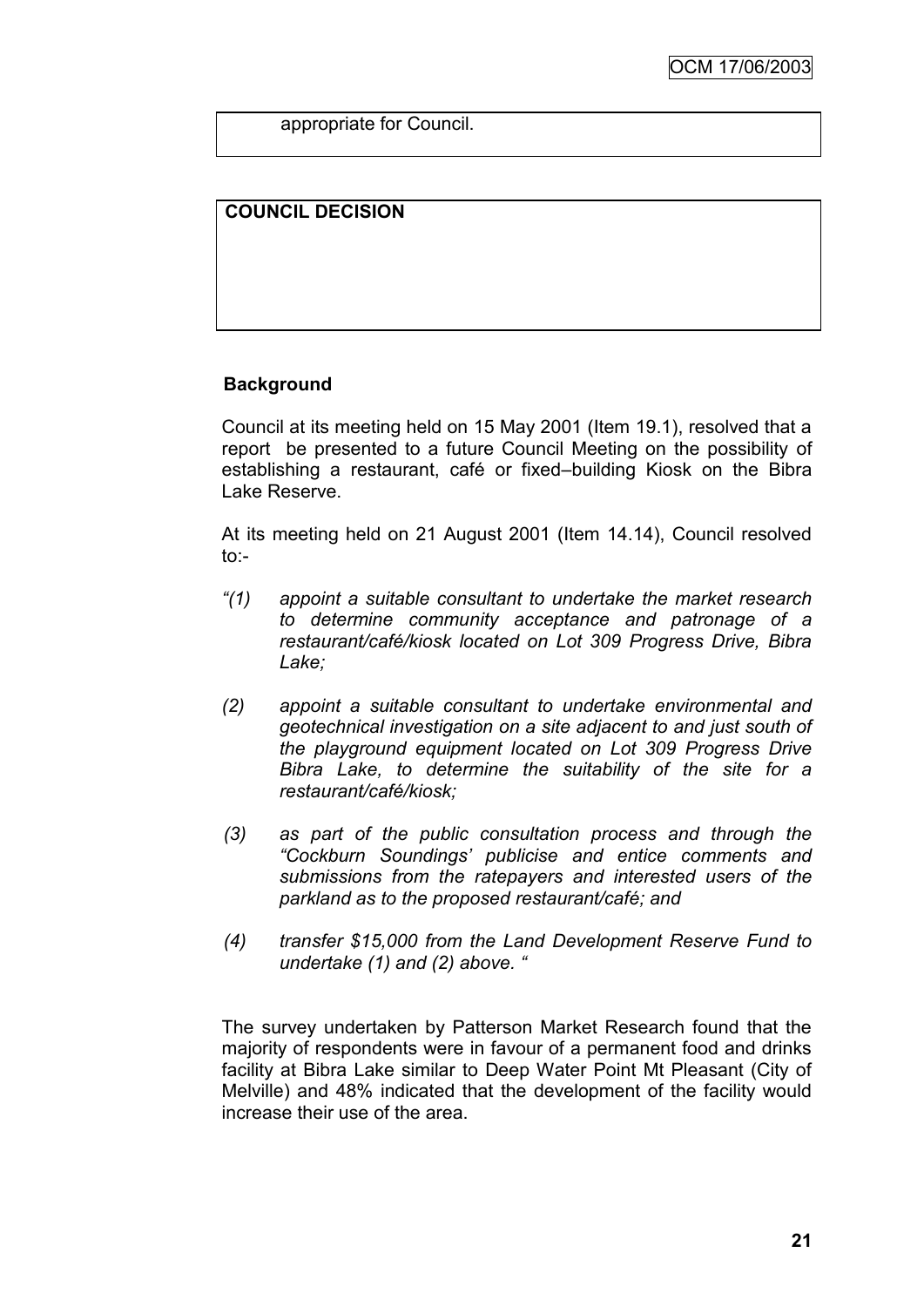appropriate for Council.

**COUNCIL DECISION**

**Background**

Council at its meeting held on 15 May 2001 (Item 19.1), resolved that a report be presented to a future Council Meeting on the possibility of establishing a restaurant, café or fixed–building Kiosk on the Bibra Lake Reserve.

At its meeting held on 21 August 2001 (Item 14.14), Council resolved to:-

*"(1) appoint a suitable consultant to undertake the market research to determine community acceptance and patronage of a restaurant/café/kiosk located on Lot 309 Progress Drive, Bibra Lake;*

*(2) appoint a suitable consultant to undertake environmental and geotechnical investigation on a site adjacent to and just south of the playground equipment located on Lot 309 Progress Drive Bibra Lake, to determine the suitability of the site for a restaurant/café/kiosk;*

*(3) as part of the public consultation process and through the "Cockburn Soundings' publicise and entice comments and submissions from the ratepayers and interested users of the parkland as to the proposed restaurant/café; and*

*(4) transfer $15,000 from the Land Development Reserve Fund to undertake (1) and (2) above. "*

The survey undertaken by Patterson Market Research found that the majority of respondents were in favour of a permanent food and drinks facility at Bibra Lake similar to Deep Water Point Mt Pleasant (City of Melville) and 48% indicated that the development of the facility would increase their use of the area.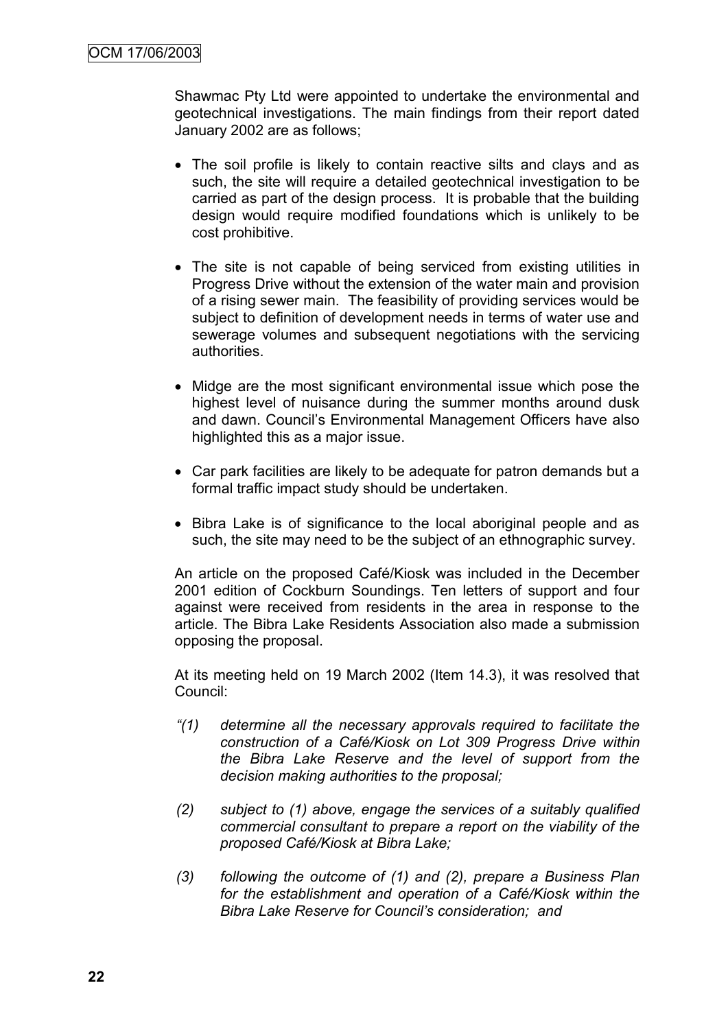Shawmac Pty Ltd were appointed to undertake the environmental and geotechnical investigations. The main findings from their report dated January 2002 are as follows;

- The soil profile is likely to contain reactive silts and clays and as such, the site will require a detailed geotechnical investigation to be carried as part of the design process. It is probable that the building design would require modified foundations which is unlikely to be cost prohibitive.

- The site is not capable of being serviced from existing utilities in Progress Drive without the extension of the water main and provision of a rising sewer main. The feasibility of providing services would be subject to definition of development needs in terms of water use and sewerage volumes and subsequent negotiations with the servicing authorities.

- Midge are the most significant environmental issue which pose the highest level of nuisance during the summer months around dusk and dawn. Council's Environmental Management Officers have also highlighted this as a major issue.

- Car park facilities are likely to be adequate for patron demands but a formal traffic impact study should be undertaken.

- Bibra Lake is of significance to the local aboriginal people and as such, the site may need to be the subject of an ethnographic survey.

An article on the proposed Café/Kiosk was included in the December 2001 edition of Cockburn Soundings. Ten letters of support and four against were received from residents in the area in response to the article. The Bibra Lake Residents Association also made a submission opposing the proposal.

At its meeting held on 19 March 2002 (Item 14.3), it was resolved that Council:

*"(1) determine all the necessary approvals required to facilitate the construction of a Café/Kiosk on Lot 309 Progress Drive within the Bibra Lake Reserve and the level of support from the decision making authorities to the proposal;*

*(2) subject to (1) above, engage the services of a suitably qualified commercial consultant to prepare a report on the viability of the proposed Café/Kiosk at Bibra Lake;*

*(3) following the outcome of (1) and (2), prepare a Business Plan for the establishment and operation of a Café/Kiosk within the Bibra Lake Reserve for Council's consideration; and*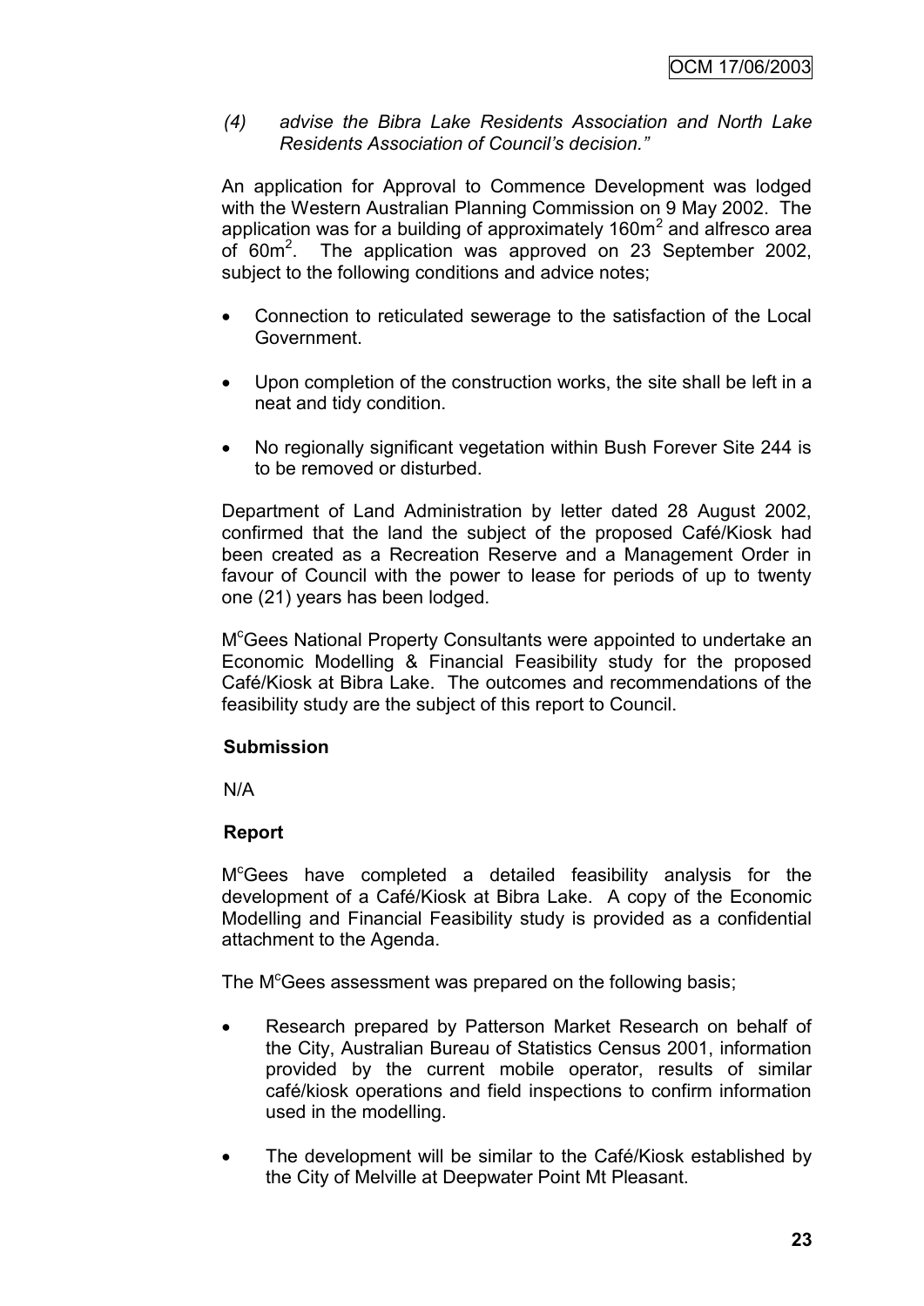*(4) advise the Bibra Lake Residents Association and North Lake Residents Association of Council's decision."*

An application for Approval to Commence Development was lodged with the Western Australian Planning Commission on 9 May 2002. The application was for a building of approximately 160m$^2$ and alfresco area of 60m$^2$. The application was approved on 23 September 2002, subject to the following conditions and advice notes;

- Connection to reticulated sewerage to the satisfaction of the Local Government.
- Upon completion of the construction works, the site shall be left in a neat and tidy condition.
- No regionally significant vegetation within Bush Forever Site 244 is to be removed or disturbed.

Department of Land Administration by letter dated 28 August 2002, confirmed that the land the subject of the proposed Café/Kiosk had been created as a Recreation Reserve and a Management Order in favour of Council with the power to lease for periods of up to twenty one (21) years has been lodged.

M$^c$Gees National Property Consultants were appointed to undertake an Economic Modelling & Financial Feasibility study for the proposed Café/Kiosk at Bibra Lake. The outcomes and recommendations of the feasibility study are the subject of this report to Council.

**Submission**

N/A

**Report**

M$^c$Gees have completed a detailed feasibility analysis for the development of a Café/Kiosk at Bibra Lake. A copy of the Economic Modelling and Financial Feasibility study is provided as a confidential attachment to the Agenda.

The M$^c$Gees assessment was prepared on the following basis;

- Research prepared by Patterson Market Research on behalf of the City, Australian Bureau of Statistics Census 2001, information provided by the current mobile operator, results of similar café/kiosk operations and field inspections to confirm information used in the modelling.
- The development will be similar to the Café/Kiosk established by the City of Melville at Deepwater Point Mt Pleasant.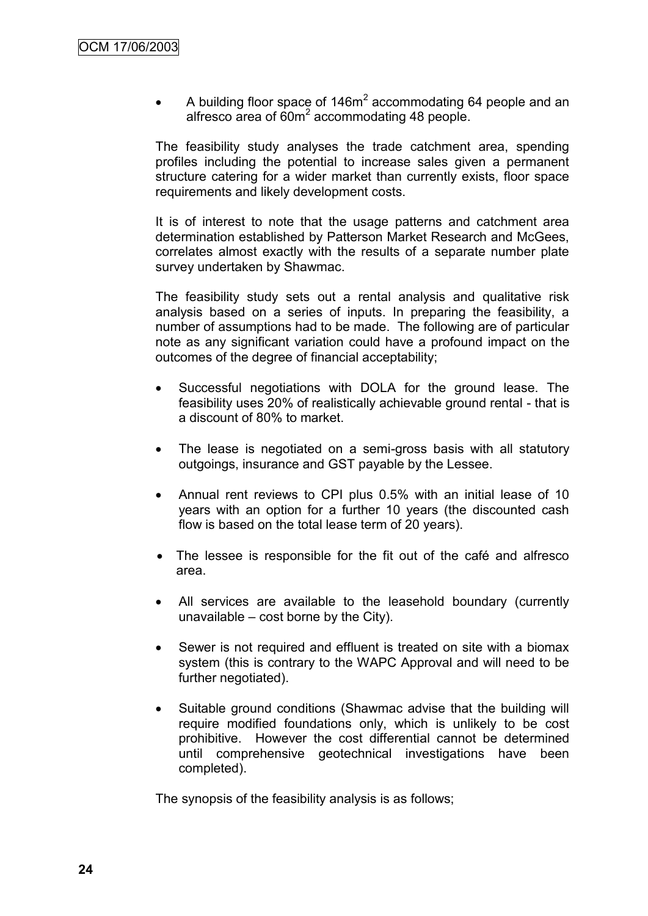- A building floor space of 146m$^2$ accommodating 64 people and an alfresco area of 60m$^2$ accommodating 48 people.

The feasibility study analyses the trade catchment area, spending profiles including the potential to increase sales given a permanent structure catering for a wider market than currently exists, floor space requirements and likely development costs.

It is of interest to note that the usage patterns and catchment area determination established by Patterson Market Research and McGees, correlates almost exactly with the results of a separate number plate survey undertaken by Shawmac.

The feasibility study sets out a rental analysis and qualitative risk analysis based on a series of inputs. In preparing the feasibility, a number of assumptions had to be made. The following are of particular note as any significant variation could have a profound impact on the outcomes of the degree of financial acceptability;

- Successful negotiations with DOLA for the ground lease. The feasibility uses 20% of realistically achievable ground rental - that is a discount of 80% to market.
- The lease is negotiated on a semi-gross basis with all statutory outgoings, insurance and GST payable by the Lessee.
- Annual rent reviews to CPI plus 0.5% with an initial lease of 10 years with an option for a further 10 years (the discounted cash flow is based on the total lease term of 20 years).
- The lessee is responsible for the fit out of the café and alfresco area.
- All services are available to the leasehold boundary (currently unavailable – cost borne by the City).
- Sewer is not required and effluent is treated on site with a biomax system (this is contrary to the WAPC Approval and will need to be further negotiated).
- Suitable ground conditions (Shawmac advise that the building will require modified foundations only, which is unlikely to be cost prohibitive. However the cost differential cannot be determined until comprehensive geotechnical investigations have been completed).

The synopsis of the feasibility analysis is as follows;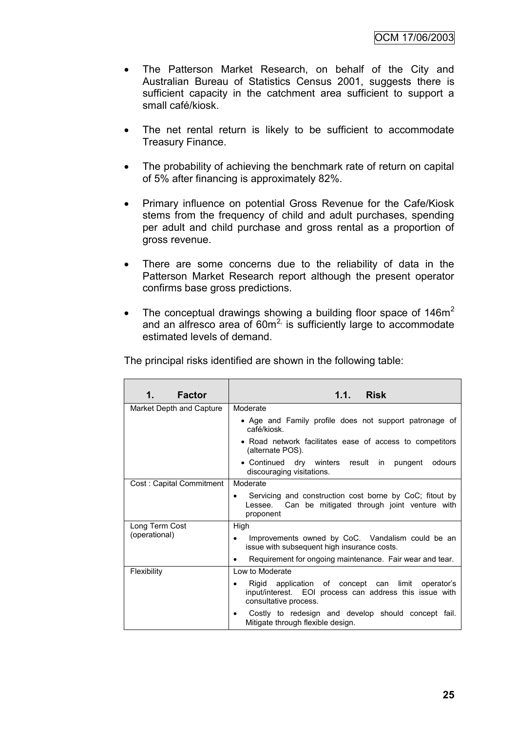- The Patterson Market Research, on behalf of the City and Australian Bureau of Statistics Census 2001, suggests there is sufficient capacity in the catchment area sufficient to support a small café/kiosk.

- The net rental return is likely to be sufficient to accommodate Treasury Finance.

- The probability of achieving the benchmark rate of return on capital of 5% after financing is approximately 82%.

- Primary influence on potential Gross Revenue for the Cafe/Kiosk stems from the frequency of child and adult purchases, spending per adult and child purchase and gross rental as a proportion of gross revenue.

- There are some concerns due to the reliability of data in the Patterson Market Research report although the present operator confirms base gross predictions.

- The conceptual drawings showing a building floor space of $146m^2$ and an alfresco area of $60m^2$, is sufficiently large to accommodate estimated levels of demand.

The principal risks identified are shown in the following table:

| 1. Factor | 1.1. Risk |
|---|---|
| Market Depth and Capture | Moderate<br>• Age and Family profile does not support patronage of café/kiosk.<br>• Road network facilitates ease of access to competitors (alternate POS).<br>• Continued dry winters result in pungent odours discouraging visitations. |
| Cost : Capital Commitment | Moderate<br>• Servicing and construction cost borne by CoC; fitout by Lessee. Can be mitigated through joint venture with proponent |
| Long Term Cost (operational) | High<br>• Improvements owned by CoC. Vandalism could be an issue with subsequent high insurance costs.<br>• Requirement for ongoing maintenance. Fair wear and tear. |
| Flexibility | Low to Moderate<br>• Rigid application of concept can limit operator's input/interest. EOI process can address this issue with consultative process.<br>• Costly to redesign and develop should concept fail. Mitigate through flexible design. |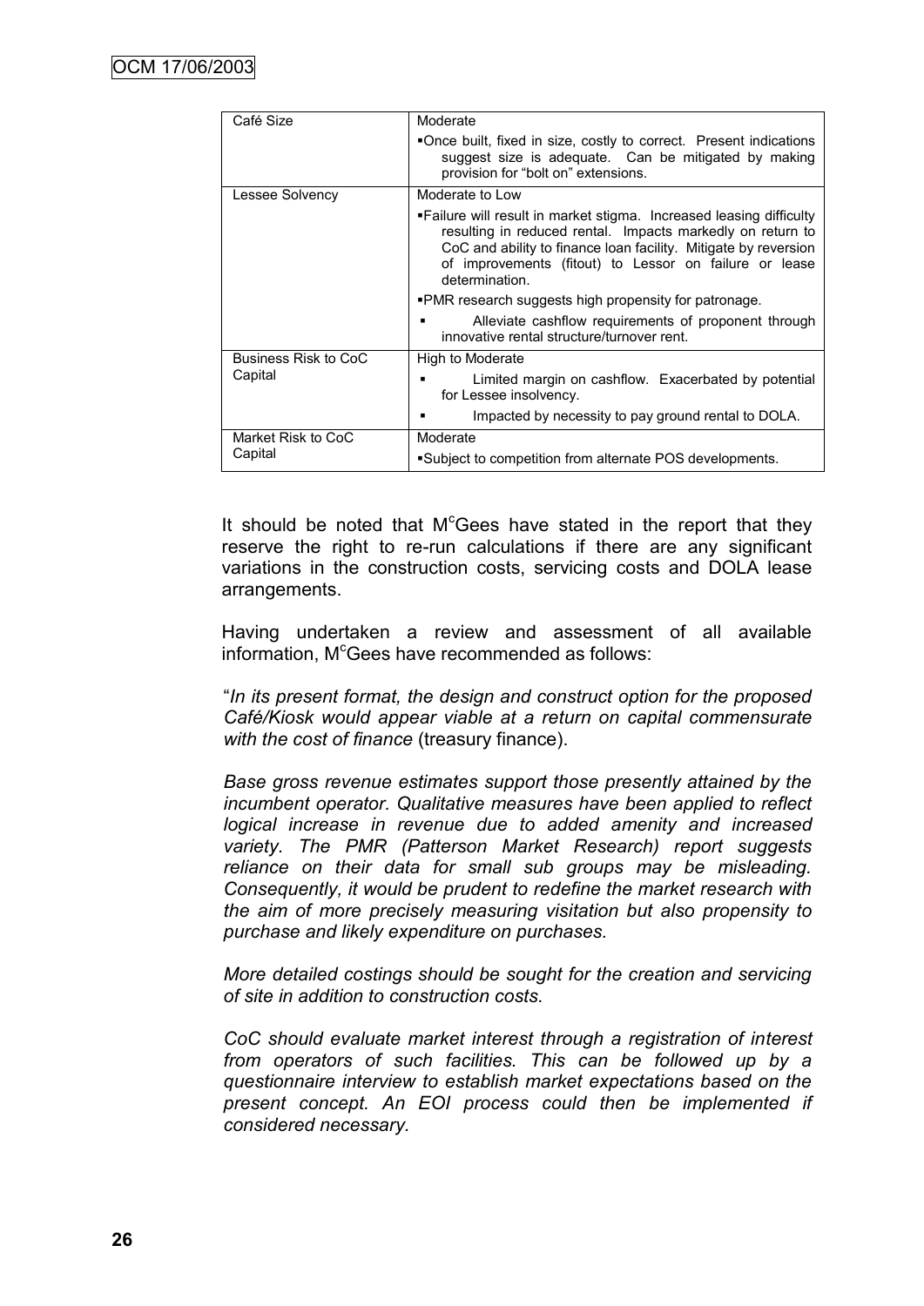| Café Size | Moderate<br>▪Once built, fixed in size, costly to correct. Present indications suggest size is adequate. Can be mitigated by making provision for "bolt on" extensions. |
|---|---|
| Lessee Solvency | Moderate to Low<br>▪Failure will result in market stigma. Increased leasing difficulty resulting in reduced rental. Impacts markedly on return to CoC and ability to finance loan facility. Mitigate by reversion of improvements (fitout) to Lessor on failure or lease determination.<br>▪PMR research suggests high propensity for patronage.<br>▪ Alleviate cashflow requirements of proponent through innovative rental structure/turnover rent. |
| Business Risk to CoC Capital | High to Moderate<br>▪ Limited margin on cashflow. Exacerbated by potential for Lessee insolvency.<br>▪ Impacted by necessity to pay ground rental to DOLA. |
| Market Risk to CoC Capital | Moderate<br>▪Subject to competition from alternate POS developments. |

It should be noted that McGees have stated in the report that they reserve the right to re-run calculations if there are any significant variations in the construction costs, servicing costs and DOLA lease arrangements.

Having undertaken a review and assessment of all available information, McGees have recommended as follows:

"*In its present format, the design and construct option for the proposed Café/Kiosk would appear viable at a return on capital commensurate with the cost of finance* (treasury finance).

*Base gross revenue estimates support those presently attained by the incumbent operator. Qualitative measures have been applied to reflect logical increase in revenue due to added amenity and increased variety. The PMR (Patterson Market Research) report suggests reliance on their data for small sub groups may be misleading. Consequently, it would be prudent to redefine the market research with the aim of more precisely measuring visitation but also propensity to purchase and likely expenditure on purchases.*

*More detailed costings should be sought for the creation and servicing of site in addition to construction costs.*

*CoC should evaluate market interest through a registration of interest from operators of such facilities. This can be followed up by a questionnaire interview to establish market expectations based on the present concept. An EOI process could then be implemented if considered necessary.*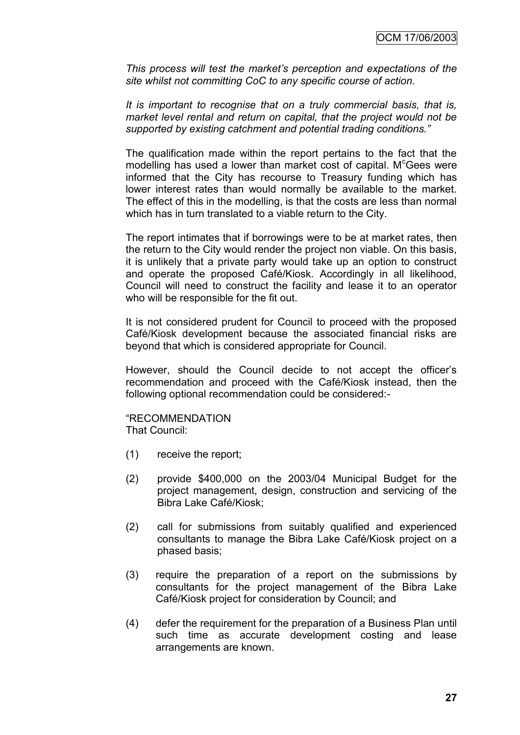*This process will test the market's perception and expectations of the site whilst not committing CoC to any specific course of action.*

*It is important to recognise that on a truly commercial basis, that is, market level rental and return on capital, that the project would not be supported by existing catchment and potential trading conditions."*

The qualification made within the report pertains to the fact that the modelling has used a lower than market cost of capital. McGees were informed that the City has recourse to Treasury funding which has lower interest rates than would normally be available to the market. The effect of this in the modelling, is that the costs are less than normal which has in turn translated to a viable return to the City.

The report intimates that if borrowings were to be at market rates, then the return to the City would render the project non viable. On this basis, it is unlikely that a private party would take up an option to construct and operate the proposed Café/Kiosk. Accordingly in all likelihood, Council will need to construct the facility and lease it to an operator who will be responsible for the fit out.

It is not considered prudent for Council to proceed with the proposed Café/Kiosk development because the associated financial risks are beyond that which is considered appropriate for Council.

However, should the Council decide to not accept the officer's recommendation and proceed with the Café/Kiosk instead, then the following optional recommendation could be considered:-

"RECOMMENDATION
That Council:

(1) receive the report;

(2) provide $400,000 on the 2003/04 Municipal Budget for the project management, design, construction and servicing of the Bibra Lake Café/Kiosk;

(2) call for submissions from suitably qualified and experienced consultants to manage the Bibra Lake Café/Kiosk project on a phased basis;

(3) require the preparation of a report on the submissions by consultants for the project management of the Bibra Lake Café/Kiosk project for consideration by Council; and

(4) defer the requirement for the preparation of a Business Plan until such time as accurate development costing and lease arrangements are known.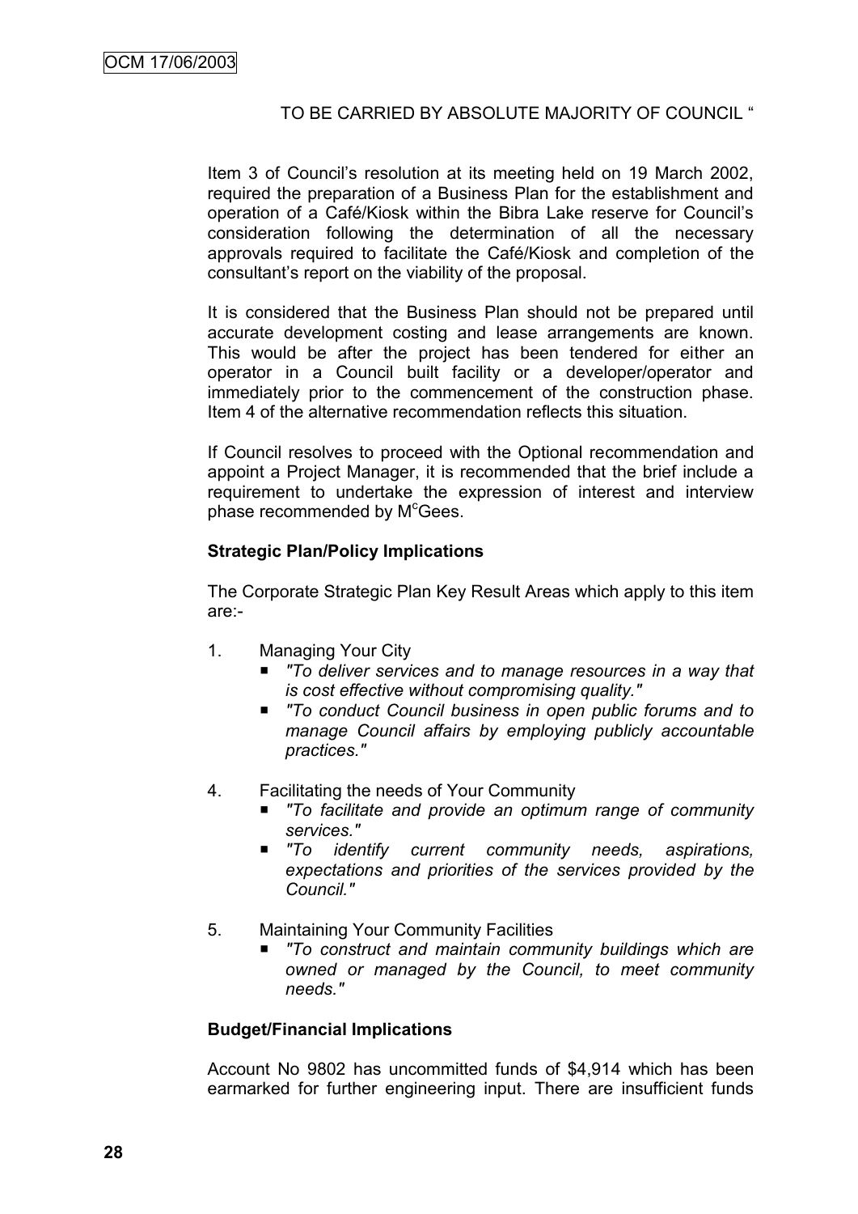TO BE CARRIED BY ABSOLUTE MAJORITY OF COUNCIL "

Item 3 of Council's resolution at its meeting held on 19 March 2002, required the preparation of a Business Plan for the establishment and operation of a Café/Kiosk within the Bibra Lake reserve for Council's consideration following the determination of all the necessary approvals required to facilitate the Café/Kiosk and completion of the consultant's report on the viability of the proposal.

It is considered that the Business Plan should not be prepared until accurate development costing and lease arrangements are known. This would be after the project has been tendered for either an operator in a Council built facility or a developer/operator and immediately prior to the commencement of the construction phase. Item 4 of the alternative recommendation reflects this situation.

If Council resolves to proceed with the Optional recommendation and appoint a Project Manager, it is recommended that the brief include a requirement to undertake the expression of interest and interview phase recommended by McGees.

**Strategic Plan/Policy Implications**

The Corporate Strategic Plan Key Result Areas which apply to this item are:-

1. Managing Your City
   - *"To deliver services and to manage resources in a way that is cost effective without compromising quality."*
   - *"To conduct Council business in open public forums and to manage Council affairs by employing publicly accountable practices."*

4. Facilitating the needs of Your Community
   - *"To facilitate and provide an optimum range of community services."*
   - *"To identify current community needs, aspirations, expectations and priorities of the services provided by the Council."*

5. Maintaining Your Community Facilities
   - *"To construct and maintain community buildings which are owned or managed by the Council, to meet community needs."*

**Budget/Financial Implications**

Account No 9802 has uncommitted funds of $4,914 which has been earmarked for further engineering input. There are insufficient funds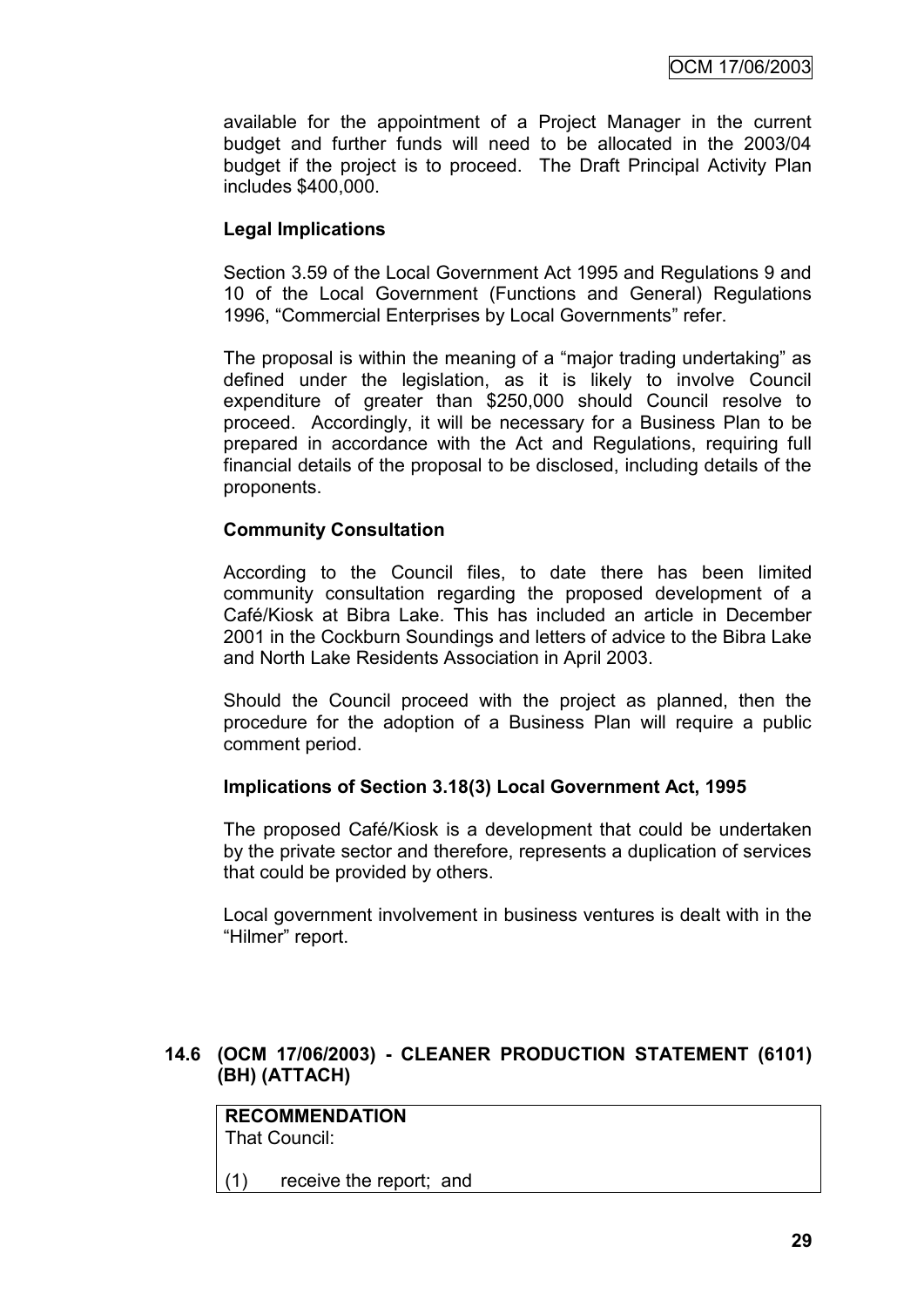available for the appointment of a Project Manager in the current budget and further funds will need to be allocated in the 2003/04 budget if the project is to proceed. The Draft Principal Activity Plan includes $400,000.

**Legal Implications**

Section 3.59 of the Local Government Act 1995 and Regulations 9 and 10 of the Local Government (Functions and General) Regulations 1996, "Commercial Enterprises by Local Governments" refer.

The proposal is within the meaning of a "major trading undertaking" as defined under the legislation, as it is likely to involve Council expenditure of greater than $250,000 should Council resolve to proceed. Accordingly, it will be necessary for a Business Plan to be prepared in accordance with the Act and Regulations, requiring full financial details of the proposal to be disclosed, including details of the proponents.

**Community Consultation**

According to the Council files, to date there has been limited community consultation regarding the proposed development of a Café/Kiosk at Bibra Lake. This has included an article in December 2001 in the Cockburn Soundings and letters of advice to the Bibra Lake and North Lake Residents Association in April 2003.

Should the Council proceed with the project as planned, then the procedure for the adoption of a Business Plan will require a public comment period.

**Implications of Section 3.18(3) Local Government Act, 1995**

The proposed Café/Kiosk is a development that could be undertaken by the private sector and therefore, represents a duplication of services that could be provided by others.

Local government involvement in business ventures is dealt with in the "Hilmer" report.

### 14.6 (OCM 17/06/2003) - CLEANER PRODUCTION STATEMENT (6101) (BH) (ATTACH)

**RECOMMENDATION**
That Council:

(1) receive the report; and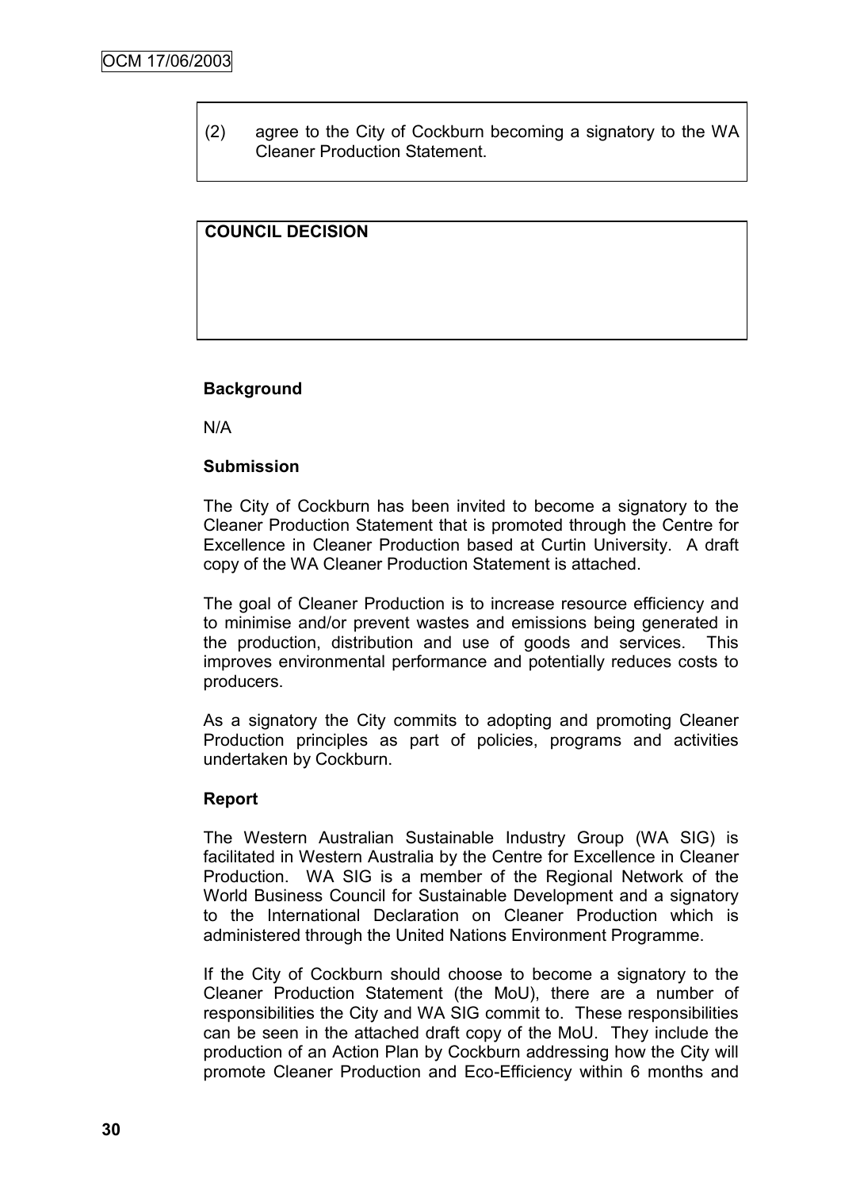(2) agree to the City of Cockburn becoming a signatory to the WA Cleaner Production Statement.

**COUNCIL DECISION**

**Background**

N/A

**Submission**

The City of Cockburn has been invited to become a signatory to the Cleaner Production Statement that is promoted through the Centre for Excellence in Cleaner Production based at Curtin University. A draft copy of the WA Cleaner Production Statement is attached.

The goal of Cleaner Production is to increase resource efficiency and to minimise and/or prevent wastes and emissions being generated in the production, distribution and use of goods and services. This improves environmental performance and potentially reduces costs to producers.

As a signatory the City commits to adopting and promoting Cleaner Production principles as part of policies, programs and activities undertaken by Cockburn.

**Report**

The Western Australian Sustainable Industry Group (WA SIG) is facilitated in Western Australia by the Centre for Excellence in Cleaner Production. WA SIG is a member of the Regional Network of the World Business Council for Sustainable Development and a signatory to the International Declaration on Cleaner Production which is administered through the United Nations Environment Programme.

If the City of Cockburn should choose to become a signatory to the Cleaner Production Statement (the MoU), there are a number of responsibilities the City and WA SIG commit to. These responsibilities can be seen in the attached draft copy of the MoU. They include the production of an Action Plan by Cockburn addressing how the City will promote Cleaner Production and Eco-Efficiency within 6 months and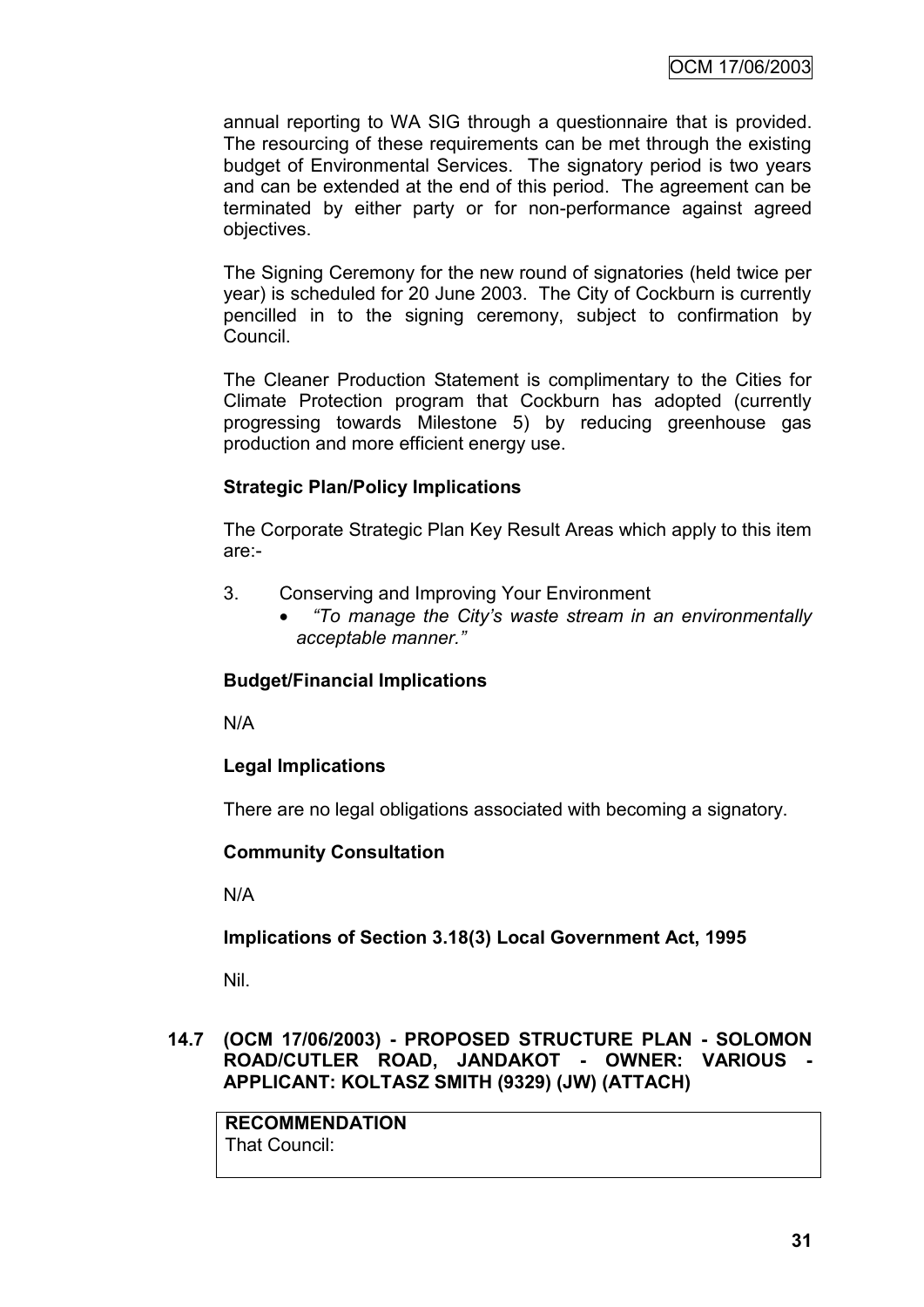annual reporting to WA SIG through a questionnaire that is provided. The resourcing of these requirements can be met through the existing budget of Environmental Services. The signatory period is two years and can be extended at the end of this period. The agreement can be terminated by either party or for non-performance against agreed objectives.

The Signing Ceremony for the new round of signatories (held twice per year) is scheduled for 20 June 2003. The City of Cockburn is currently pencilled in to the signing ceremony, subject to confirmation by Council.

The Cleaner Production Statement is complimentary to the Cities for Climate Protection program that Cockburn has adopted (currently progressing towards Milestone 5) by reducing greenhouse gas production and more efficient energy use.

**Strategic Plan/Policy Implications**

The Corporate Strategic Plan Key Result Areas which apply to this item are:-

3. Conserving and Improving Your Environment
   - *"To manage the City's waste stream in an environmentally acceptable manner."*

**Budget/Financial Implications**

N/A

**Legal Implications**

There are no legal obligations associated with becoming a signatory.

**Community Consultation**

N/A

**Implications of Section 3.18(3) Local Government Act, 1995**

Nil.

## 14.7 (OCM 17/06/2003) - PROPOSED STRUCTURE PLAN - SOLOMON ROAD/CUTLER ROAD, JANDAKOT - OWNER: VARIOUS - APPLICANT: KOLTASZ SMITH (9329) (JW) (ATTACH)

**RECOMMENDATION**
That Council: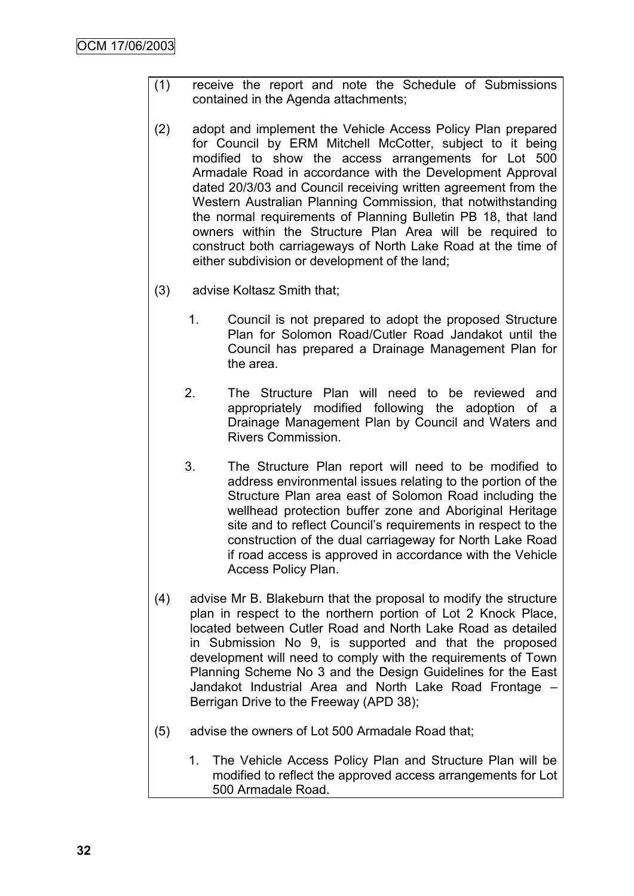(1) receive the report and note the Schedule of Submissions contained in the Agenda attachments;

(2) adopt and implement the Vehicle Access Policy Plan prepared for Council by ERM Mitchell McCotter, subject to it being modified to show the access arrangements for Lot 500 Armadale Road in accordance with the Development Approval dated 20/3/03 and Council receiving written agreement from the Western Australian Planning Commission, that notwithstanding the normal requirements of Planning Bulletin PB 18, that land owners within the Structure Plan Area will be required to construct both carriageways of North Lake Road at the time of either subdivision or development of the land;

(3) advise Koltasz Smith that;

   1. Council is not prepared to adopt the proposed Structure Plan for Solomon Road/Cutler Road Jandakot until the Council has prepared a Drainage Management Plan for the area.

   2. The Structure Plan will need to be reviewed and appropriately modified following the adoption of a Drainage Management Plan by Council and Waters and Rivers Commission.

   3. The Structure Plan report will need to be modified to address environmental issues relating to the portion of the Structure Plan area east of Solomon Road including the wellhead protection buffer zone and Aboriginal Heritage site and to reflect Council's requirements in respect to the construction of the dual carriageway for North Lake Road if road access is approved in accordance with the Vehicle Access Policy Plan.

(4) advise Mr B. Blakeburn that the proposal to modify the structure plan in respect to the northern portion of Lot 2 Knock Place, located between Cutler Road and North Lake Road as detailed in Submission No 9, is supported and that the proposed development will need to comply with the requirements of Town Planning Scheme No 3 and the Design Guidelines for the East Jandakot Industrial Area and North Lake Road Frontage – Berrigan Drive to the Freeway (APD 38);

(5) advise the owners of Lot 500 Armadale Road that;

   1. The Vehicle Access Policy Plan and Structure Plan will be modified to reflect the approved access arrangements for Lot 500 Armadale Road.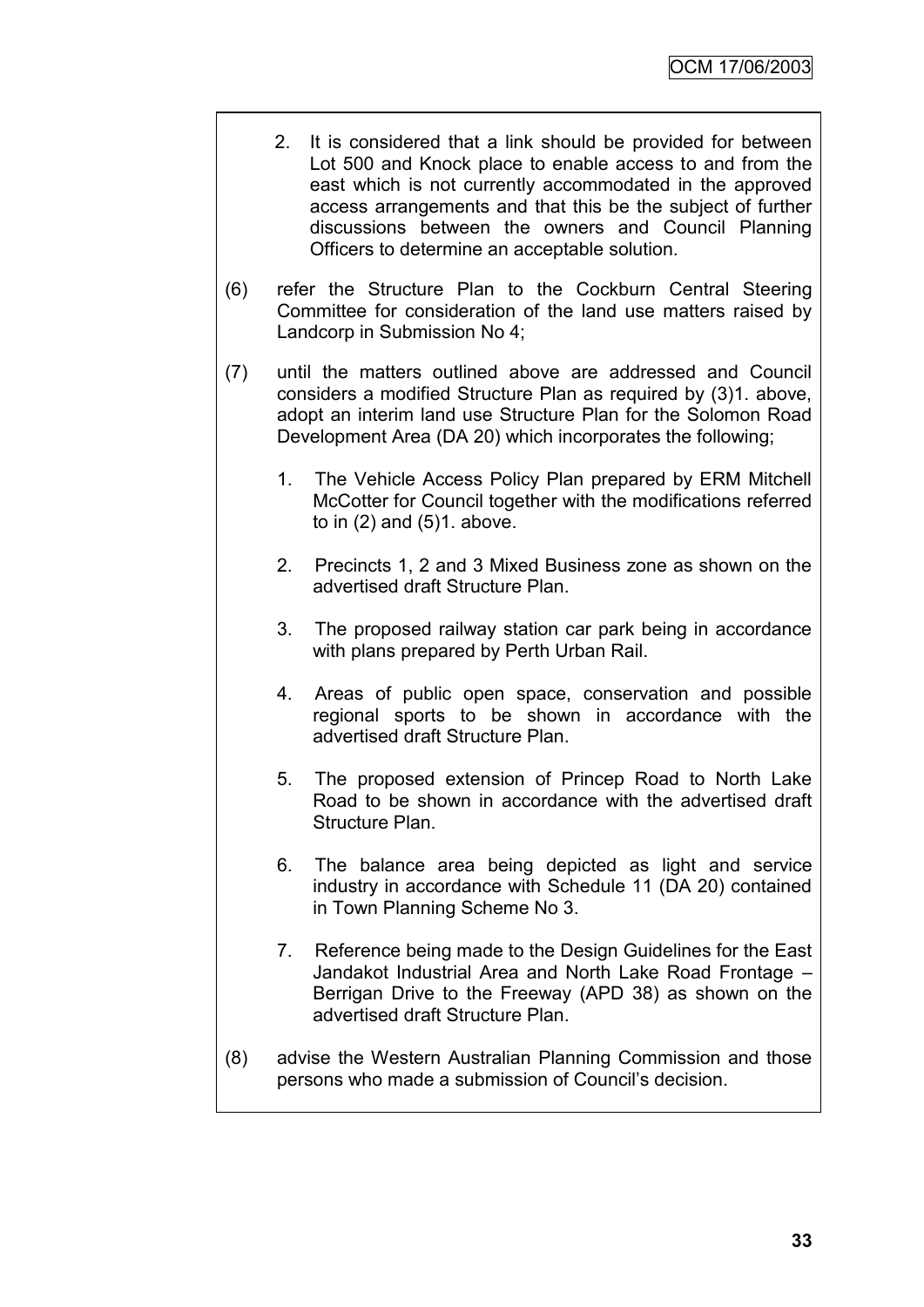2. It is considered that a link should be provided for between Lot 500 and Knock place to enable access to and from the east which is not currently accommodated in the approved access arrangements and that this be the subject of further discussions between the owners and Council Planning Officers to determine an acceptable solution.

(6) refer the Structure Plan to the Cockburn Central Steering Committee for consideration of the land use matters raised by Landcorp in Submission No 4;

(7) until the matters outlined above are addressed and Council considers a modified Structure Plan as required by (3)1. above, adopt an interim land use Structure Plan for the Solomon Road Development Area (DA 20) which incorporates the following;

   1. The Vehicle Access Policy Plan prepared by ERM Mitchell McCotter for Council together with the modifications referred to in (2) and (5)1. above.

   2. Precincts 1, 2 and 3 Mixed Business zone as shown on the advertised draft Structure Plan.

   3. The proposed railway station car park being in accordance with plans prepared by Perth Urban Rail.

   4. Areas of public open space, conservation and possible regional sports to be shown in accordance with the advertised draft Structure Plan.

   5. The proposed extension of Princep Road to North Lake Road to be shown in accordance with the advertised draft Structure Plan.

   6. The balance area being depicted as light and service industry in accordance with Schedule 11 (DA 20) contained in Town Planning Scheme No 3.

   7. Reference being made to the Design Guidelines for the East Jandakot Industrial Area and North Lake Road Frontage – Berrigan Drive to the Freeway (APD 38) as shown on the advertised draft Structure Plan.

(8) advise the Western Australian Planning Commission and those persons who made a submission of Council's decision.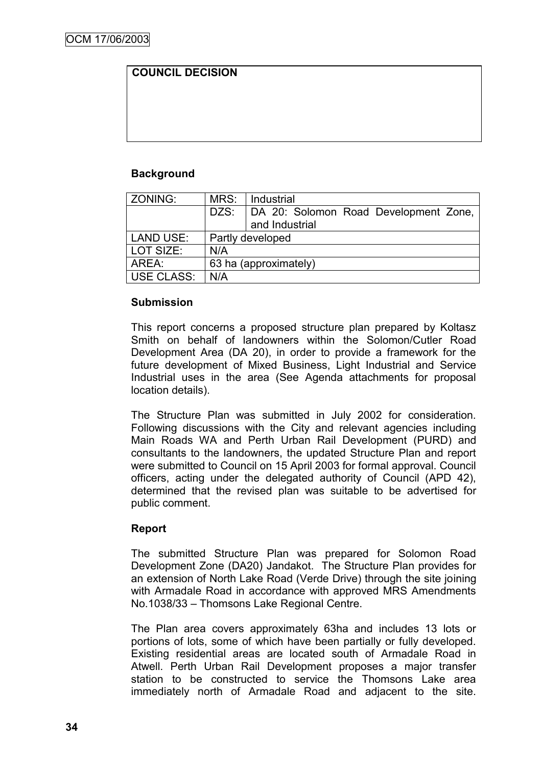**COUNCIL DECISION**

**Background**

| ZONING: | MRS: | Industrial |
| --- | --- | --- |
| | DZS: | DA 20: Solomon Road Development Zone, and Industrial |
| LAND USE: | Partly developed | |
| LOT SIZE: | N/A | |
| AREA: | 63 ha (approximately) | |
| USE CLASS: | N/A | |

**Submission**

This report concerns a proposed structure plan prepared by Koltasz Smith on behalf of landowners within the Solomon/Cutler Road Development Area (DA 20), in order to provide a framework for the future development of Mixed Business, Light Industrial and Service Industrial uses in the area (See Agenda attachments for proposal location details).

The Structure Plan was submitted in July 2002 for consideration. Following discussions with the City and relevant agencies including Main Roads WA and Perth Urban Rail Development (PURD) and consultants to the landowners, the updated Structure Plan and report were submitted to Council on 15 April 2003 for formal approval. Council officers, acting under the delegated authority of Council (APD 42), determined that the revised plan was suitable to be advertised for public comment.

**Report**

The submitted Structure Plan was prepared for Solomon Road Development Zone (DA20) Jandakot. The Structure Plan provides for an extension of North Lake Road (Verde Drive) through the site joining with Armadale Road in accordance with approved MRS Amendments No.1038/33 – Thomsons Lake Regional Centre.

The Plan area covers approximately 63ha and includes 13 lots or portions of lots, some of which have been partially or fully developed. Existing residential areas are located south of Armadale Road in Atwell. Perth Urban Rail Development proposes a major transfer station to be constructed to service the Thomsons Lake area immediately north of Armadale Road and adjacent to the site.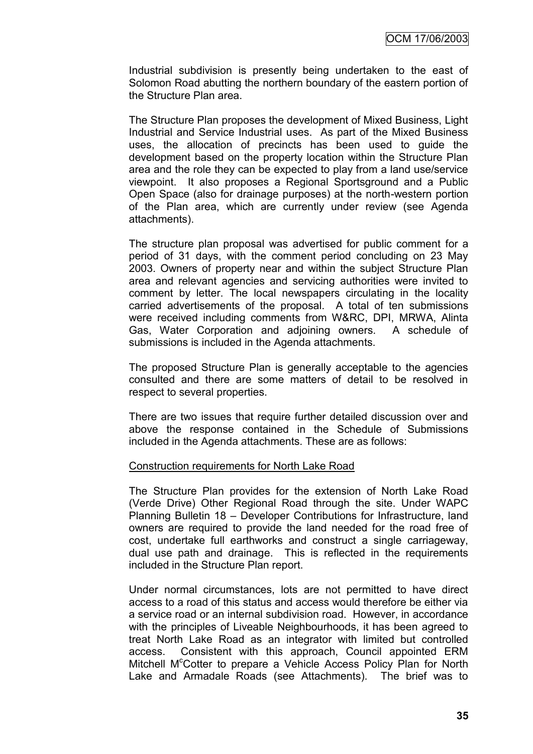Industrial subdivision is presently being undertaken to the east of Solomon Road abutting the northern boundary of the eastern portion of the Structure Plan area.

The Structure Plan proposes the development of Mixed Business, Light Industrial and Service Industrial uses. As part of the Mixed Business uses, the allocation of precincts has been used to guide the development based on the property location within the Structure Plan area and the role they can be expected to play from a land use/service viewpoint. It also proposes a Regional Sportsground and a Public Open Space (also for drainage purposes) at the north-western portion of the Plan area, which are currently under review (see Agenda attachments).

The structure plan proposal was advertised for public comment for a period of 31 days, with the comment period concluding on 23 May 2003. Owners of property near and within the subject Structure Plan area and relevant agencies and servicing authorities were invited to comment by letter. The local newspapers circulating in the locality carried advertisements of the proposal. A total of ten submissions were received including comments from W&RC, DPI, MRWA, Alinta Gas, Water Corporation and adjoining owners. A schedule of submissions is included in the Agenda attachments.

The proposed Structure Plan is generally acceptable to the agencies consulted and there are some matters of detail to be resolved in respect to several properties.

There are two issues that require further detailed discussion over and above the response contained in the Schedule of Submissions included in the Agenda attachments. These are as follows:

Construction requirements for North Lake Road

The Structure Plan provides for the extension of North Lake Road (Verde Drive) Other Regional Road through the site. Under WAPC Planning Bulletin 18 – Developer Contributions for Infrastructure, land owners are required to provide the land needed for the road free of cost, undertake full earthworks and construct a single carriageway, dual use path and drainage. This is reflected in the requirements included in the Structure Plan report.

Under normal circumstances, lots are not permitted to have direct access to a road of this status and access would therefore be either via a service road or an internal subdivision road. However, in accordance with the principles of Liveable Neighbourhoods, it has been agreed to treat North Lake Road as an integrator with limited but controlled access. Consistent with this approach, Council appointed ERM Mitchell McCotter to prepare a Vehicle Access Policy Plan for North Lake and Armadale Roads (see Attachments). The brief was to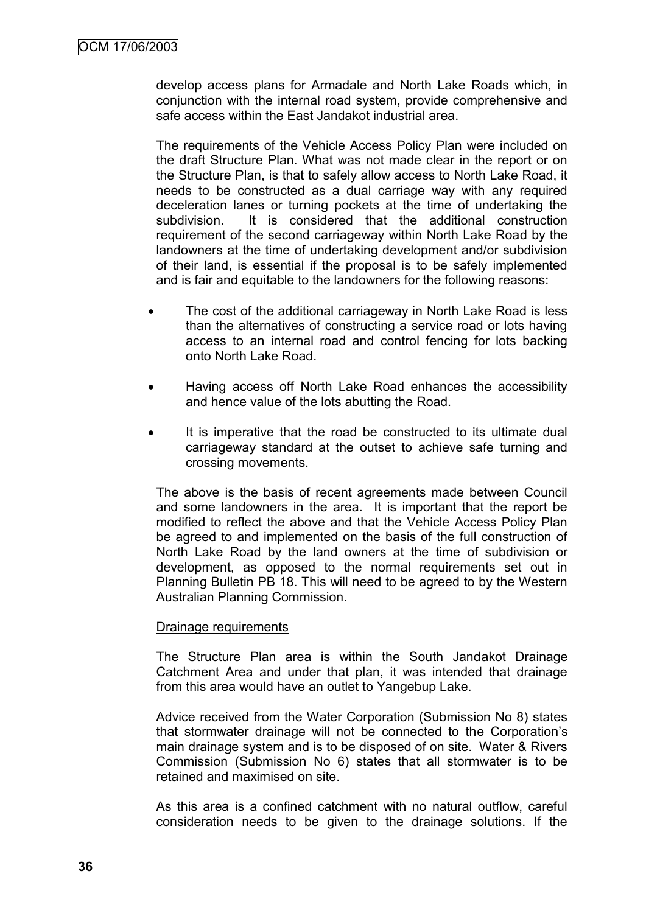develop access plans for Armadale and North Lake Roads which, in conjunction with the internal road system, provide comprehensive and safe access within the East Jandakot industrial area.

The requirements of the Vehicle Access Policy Plan were included on the draft Structure Plan. What was not made clear in the report or on the Structure Plan, is that to safely allow access to North Lake Road, it needs to be constructed as a dual carriage way with any required deceleration lanes or turning pockets at the time of undertaking the subdivision. It is considered that the additional construction requirement of the second carriageway within North Lake Road by the landowners at the time of undertaking development and/or subdivision of their land, is essential if the proposal is to be safely implemented and is fair and equitable to the landowners for the following reasons:

- The cost of the additional carriageway in North Lake Road is less than the alternatives of constructing a service road or lots having access to an internal road and control fencing for lots backing onto North Lake Road.
- Having access off North Lake Road enhances the accessibility and hence value of the lots abutting the Road.
- It is imperative that the road be constructed to its ultimate dual carriageway standard at the outset to achieve safe turning and crossing movements.

The above is the basis of recent agreements made between Council and some landowners in the area. It is important that the report be modified to reflect the above and that the Vehicle Access Policy Plan be agreed to and implemented on the basis of the full construction of North Lake Road by the land owners at the time of subdivision or development, as opposed to the normal requirements set out in Planning Bulletin PB 18. This will need to be agreed to by the Western Australian Planning Commission.

Drainage requirements

The Structure Plan area is within the South Jandakot Drainage Catchment Area and under that plan, it was intended that drainage from this area would have an outlet to Yangebup Lake.

Advice received from the Water Corporation (Submission No 8) states that stormwater drainage will not be connected to the Corporation's main drainage system and is to be disposed of on site. Water & Rivers Commission (Submission No 6) states that all stormwater is to be retained and maximised on site.

As this area is a confined catchment with no natural outflow, careful consideration needs to be given to the drainage solutions. If the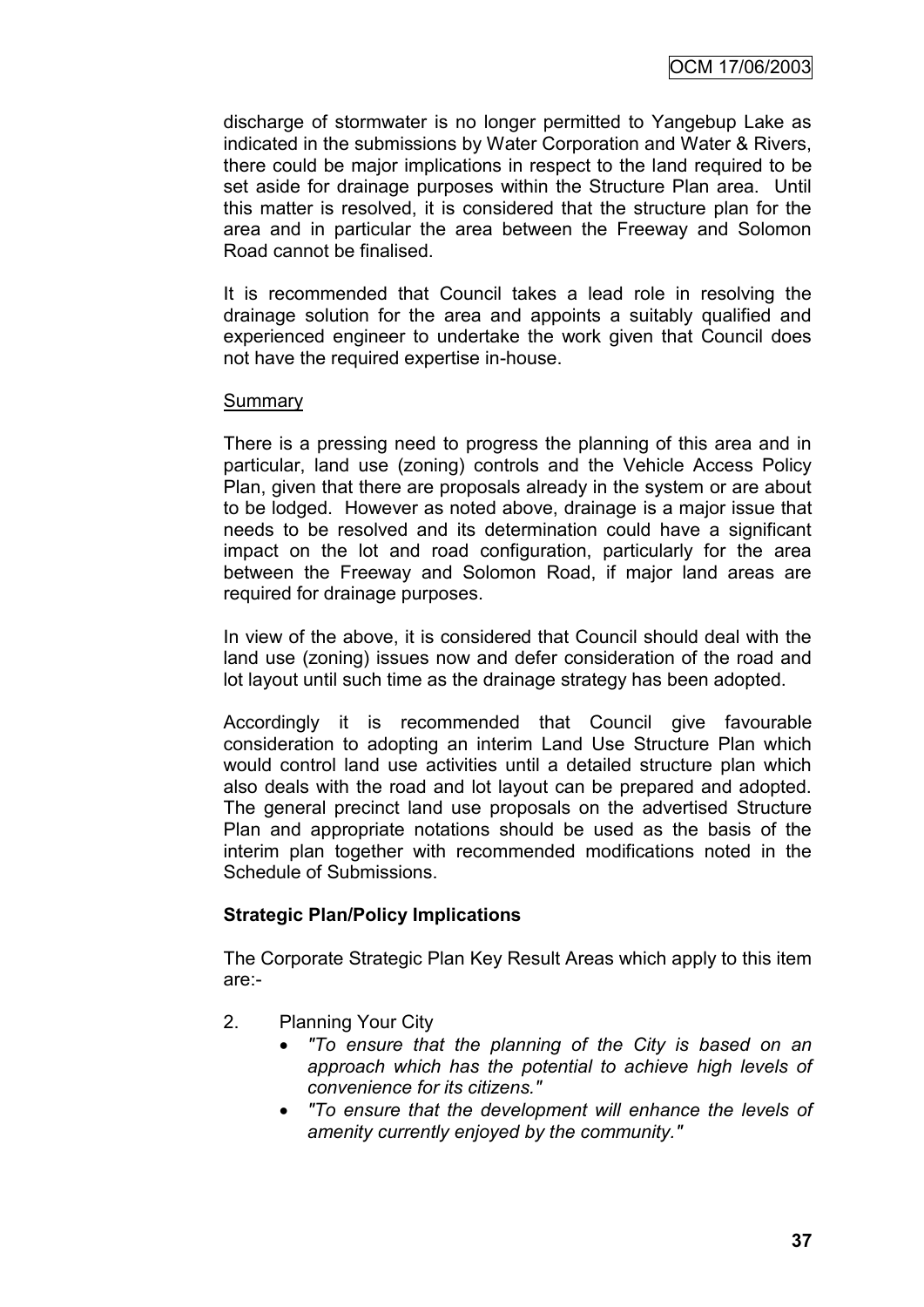discharge of stormwater is no longer permitted to Yangebup Lake as indicated in the submissions by Water Corporation and Water & Rivers, there could be major implications in respect to the land required to be set aside for drainage purposes within the Structure Plan area. Until this matter is resolved, it is considered that the structure plan for the area and in particular the area between the Freeway and Solomon Road cannot be finalised.

It is recommended that Council takes a lead role in resolving the drainage solution for the area and appoints a suitably qualified and experienced engineer to undertake the work given that Council does not have the required expertise in-house.

Summary

There is a pressing need to progress the planning of this area and in particular, land use (zoning) controls and the Vehicle Access Policy Plan, given that there are proposals already in the system or are about to be lodged. However as noted above, drainage is a major issue that needs to be resolved and its determination could have a significant impact on the lot and road configuration, particularly for the area between the Freeway and Solomon Road, if major land areas are required for drainage purposes.

In view of the above, it is considered that Council should deal with the land use (zoning) issues now and defer consideration of the road and lot layout until such time as the drainage strategy has been adopted.

Accordingly it is recommended that Council give favourable consideration to adopting an interim Land Use Structure Plan which would control land use activities until a detailed structure plan which also deals with the road and lot layout can be prepared and adopted. The general precinct land use proposals on the advertised Structure Plan and appropriate notations should be used as the basis of the interim plan together with recommended modifications noted in the Schedule of Submissions.

**Strategic Plan/Policy Implications**

The Corporate Strategic Plan Key Result Areas which apply to this item are:-

2. Planning Your City
   - *"To ensure that the planning of the City is based on an approach which has the potential to achieve high levels of convenience for its citizens."*
   - *"To ensure that the development will enhance the levels of amenity currently enjoyed by the community."*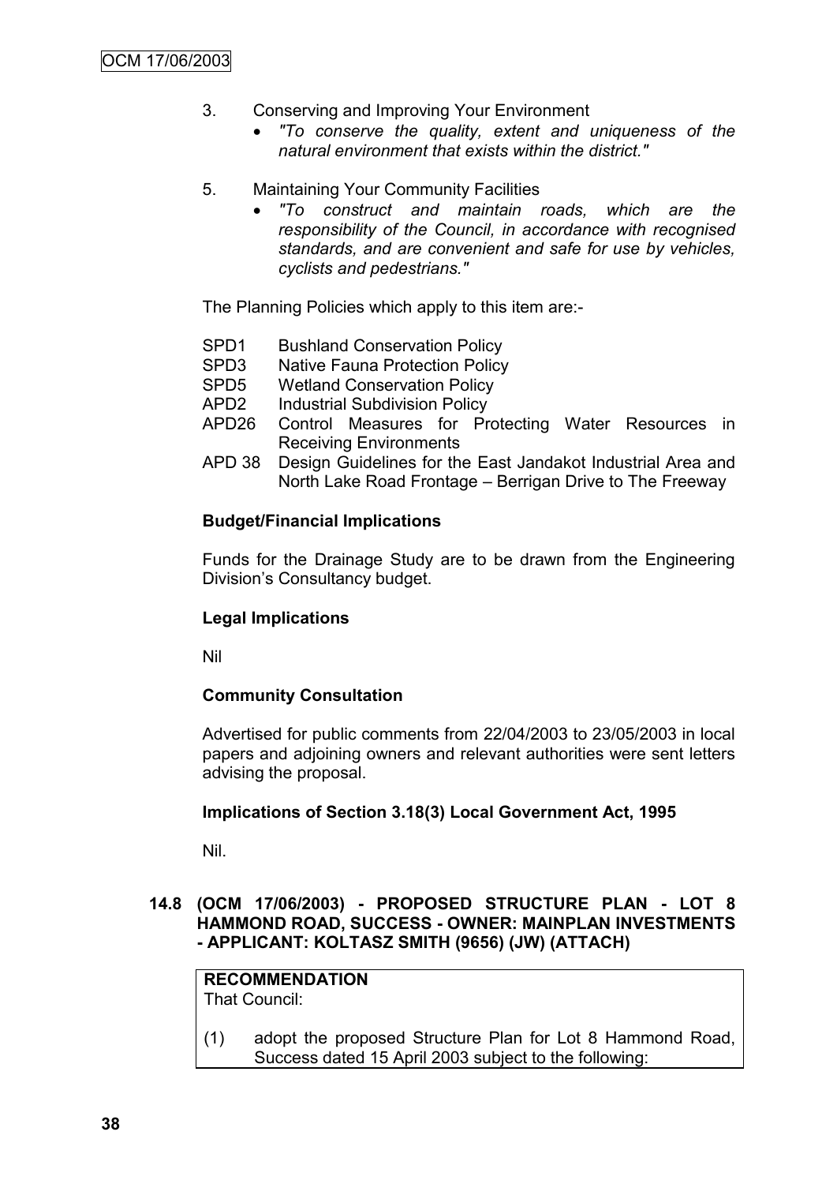3. Conserving and Improving Your Environment
   - *"To conserve the quality, extent and uniqueness of the natural environment that exists within the district."*

5. Maintaining Your Community Facilities
   - *"To construct and maintain roads, which are the responsibility of the Council, in accordance with recognised standards, and are convenient and safe for use by vehicles, cyclists and pedestrians."*

The Planning Policies which apply to this item are:-

- SPD1 Bushland Conservation Policy
- SPD3 Native Fauna Protection Policy
- SPD5 Wetland Conservation Policy
- APD2 Industrial Subdivision Policy
- APD26 Control Measures for Protecting Water Resources in Receiving Environments
- APD 38 Design Guidelines for the East Jandakot Industrial Area and North Lake Road Frontage – Berrigan Drive to The Freeway

**Budget/Financial Implications**

Funds for the Drainage Study are to be drawn from the Engineering Division's Consultancy budget.

**Legal Implications**

Nil

**Community Consultation**

Advertised for public comments from 22/04/2003 to 23/05/2003 in local papers and adjoining owners and relevant authorities were sent letters advising the proposal.

**Implications of Section 3.18(3) Local Government Act, 1995**

Nil.

## 14.8 (OCM 17/06/2003) - PROPOSED STRUCTURE PLAN - LOT 8 HAMMOND ROAD, SUCCESS - OWNER: MAINPLAN INVESTMENTS - APPLICANT: KOLTASZ SMITH (9656) (JW) (ATTACH)

**RECOMMENDATION**
That Council:

(1) adopt the proposed Structure Plan for Lot 8 Hammond Road, Success dated 15 April 2003 subject to the following: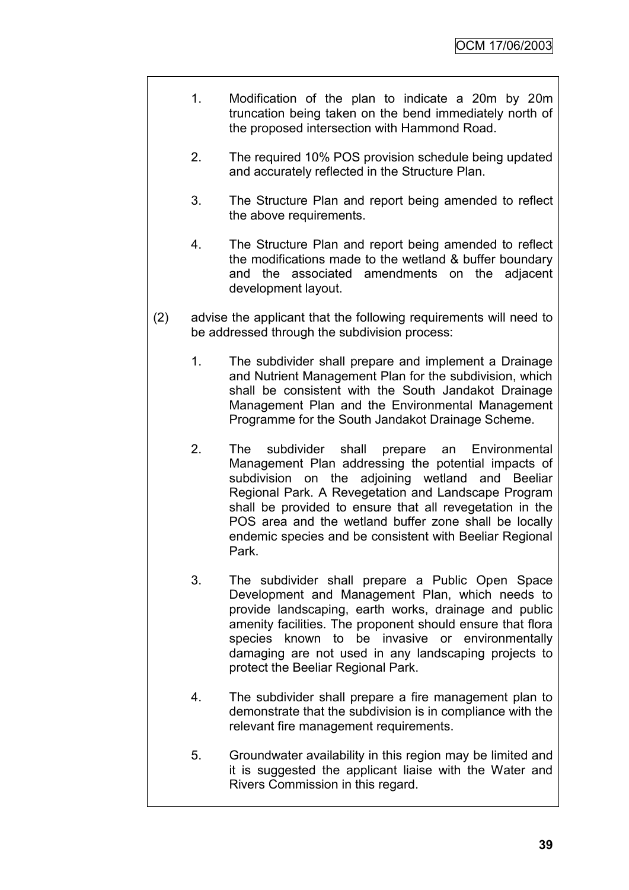1. Modification of the plan to indicate a 20m by 20m truncation being taken on the bend immediately north of the proposed intersection with Hammond Road.

2. The required 10% POS provision schedule being updated and accurately reflected in the Structure Plan.

3. The Structure Plan and report being amended to reflect the above requirements.

4. The Structure Plan and report being amended to reflect the modifications made to the wetland & buffer boundary and the associated amendments on the adjacent development layout.

(2) advise the applicant that the following requirements will need to be addressed through the subdivision process:

1. The subdivider shall prepare and implement a Drainage and Nutrient Management Plan for the subdivision, which shall be consistent with the South Jandakot Drainage Management Plan and the Environmental Management Programme for the South Jandakot Drainage Scheme.

2. The subdivider shall prepare an Environmental Management Plan addressing the potential impacts of subdivision on the adjoining wetland and Beeliar Regional Park. A Revegetation and Landscape Program shall be provided to ensure that all revegetation in the POS area and the wetland buffer zone shall be locally endemic species and be consistent with Beeliar Regional Park.

3. The subdivider shall prepare a Public Open Space Development and Management Plan, which needs to provide landscaping, earth works, drainage and public amenity facilities. The proponent should ensure that flora species known to be invasive or environmentally damaging are not used in any landscaping projects to protect the Beeliar Regional Park.

4. The subdivider shall prepare a fire management plan to demonstrate that the subdivision is in compliance with the relevant fire management requirements.

5. Groundwater availability in this region may be limited and it is suggested the applicant liaise with the Water and Rivers Commission in this regard.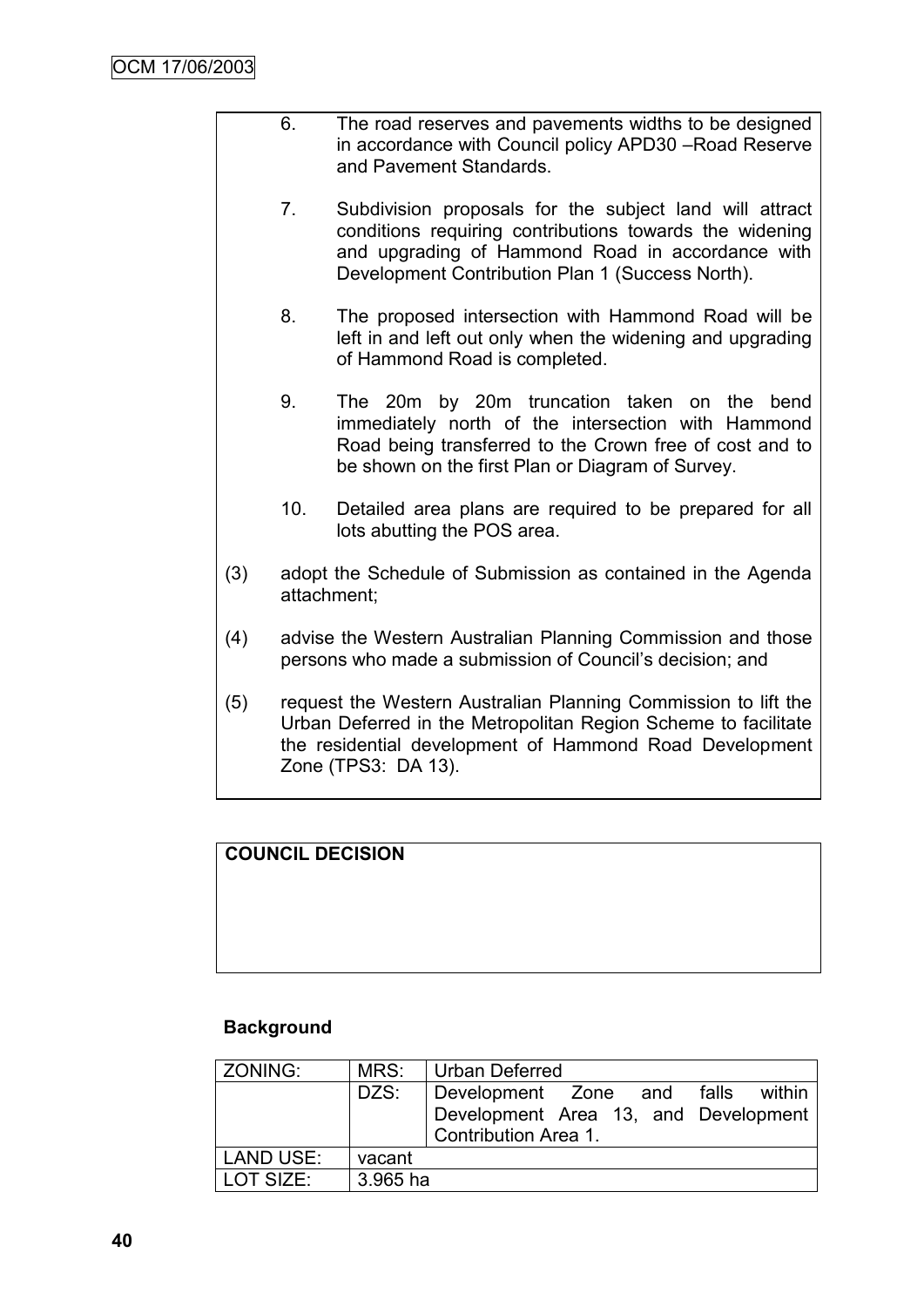6. The road reserves and pavements widths to be designed in accordance with Council policy APD30 –Road Reserve and Pavement Standards.

7. Subdivision proposals for the subject land will attract conditions requiring contributions towards the widening and upgrading of Hammond Road in accordance with Development Contribution Plan 1 (Success North).

8. The proposed intersection with Hammond Road will be left in and left out only when the widening and upgrading of Hammond Road is completed.

9. The 20m by 20m truncation taken on the bend immediately north of the intersection with Hammond Road being transferred to the Crown free of cost and to be shown on the first Plan or Diagram of Survey.

10. Detailed area plans are required to be prepared for all lots abutting the POS area.

(3) adopt the Schedule of Submission as contained in the Agenda attachment;

(4) advise the Western Australian Planning Commission and those persons who made a submission of Council's decision; and

(5) request the Western Australian Planning Commission to lift the Urban Deferred in the Metropolitan Region Scheme to facilitate the residential development of Hammond Road Development Zone (TPS3: DA 13).

**COUNCIL DECISION**

**Background**

| ZONING: | MRS: | Urban Deferred |
|---|---|---|
| | DZS: | Development Zone and falls within Development Area 13, and Development Contribution Area 1. |
| LAND USE: | vacant | |
| LOT SIZE: | 3.965 ha | |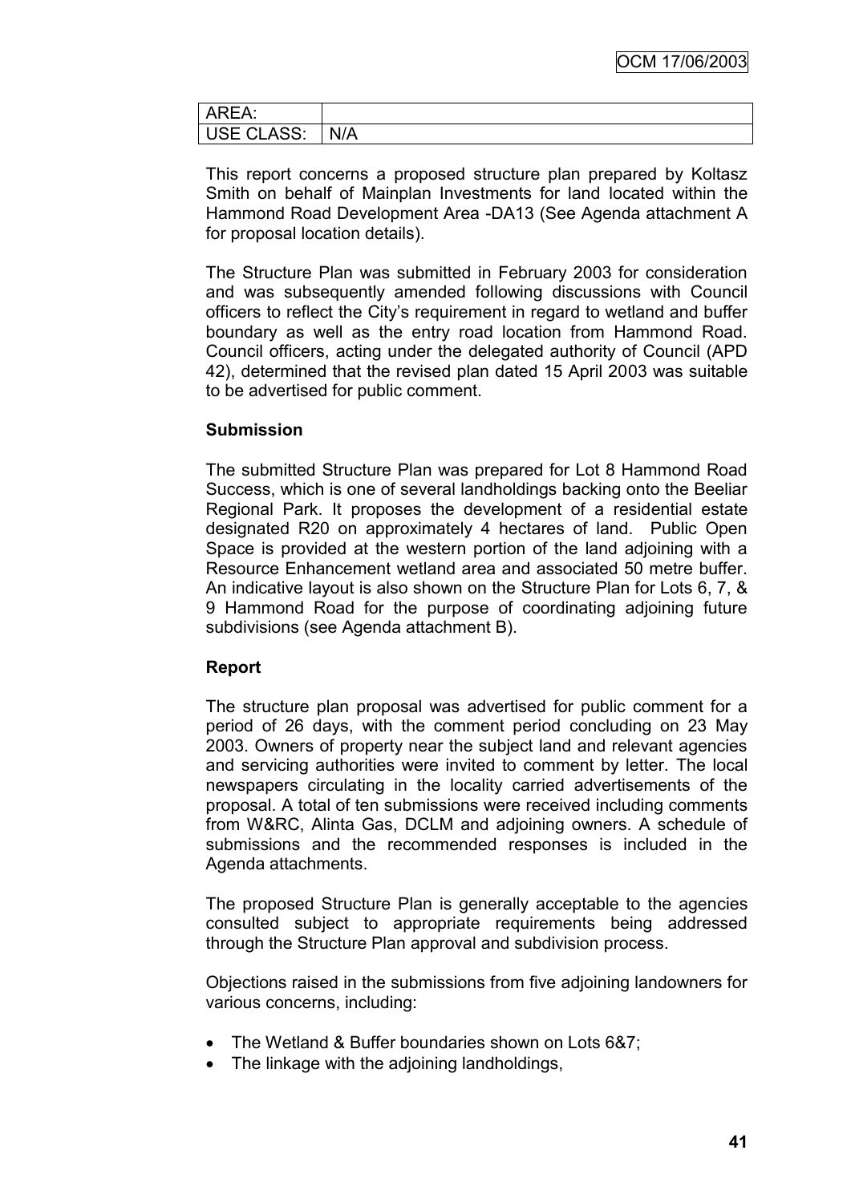| AREA: | |
|---|---|
| USE CLASS: | N/A |

This report concerns a proposed structure plan prepared by Koltasz Smith on behalf of Mainplan Investments for land located within the Hammond Road Development Area -DA13 (See Agenda attachment A for proposal location details).

The Structure Plan was submitted in February 2003 for consideration and was subsequently amended following discussions with Council officers to reflect the City's requirement in regard to wetland and buffer boundary as well as the entry road location from Hammond Road. Council officers, acting under the delegated authority of Council (APD 42), determined that the revised plan dated 15 April 2003 was suitable to be advertised for public comment.

**Submission**

The submitted Structure Plan was prepared for Lot 8 Hammond Road Success, which is one of several landholdings backing onto the Beeliar Regional Park. It proposes the development of a residential estate designated R20 on approximately 4 hectares of land. Public Open Space is provided at the western portion of the land adjoining with a Resource Enhancement wetland area and associated 50 metre buffer. An indicative layout is also shown on the Structure Plan for Lots 6, 7, & 9 Hammond Road for the purpose of coordinating adjoining future subdivisions (see Agenda attachment B).

**Report**

The structure plan proposal was advertised for public comment for a period of 26 days, with the comment period concluding on 23 May 2003. Owners of property near the subject land and relevant agencies and servicing authorities were invited to comment by letter. The local newspapers circulating in the locality carried advertisements of the proposal. A total of ten submissions were received including comments from W&RC, Alinta Gas, DCLM and adjoining owners. A schedule of submissions and the recommended responses is included in the Agenda attachments.

The proposed Structure Plan is generally acceptable to the agencies consulted subject to appropriate requirements being addressed through the Structure Plan approval and subdivision process.

Objections raised in the submissions from five adjoining landowners for various concerns, including:

- The Wetland & Buffer boundaries shown on Lots 6&7;
- The linkage with the adjoining landholdings,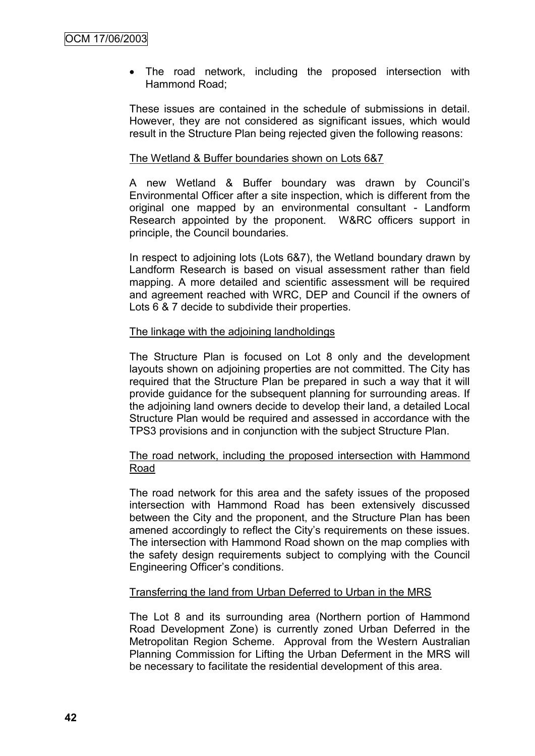- The road network, including the proposed intersection with Hammond Road;

These issues are contained in the schedule of submissions in detail. However, they are not considered as significant issues, which would result in the Structure Plan being rejected given the following reasons:

<u>The Wetland & Buffer boundaries shown on Lots 6&7</u>

A new Wetland & Buffer boundary was drawn by Council's Environmental Officer after a site inspection, which is different from the original one mapped by an environmental consultant - Landform Research appointed by the proponent. W&RC officers support in principle, the Council boundaries.

In respect to adjoining lots (Lots 6&7), the Wetland boundary drawn by Landform Research is based on visual assessment rather than field mapping. A more detailed and scientific assessment will be required and agreement reached with WRC, DEP and Council if the owners of Lots 6 & 7 decide to subdivide their properties.

<u>The linkage with the adjoining landholdings</u>

The Structure Plan is focused on Lot 8 only and the development layouts shown on adjoining properties are not committed. The City has required that the Structure Plan be prepared in such a way that it will provide guidance for the subsequent planning for surrounding areas. If the adjoining land owners decide to develop their land, a detailed Local Structure Plan would be required and assessed in accordance with the TPS3 provisions and in conjunction with the subject Structure Plan.

<u>The road network, including the proposed intersection with Hammond Road</u>

The road network for this area and the safety issues of the proposed intersection with Hammond Road has been extensively discussed between the City and the proponent, and the Structure Plan has been amened accordingly to reflect the City's requirements on these issues. The intersection with Hammond Road shown on the map complies with the safety design requirements subject to complying with the Council Engineering Officer's conditions.

<u>Transferring the land from Urban Deferred to Urban in the MRS</u>

The Lot 8 and its surrounding area (Northern portion of Hammond Road Development Zone) is currently zoned Urban Deferred in the Metropolitan Region Scheme. Approval from the Western Australian Planning Commission for Lifting the Urban Deferment in the MRS will be necessary to facilitate the residential development of this area.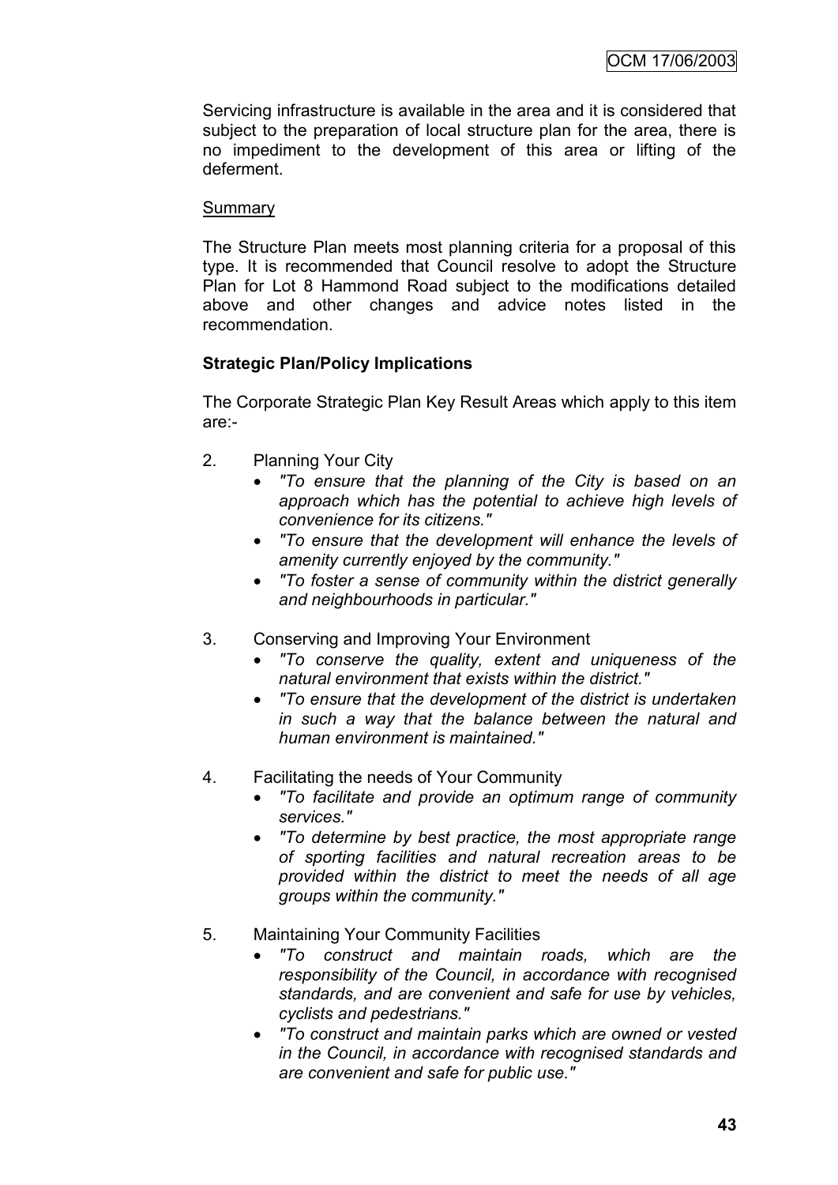Servicing infrastructure is available in the area and it is considered that subject to the preparation of local structure plan for the area, there is no impediment to the development of this area or lifting of the deferment.

Summary

The Structure Plan meets most planning criteria for a proposal of this type. It is recommended that Council resolve to adopt the Structure Plan for Lot 8 Hammond Road subject to the modifications detailed above and other changes and advice notes listed in the recommendation.

**Strategic Plan/Policy Implications**

The Corporate Strategic Plan Key Result Areas which apply to this item are:-

2. Planning Your City
   - *"To ensure that the planning of the City is based on an approach which has the potential to achieve high levels of convenience for its citizens."*
   - *"To ensure that the development will enhance the levels of amenity currently enjoyed by the community."*
   - *"To foster a sense of community within the district generally and neighbourhoods in particular."*

3. Conserving and Improving Your Environment
   - *"To conserve the quality, extent and uniqueness of the natural environment that exists within the district."*
   - *"To ensure that the development of the district is undertaken in such a way that the balance between the natural and human environment is maintained."*

4. Facilitating the needs of Your Community
   - *"To facilitate and provide an optimum range of community services."*
   - *"To determine by best practice, the most appropriate range of sporting facilities and natural recreation areas to be provided within the district to meet the needs of all age groups within the community."*

5. Maintaining Your Community Facilities
   - *"To construct and maintain roads, which are the responsibility of the Council, in accordance with recognised standards, and are convenient and safe for use by vehicles, cyclists and pedestrians."*
   - *"To construct and maintain parks which are owned or vested in the Council, in accordance with recognised standards and are convenient and safe for public use."*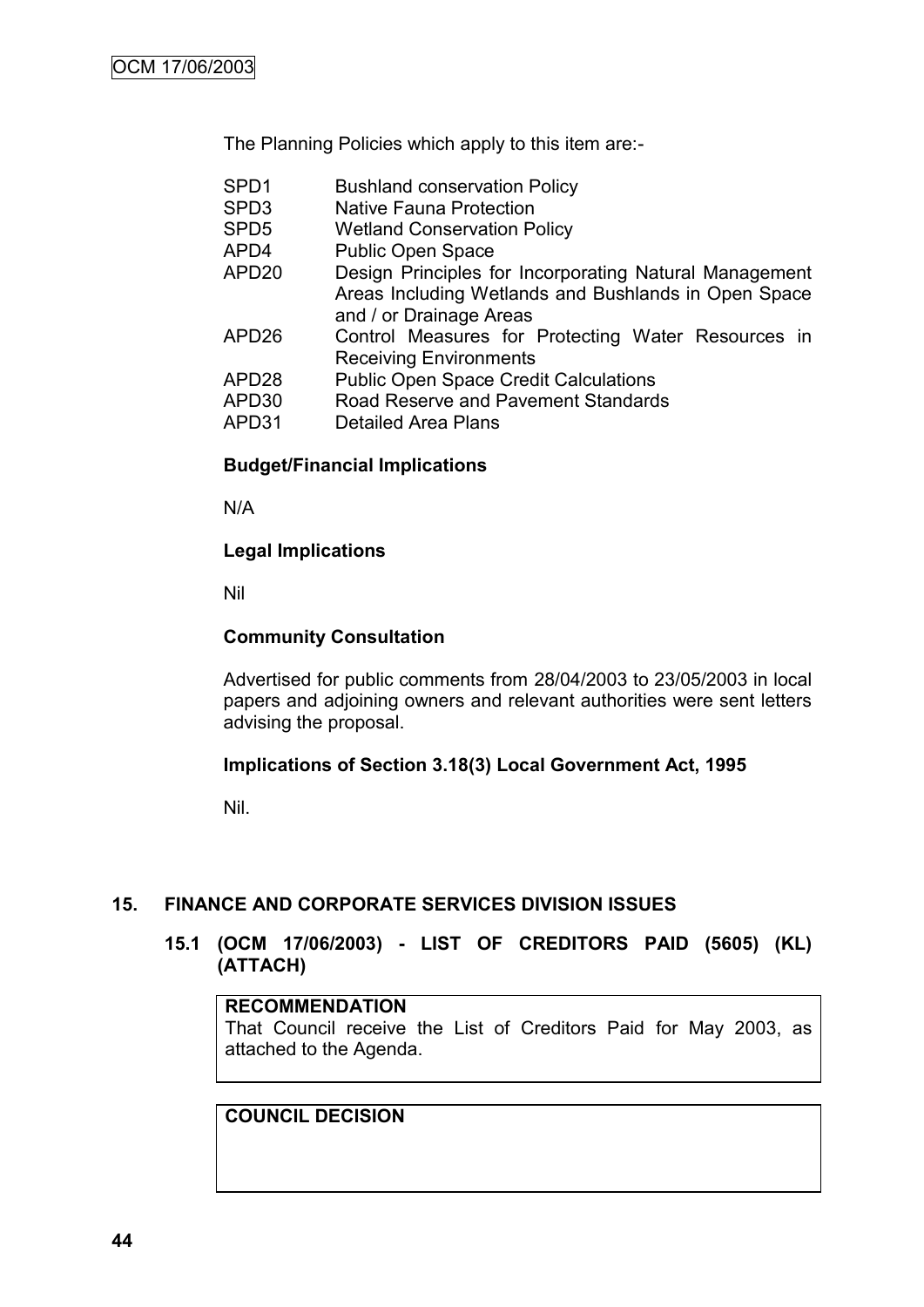The Planning Policies which apply to this item are:-

| | |
|---|---|
| SPD1 | Bushland conservation Policy |
| SPD3 | Native Fauna Protection |
| SPD5 | Wetland Conservation Policy |
| APD4 | Public Open Space |
| APD20 | Design Principles for Incorporating Natural Management Areas Including Wetlands and Bushlands in Open Space and / or Drainage Areas |
| APD26 | Control Measures for Protecting Water Resources in Receiving Environments |
| APD28 | Public Open Space Credit Calculations |
| APD30 | Road Reserve and Pavement Standards |
| APD31 | Detailed Area Plans |

**Budget/Financial Implications**

N/A

**Legal Implications**

Nil

**Community Consultation**

Advertised for public comments from 28/04/2003 to 23/05/2003 in local papers and adjoining owners and relevant authorities were sent letters advising the proposal.

**Implications of Section 3.18(3) Local Government Act, 1995**

Nil.

## 15. FINANCE AND CORPORATE SERVICES DIVISION ISSUES

### 15.1 (OCM 17/06/2003) - LIST OF CREDITORS PAID (5605) (KL) (ATTACH)

**RECOMMENDATION**

That Council receive the List of Creditors Paid for May 2003, as attached to the Agenda.

**COUNCIL DECISION**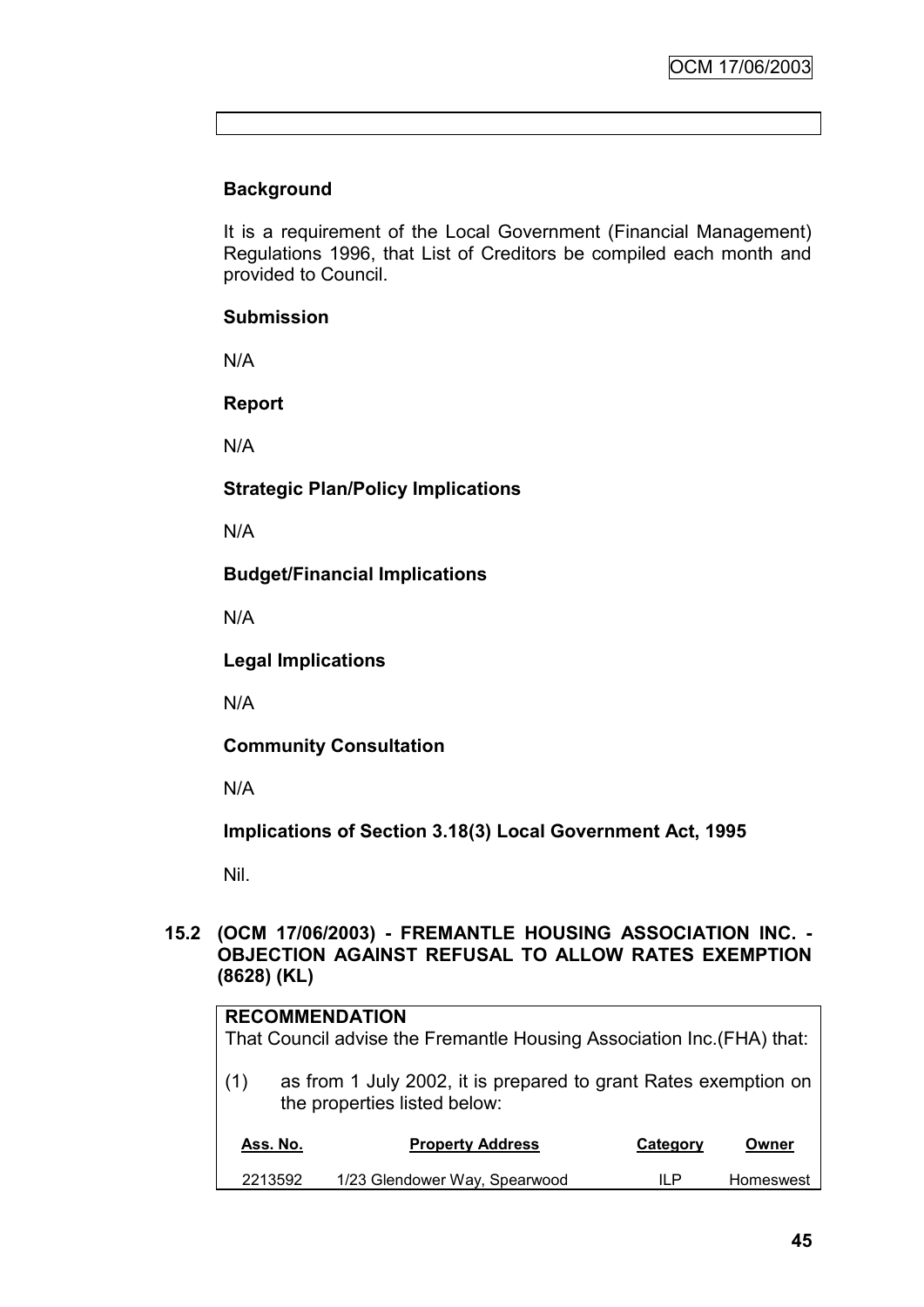**Background**

It is a requirement of the Local Government (Financial Management) Regulations 1996, that List of Creditors be compiled each month and provided to Council.

**Submission**

N/A

**Report**

N/A

**Strategic Plan/Policy Implications**

N/A

**Budget/Financial Implications**

N/A

**Legal Implications**

N/A

**Community Consultation**

N/A

**Implications of Section 3.18(3) Local Government Act, 1995**

Nil.

### 15.2 (OCM 17/06/2003) - FREMANTLE HOUSING ASSOCIATION INC. - OBJECTION AGAINST REFUSAL TO ALLOW RATES EXEMPTION (8628) (KL)

**RECOMMENDATION**

That Council advise the Fremantle Housing Association Inc.(FHA) that:

(1) as from 1 July 2002, it is prepared to grant Rates exemption on the properties listed below:

| Ass. No. | Property Address | Category | Owner |
|---|---|---|---|
| 2213592 | 1/23 Glendower Way, Spearwood | ILP | Homeswest |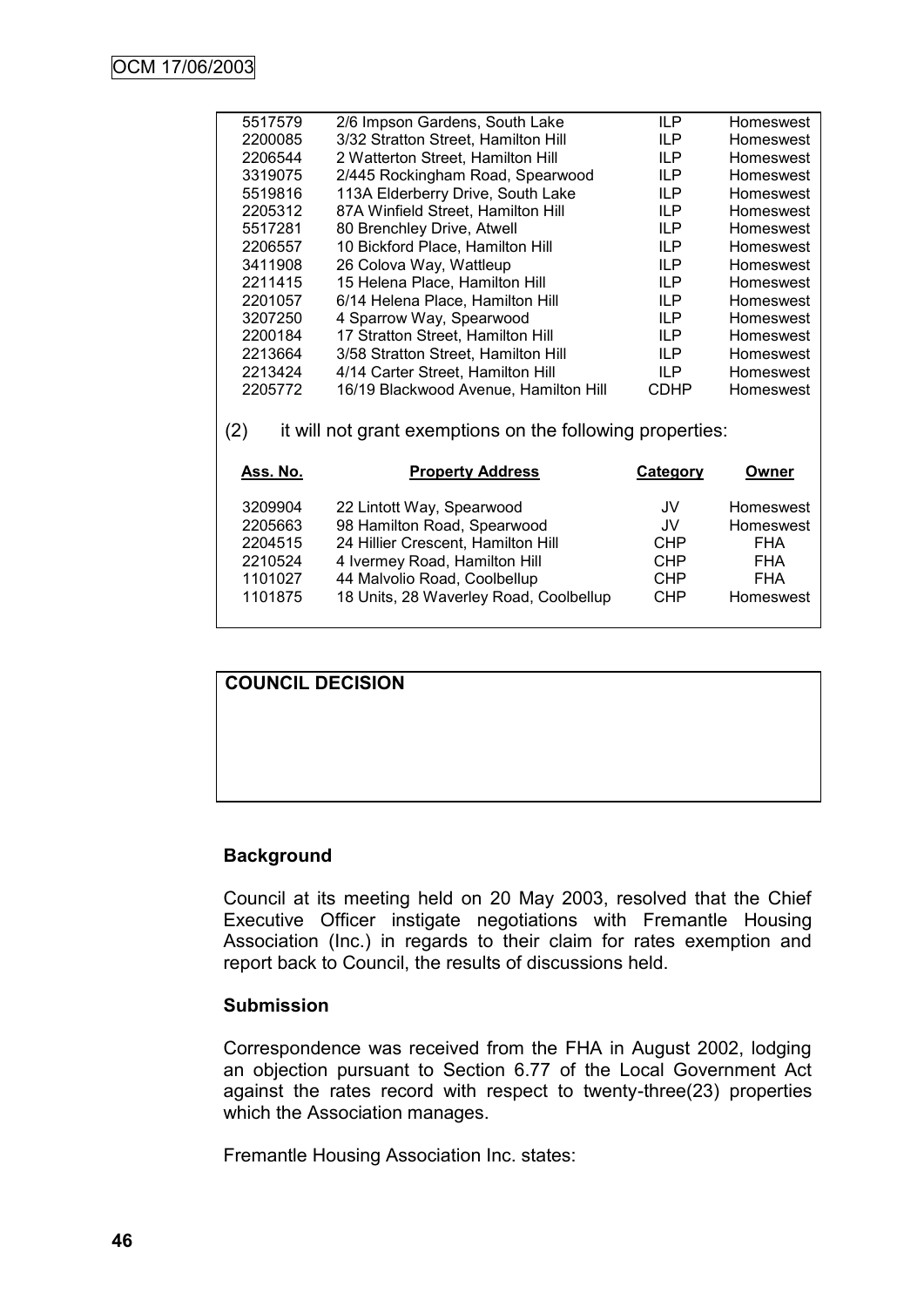| | | | |
|---|---|---|---|
| 5517579 | 2/6 Impson Gardens, South Lake | ILP | Homeswest |
| 2200085 | 3/32 Stratton Street, Hamilton Hill | ILP | Homeswest |
| 2206544 | 2 Watterton Street, Hamilton Hill | ILP | Homeswest |
| 3319075 | 2/445 Rockingham Road, Spearwood | ILP | Homeswest |
| 5519816 | 113A Elderberry Drive, South Lake | ILP | Homeswest |
| 2205312 | 87A Winfield Street, Hamilton Hill | ILP | Homeswest |
| 5517281 | 80 Brenchley Drive, Atwell | ILP | Homeswest |
| 2206557 | 10 Bickford Place, Hamilton Hill | ILP | Homeswest |
| 3411908 | 26 Colova Way, Wattleup | ILP | Homeswest |
| 2211415 | 15 Helena Place, Hamilton Hill | ILP | Homeswest |
| 2201057 | 6/14 Helena Place, Hamilton Hill | ILP | Homeswest |
| 3207250 | 4 Sparrow Way, Spearwood | ILP | Homeswest |
| 2200184 | 17 Stratton Street, Hamilton Hill | ILP | Homeswest |
| 2213664 | 3/58 Stratton Street, Hamilton Hill | ILP | Homeswest |
| 2213424 | 4/14 Carter Street, Hamilton Hill | ILP | Homeswest |
| 2205772 | 16/19 Blackwood Avenue, Hamilton Hill | CDHP | Homeswest |

(2) it will not grant exemptions on the following properties:

| Ass. No. | Property Address | Category | Owner |
|---|---|---|---|
| 3209904 | 22 Lintott Way, Spearwood | JV | Homeswest |
| 2205663 | 98 Hamilton Road, Spearwood | JV | Homeswest |
| 2204515 | 24 Hillier Crescent, Hamilton Hill | CHP | FHA |
| 2210524 | 4 Ivermey Road, Hamilton Hill | CHP | FHA |
| 1101027 | 44 Malvolio Road, Coolbellup | CHP | FHA |
| 1101875 | 18 Units, 28 Waverley Road, Coolbellup | CHP | Homeswest |

**COUNCIL DECISION**

### Background

Council at its meeting held on 20 May 2003, resolved that the Chief Executive Officer instigate negotiations with Fremantle Housing Association (Inc.) in regards to their claim for rates exemption and report back to Council, the results of discussions held.

### Submission

Correspondence was received from the FHA in August 2002, lodging an objection pursuant to Section 6.77 of the Local Government Act against the rates record with respect to twenty-three(23) properties which the Association manages.

Fremantle Housing Association Inc. states: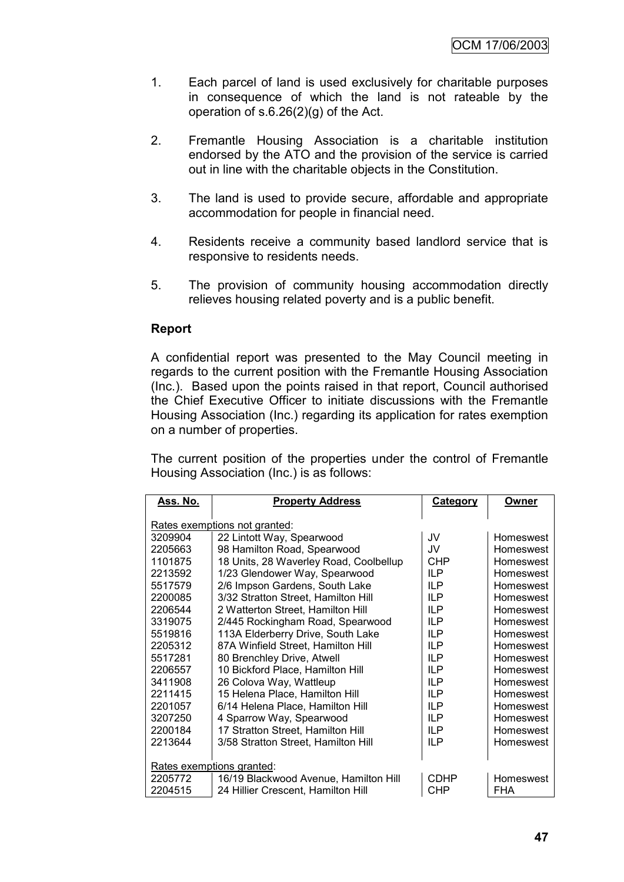1. Each parcel of land is used exclusively for charitable purposes in consequence of which the land is not rateable by the operation of s.6.26(2)(g) of the Act.

2. Fremantle Housing Association is a charitable institution endorsed by the ATO and the provision of the service is carried out in line with the charitable objects in the Constitution.

3. The land is used to provide secure, affordable and appropriate accommodation for people in financial need.

4. Residents receive a community based landlord service that is responsive to residents needs.

5. The provision of community housing accommodation directly relieves housing related poverty and is a public benefit.

**Report**

A confidential report was presented to the May Council meeting in regards to the current position with the Fremantle Housing Association (Inc.). Based upon the points raised in that report, Council authorised the Chief Executive Officer to initiate discussions with the Fremantle Housing Association (Inc.) regarding its application for rates exemption on a number of properties.

The current position of the properties under the control of Fremantle Housing Association (Inc.) is as follows:

| Ass. No. | Property Address | Category | Owner |
|---|---|---|---|
| Rates exemptions not granted: | | | |
| 3209904 | 22 Lintott Way, Spearwood | JV | Homeswest |
| 2205663 | 98 Hamilton Road, Spearwood | JV | Homeswest |
| 1101875 | 18 Units, 28 Waverley Road, Coolbellup | CHP | Homeswest |
| 2213592 | 1/23 Glendower Way, Spearwood | ILP | Homeswest |
| 5517579 | 2/6 Impson Gardens, South Lake | ILP | Homeswest |
| 2200085 | 3/32 Stratton Street, Hamilton Hill | ILP | Homeswest |
| 2206544 | 2 Watterton Street, Hamilton Hill | ILP | Homeswest |
| 3319075 | 2/445 Rockingham Road, Spearwood | ILP | Homeswest |
| 5519816 | 113A Elderberry Drive, South Lake | ILP | Homeswest |
| 2205312 | 87A Winfield Street, Hamilton Hill | ILP | Homeswest |
| 5517281 | 80 Brenchley Drive, Atwell | ILP | Homeswest |
| 2206557 | 10 Bickford Place, Hamilton Hill | ILP | Homeswest |
| 3411908 | 26 Colova Way, Wattleup | ILP | Homeswest |
| 2211415 | 15 Helena Place, Hamilton Hill | ILP | Homeswest |
| 2201057 | 6/14 Helena Place, Hamilton Hill | ILP | Homeswest |
| 3207250 | 4 Sparrow Way, Spearwood | ILP | Homeswest |
| 2200184 | 17 Stratton Street, Hamilton Hill | ILP | Homeswest |
| 2213644 | 3/58 Stratton Street, Hamilton Hill | ILP | Homeswest |
| Rates exemptions granted: | | | |
| 2205772 | 16/19 Blackwood Avenue, Hamilton Hill | CDHP | Homeswest |
| 2204515 | 24 Hillier Crescent, Hamilton Hill | CHP | FHA |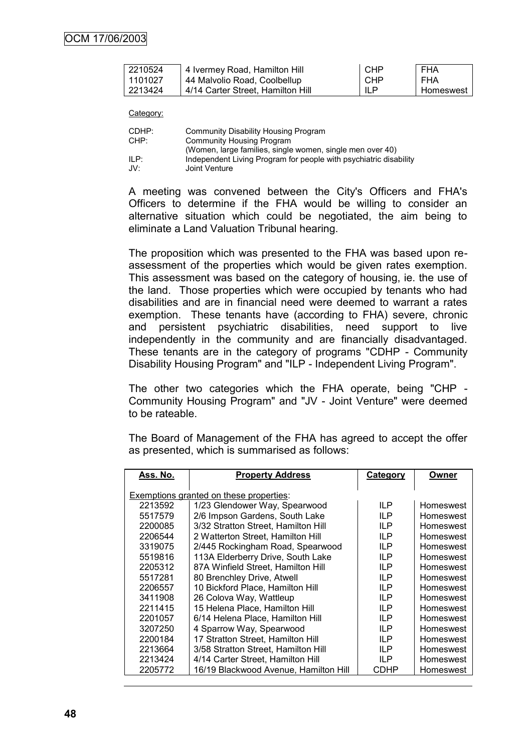| | | | |
|---|---|---|---|
| 2210524 | 4 Ivermey Road, Hamilton Hill | CHP | FHA |
| 1101027 | 44 Malvolio Road, Coolbellup | CHP | FHA |
| 2213424 | 4/14 Carter Street, Hamilton Hill | ILP | Homeswest |

Category:

CDHP: Community Disability Housing Program
CHP: Community Housing Program
(Women, large families, single women, single men over 40)
ILP: Independent Living Program for people with psychiatric disability
JV: Joint Venture

A meeting was convened between the City's Officers and FHA's Officers to determine if the FHA would be willing to consider an alternative situation which could be negotiated, the aim being to eliminate a Land Valuation Tribunal hearing.

The proposition which was presented to the FHA was based upon re-assessment of the properties which would be given rates exemption. This assessment was based on the category of housing, ie. the use of the land. Those properties which were occupied by tenants who had disabilities and are in financial need were deemed to warrant a rates exemption. These tenants have (according to FHA) severe, chronic and persistent psychiatric disabilities, need support to live independently in the community and are financially disadvantaged. These tenants are in the category of programs "CDHP - Community Disability Housing Program" and "ILP - Independent Living Program".

The other two categories which the FHA operate, being "CHP - Community Housing Program" and "JV - Joint Venture" were deemed to be rateable.

The Board of Management of the FHA has agreed to accept the offer as presented, which is summarised as follows:

| Ass. No. | Property Address | Category | Owner |
|---|---|---|---|
| Exemptions granted on these properties: | | | |
| 2213592 | 1/23 Glendower Way, Spearwood | ILP | Homeswest |
| 5517579 | 2/6 Impson Gardens, South Lake | ILP | Homeswest |
| 2200085 | 3/32 Stratton Street, Hamilton Hill | ILP | Homeswest |
| 2206544 | 2 Watterton Street, Hamilton Hill | ILP | Homeswest |
| 3319075 | 2/445 Rockingham Road, Spearwood | ILP | Homeswest |
| 5519816 | 113A Elderberry Drive, South Lake | ILP | Homeswest |
| 2205312 | 87A Winfield Street, Hamilton Hill | ILP | Homeswest |
| 5517281 | 80 Brenchley Drive, Atwell | ILP | Homeswest |
| 2206557 | 10 Bickford Place, Hamilton Hill | ILP | Homeswest |
| 3411908 | 26 Colova Way, Wattleup | ILP | Homeswest |
| 2211415 | 15 Helena Place, Hamilton Hill | ILP | Homeswest |
| 2201057 | 6/14 Helena Place, Hamilton Hill | ILP | Homeswest |
| 3207250 | 4 Sparrow Way, Spearwood | ILP | Homeswest |
| 2200184 | 17 Stratton Street, Hamilton Hill | ILP | Homeswest |
| 2213664 | 3/58 Stratton Street, Hamilton Hill | ILP | Homeswest |
| 2213424 | 4/14 Carter Street, Hamilton Hill | ILP | Homeswest |
| 2205772 | 16/19 Blackwood Avenue, Hamilton Hill | CDHP | Homeswest |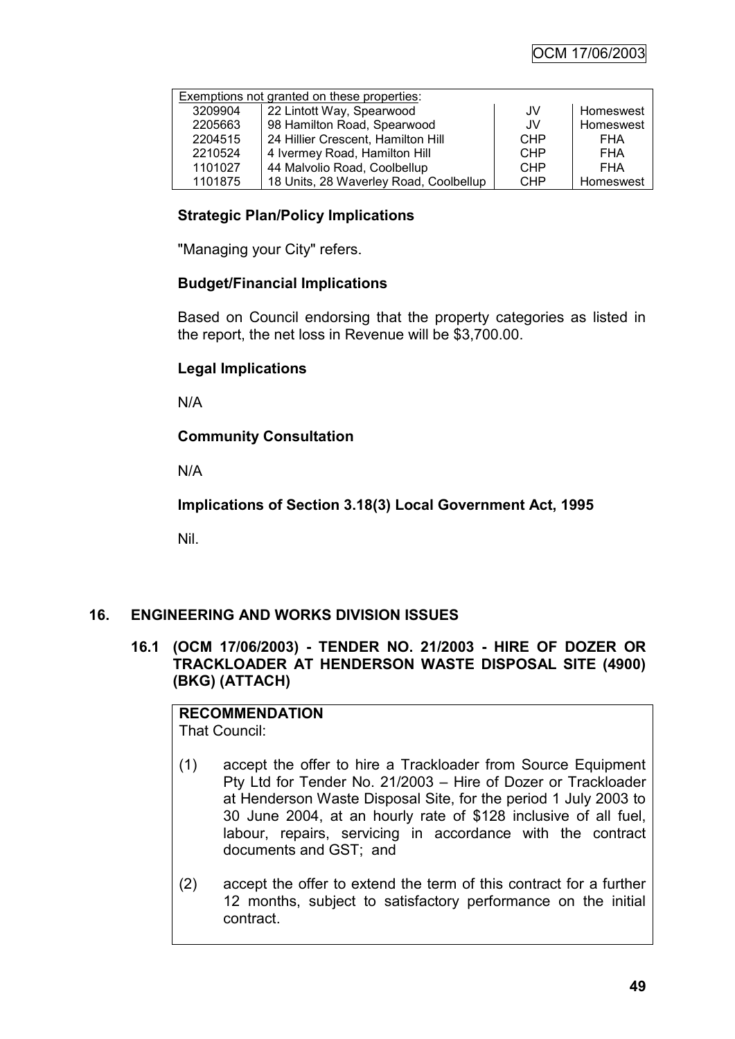| Exemptions not granted on these properties: | | | |
|---|---|---|---|
| 3209904 | 22 Lintott Way, Spearwood | JV | Homeswest |
| 2205663 | 98 Hamilton Road, Spearwood | JV | Homeswest |
| 2204515 | 24 Hillier Crescent, Hamilton Hill | CHP | FHA |
| 2210524 | 4 Ivermey Road, Hamilton Hill | CHP | FHA |
| 1101027 | 44 Malvolio Road, Coolbellup | CHP | FHA |
| 1101875 | 18 Units, 28 Waverley Road, Coolbellup | CHP | Homeswest |

**Strategic Plan/Policy Implications**

"Managing your City" refers.

**Budget/Financial Implications**

Based on Council endorsing that the property categories as listed in the report, the net loss in Revenue will be $3,700.00.

**Legal Implications**

N/A

**Community Consultation**

N/A

**Implications of Section 3.18(3) Local Government Act, 1995**

Nil.

## 16. ENGINEERING AND WORKS DIVISION ISSUES

### 16.1 (OCM 17/06/2003) - TENDER NO. 21/2003 - HIRE OF DOZER OR TRACKLOADER AT HENDERSON WASTE DISPOSAL SITE (4900) (BKG) (ATTACH)

**RECOMMENDATION**

That Council:

(1) accept the offer to hire a Trackloader from Source Equipment Pty Ltd for Tender No. 21/2003 – Hire of Dozer or Trackloader at Henderson Waste Disposal Site, for the period 1 July 2003 to 30 June 2004, at an hourly rate of $128 inclusive of all fuel, labour, repairs, servicing in accordance with the contract documents and GST; and

(2) accept the offer to extend the term of this contract for a further 12 months, subject to satisfactory performance on the initial contract.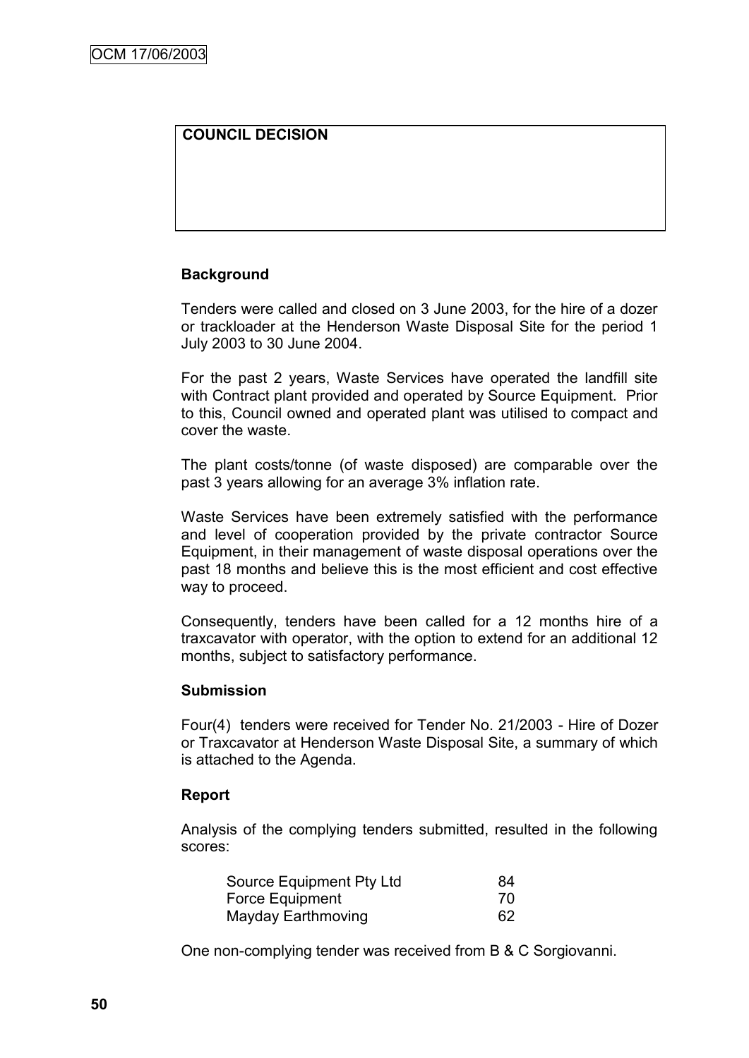**COUNCIL DECISION**

**Background**

Tenders were called and closed on 3 June 2003, for the hire of a dozer or trackloader at the Henderson Waste Disposal Site for the period 1 July 2003 to 30 June 2004.

For the past 2 years, Waste Services have operated the landfill site with Contract plant provided and operated by Source Equipment. Prior to this, Council owned and operated plant was utilised to compact and cover the waste.

The plant costs/tonne (of waste disposed) are comparable over the past 3 years allowing for an average 3% inflation rate.

Waste Services have been extremely satisfied with the performance and level of cooperation provided by the private contractor Source Equipment, in their management of waste disposal operations over the past 18 months and believe this is the most efficient and cost effective way to proceed.

Consequently, tenders have been called for a 12 months hire of a traxcavator with operator, with the option to extend for an additional 12 months, subject to satisfactory performance.

**Submission**

Four(4) tenders were received for Tender No. 21/2003 - Hire of Dozer or Traxcavator at Henderson Waste Disposal Site, a summary of which is attached to the Agenda.

**Report**

Analysis of the complying tenders submitted, resulted in the following scores:

| | |
|---|---|
| Source Equipment Pty Ltd | 84 |
| Force Equipment | 70 |
| Mayday Earthmoving | 62 |

One non-complying tender was received from B & C Sorgiovanni.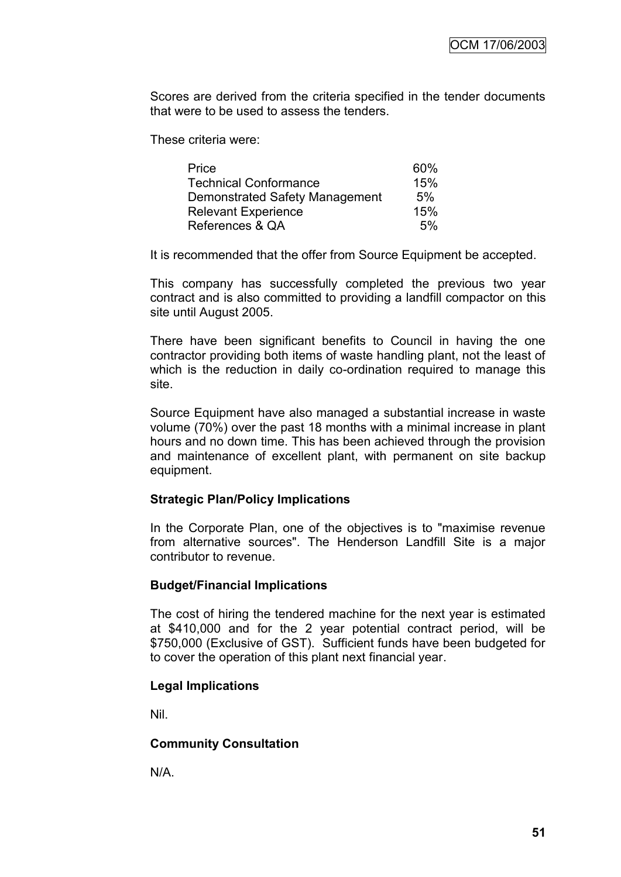Scores are derived from the criteria specified in the tender documents that were to be used to assess the tenders.

These criteria were:

| | |
|---|---|
| Price | 60% |
| Technical Conformance | 15% |
| Demonstrated Safety Management | 5% |
| Relevant Experience | 15% |
| References & QA | 5% |

It is recommended that the offer from Source Equipment be accepted.

This company has successfully completed the previous two year contract and is also committed to providing a landfill compactor on this site until August 2005.

There have been significant benefits to Council in having the one contractor providing both items of waste handling plant, not the least of which is the reduction in daily co-ordination required to manage this site.

Source Equipment have also managed a substantial increase in waste volume (70%) over the past 18 months with a minimal increase in plant hours and no down time. This has been achieved through the provision and maintenance of excellent plant, with permanent on site backup equipment.

**Strategic Plan/Policy Implications**

In the Corporate Plan, one of the objectives is to "maximise revenue from alternative sources". The Henderson Landfill Site is a major contributor to revenue.

**Budget/Financial Implications**

The cost of hiring the tendered machine for the next year is estimated at $410,000 and for the 2 year potential contract period, will be $750,000 (Exclusive of GST). Sufficient funds have been budgeted for to cover the operation of this plant next financial year.

**Legal Implications**

Nil.

**Community Consultation**

N/A.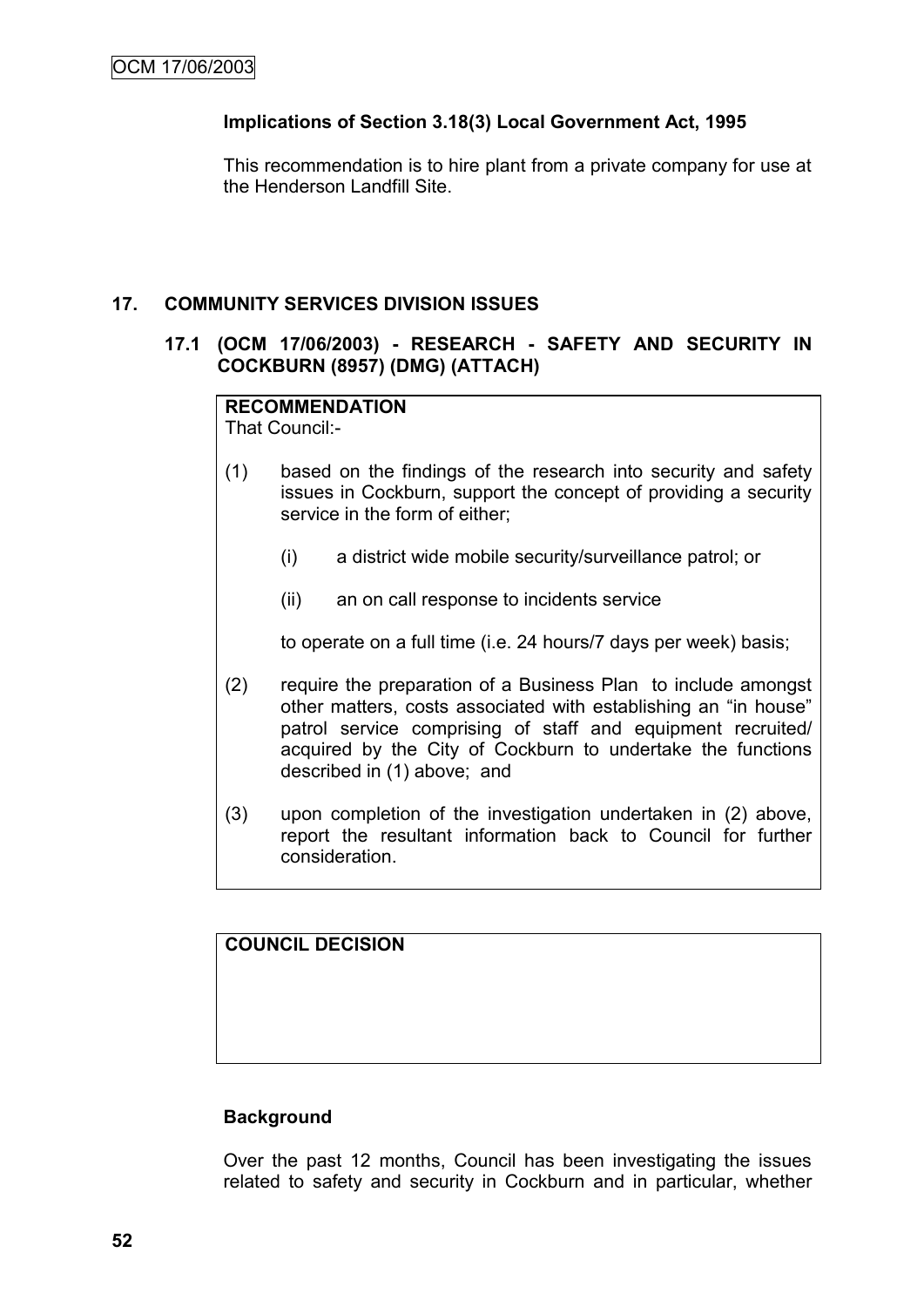**Implications of Section 3.18(3) Local Government Act, 1995**

This recommendation is to hire plant from a private company for use at the Henderson Landfill Site.

## 17. COMMUNITY SERVICES DIVISION ISSUES

### 17.1 (OCM 17/06/2003) - RESEARCH - SAFETY AND SECURITY IN COCKBURN (8957) (DMG) (ATTACH)

**RECOMMENDATION**
That Council:-

(1) based on the findings of the research into security and safety issues in Cockburn, support the concept of providing a security service in the form of either;

  (i) a district wide mobile security/surveillance patrol; or

  (ii) an on call response to incidents service

  to operate on a full time (i.e. 24 hours/7 days per week) basis;

(2) require the preparation of a Business Plan to include amongst other matters, costs associated with establishing an "in house" patrol service comprising of staff and equipment recruited/ acquired by the City of Cockburn to undertake the functions described in (1) above; and

(3) upon completion of the investigation undertaken in (2) above, report the resultant information back to Council for further consideration.

**COUNCIL DECISION**

**Background**

Over the past 12 months, Council has been investigating the issues related to safety and security in Cockburn and in particular, whether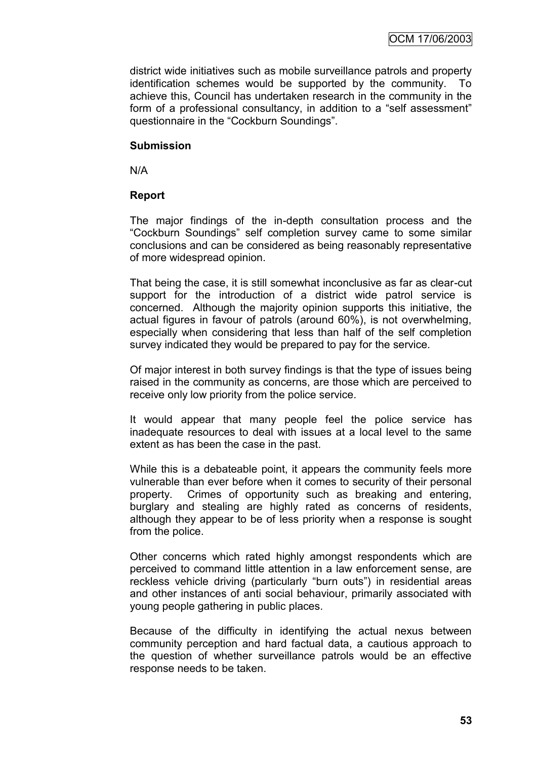district wide initiatives such as mobile surveillance patrols and property identification schemes would be supported by the community. To achieve this, Council has undertaken research in the community in the form of a professional consultancy, in addition to a "self assessment" questionnaire in the "Cockburn Soundings".

**Submission**

N/A

**Report**

The major findings of the in-depth consultation process and the "Cockburn Soundings" self completion survey came to some similar conclusions and can be considered as being reasonably representative of more widespread opinion.

That being the case, it is still somewhat inconclusive as far as clear-cut support for the introduction of a district wide patrol service is concerned. Although the majority opinion supports this initiative, the actual figures in favour of patrols (around 60%), is not overwhelming, especially when considering that less than half of the self completion survey indicated they would be prepared to pay for the service.

Of major interest in both survey findings is that the type of issues being raised in the community as concerns, are those which are perceived to receive only low priority from the police service.

It would appear that many people feel the police service has inadequate resources to deal with issues at a local level to the same extent as has been the case in the past.

While this is a debateable point, it appears the community feels more vulnerable than ever before when it comes to security of their personal property. Crimes of opportunity such as breaking and entering, burglary and stealing are highly rated as concerns of residents, although they appear to be of less priority when a response is sought from the police.

Other concerns which rated highly amongst respondents which are perceived to command little attention in a law enforcement sense, are reckless vehicle driving (particularly "burn outs") in residential areas and other instances of anti social behaviour, primarily associated with young people gathering in public places.

Because of the difficulty in identifying the actual nexus between community perception and hard factual data, a cautious approach to the question of whether surveillance patrols would be an effective response needs to be taken.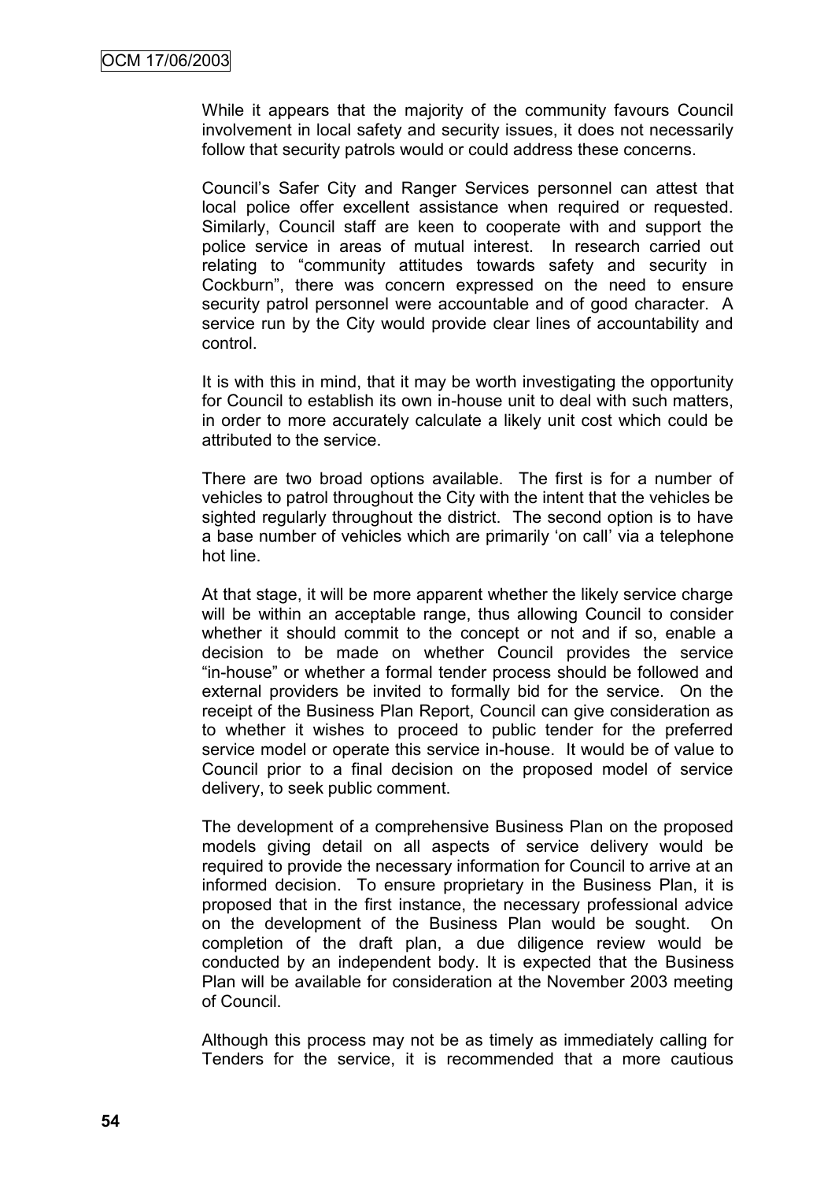While it appears that the majority of the community favours Council involvement in local safety and security issues, it does not necessarily follow that security patrols would or could address these concerns.

Council's Safer City and Ranger Services personnel can attest that local police offer excellent assistance when required or requested. Similarly, Council staff are keen to cooperate with and support the police service in areas of mutual interest. In research carried out relating to "community attitudes towards safety and security in Cockburn", there was concern expressed on the need to ensure security patrol personnel were accountable and of good character. A service run by the City would provide clear lines of accountability and control.

It is with this in mind, that it may be worth investigating the opportunity for Council to establish its own in-house unit to deal with such matters, in order to more accurately calculate a likely unit cost which could be attributed to the service.

There are two broad options available. The first is for a number of vehicles to patrol throughout the City with the intent that the vehicles be sighted regularly throughout the district. The second option is to have a base number of vehicles which are primarily 'on call' via a telephone hot line.

At that stage, it will be more apparent whether the likely service charge will be within an acceptable range, thus allowing Council to consider whether it should commit to the concept or not and if so, enable a decision to be made on whether Council provides the service "in-house" or whether a formal tender process should be followed and external providers be invited to formally bid for the service. On the receipt of the Business Plan Report, Council can give consideration as to whether it wishes to proceed to public tender for the preferred service model or operate this service in-house. It would be of value to Council prior to a final decision on the proposed model of service delivery, to seek public comment.

The development of a comprehensive Business Plan on the proposed models giving detail on all aspects of service delivery would be required to provide the necessary information for Council to arrive at an informed decision. To ensure proprietary in the Business Plan, it is proposed that in the first instance, the necessary professional advice on the development of the Business Plan would be sought. On completion of the draft plan, a due diligence review would be conducted by an independent body. It is expected that the Business Plan will be available for consideration at the November 2003 meeting of Council.

Although this process may not be as timely as immediately calling for Tenders for the service, it is recommended that a more cautious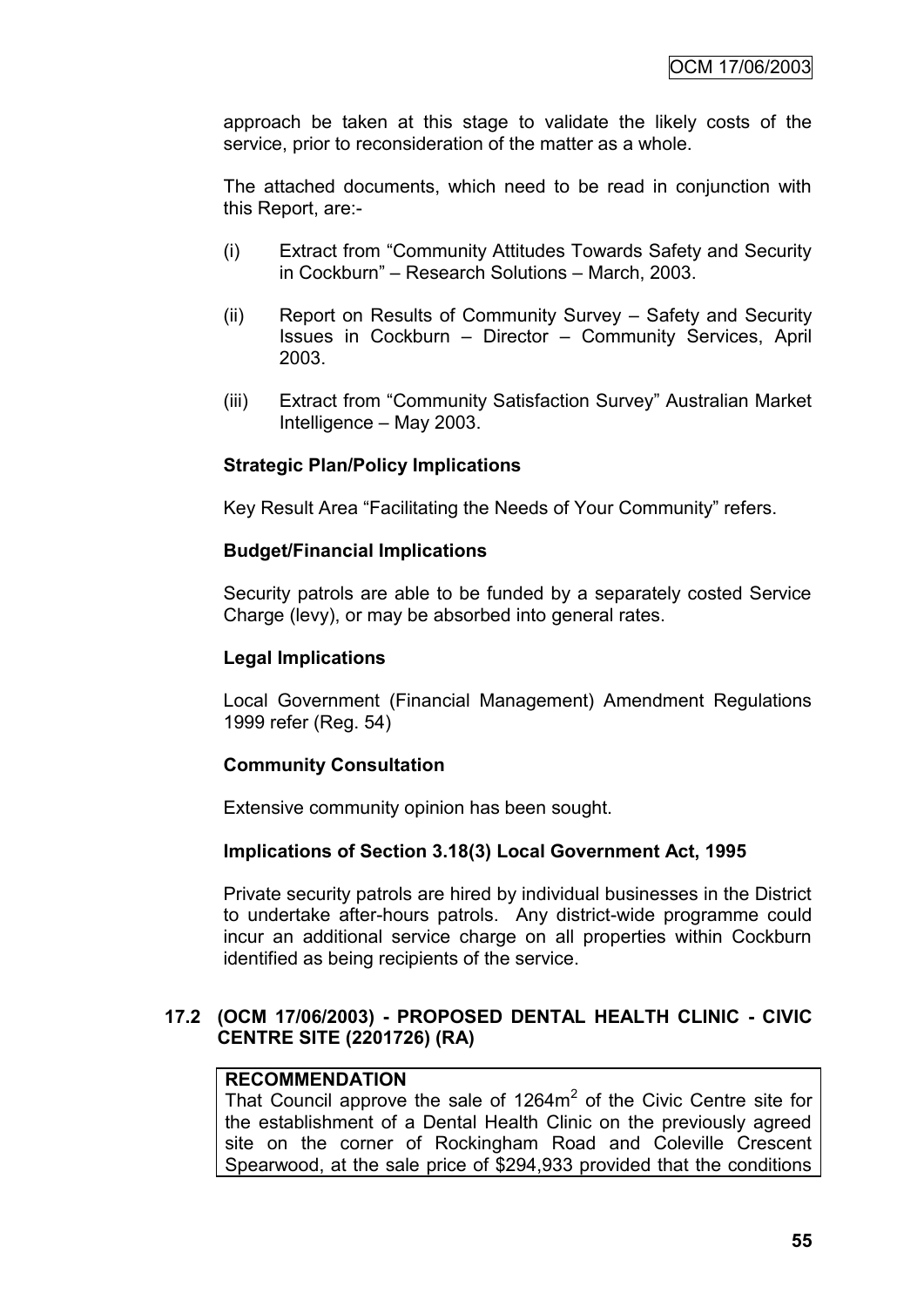approach be taken at this stage to validate the likely costs of the service, prior to reconsideration of the matter as a whole.

The attached documents, which need to be read in conjunction with this Report, are:-

(i) Extract from "Community Attitudes Towards Safety and Security in Cockburn" – Research Solutions – March, 2003.

(ii) Report on Results of Community Survey – Safety and Security Issues in Cockburn – Director – Community Services, April 2003.

(iii) Extract from "Community Satisfaction Survey" Australian Market Intelligence – May 2003.

**Strategic Plan/Policy Implications**

Key Result Area "Facilitating the Needs of Your Community" refers.

**Budget/Financial Implications**

Security patrols are able to be funded by a separately costed Service Charge (levy), or may be absorbed into general rates.

**Legal Implications**

Local Government (Financial Management) Amendment Regulations 1999 refer (Reg. 54)

**Community Consultation**

Extensive community opinion has been sought.

**Implications of Section 3.18(3) Local Government Act, 1995**

Private security patrols are hired by individual businesses in the District to undertake after-hours patrols. Any district-wide programme could incur an additional service charge on all properties within Cockburn identified as being recipients of the service.

### 17.2 (OCM 17/06/2003) - PROPOSED DENTAL HEALTH CLINIC - CIVIC CENTRE SITE (2201726) (RA)

**RECOMMENDATION**
That Council approve the sale of 1264m$^2$ of the Civic Centre site for the establishment of a Dental Health Clinic on the previously agreed site on the corner of Rockingham Road and Coleville Crescent Spearwood, at the sale price of $294,933 provided that the conditions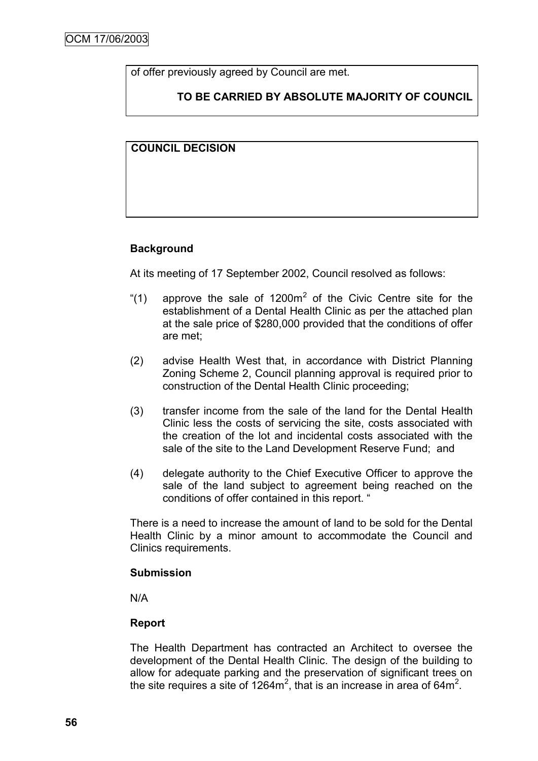of offer previously agreed by Council are met.

**TO BE CARRIED BY ABSOLUTE MAJORITY OF COUNCIL**

**COUNCIL DECISION**

**Background**

At its meeting of 17 September 2002, Council resolved as follows:

"(1) approve the sale of $1200m^2$ of the Civic Centre site for the establishment of a Dental Health Clinic as per the attached plan at the sale price of $280,000 provided that the conditions of offer are met;

(2) advise Health West that, in accordance with District Planning Zoning Scheme 2, Council planning approval is required prior to construction of the Dental Health Clinic proceeding;

(3) transfer income from the sale of the land for the Dental Health Clinic less the costs of servicing the site, costs associated with the creation of the lot and incidental costs associated with the sale of the site to the Land Development Reserve Fund; and

(4) delegate authority to the Chief Executive Officer to approve the sale of the land subject to agreement being reached on the conditions of offer contained in this report. "

There is a need to increase the amount of land to be sold for the Dental Health Clinic by a minor amount to accommodate the Council and Clinics requirements.

**Submission**

N/A

**Report**

The Health Department has contracted an Architect to oversee the development of the Dental Health Clinic. The design of the building to allow for adequate parking and the preservation of significant trees on the site requires a site of $1264m^2$, that is an increase in area of $64m^2$.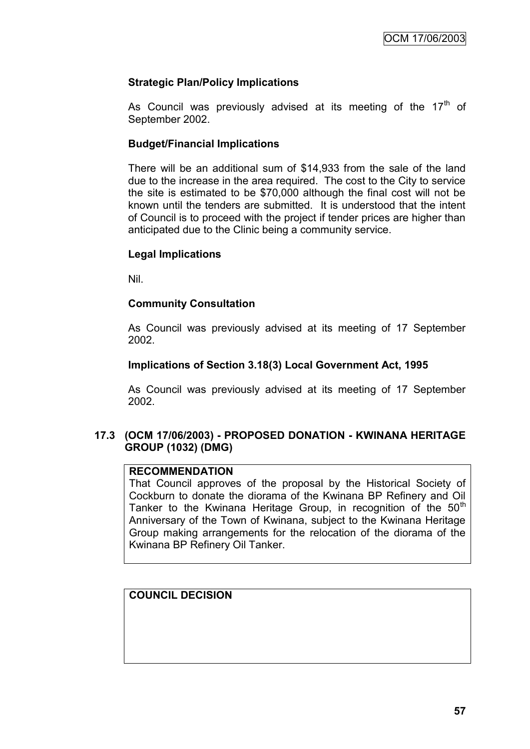### Strategic Plan/Policy Implications

As Council was previously advised at its meeting of the 17th of September 2002.

### Budget/Financial Implications

There will be an additional sum of $14,933 from the sale of the land due to the increase in the area required. The cost to the City to service the site is estimated to be $70,000 although the final cost will not be known until the tenders are submitted. It is understood that the intent of Council is to proceed with the project if tender prices are higher than anticipated due to the Clinic being a community service.

### Legal Implications

Nil.

### Community Consultation

As Council was previously advised at its meeting of 17 September 2002.

### Implications of Section 3.18(3) Local Government Act, 1995

As Council was previously advised at its meeting of 17 September 2002.

## 17.3 (OCM 17/06/2003) - PROPOSED DONATION - KWINANA HERITAGE GROUP (1032) (DMG)

**RECOMMENDATION**

That Council approves of the proposal by the Historical Society of Cockburn to donate the diorama of the Kwinana BP Refinery and Oil Tanker to the Kwinana Heritage Group, in recognition of the 50th Anniversary of the Town of Kwinana, subject to the Kwinana Heritage Group making arrangements for the relocation of the diorama of the Kwinana BP Refinery Oil Tanker.

**COUNCIL DECISION**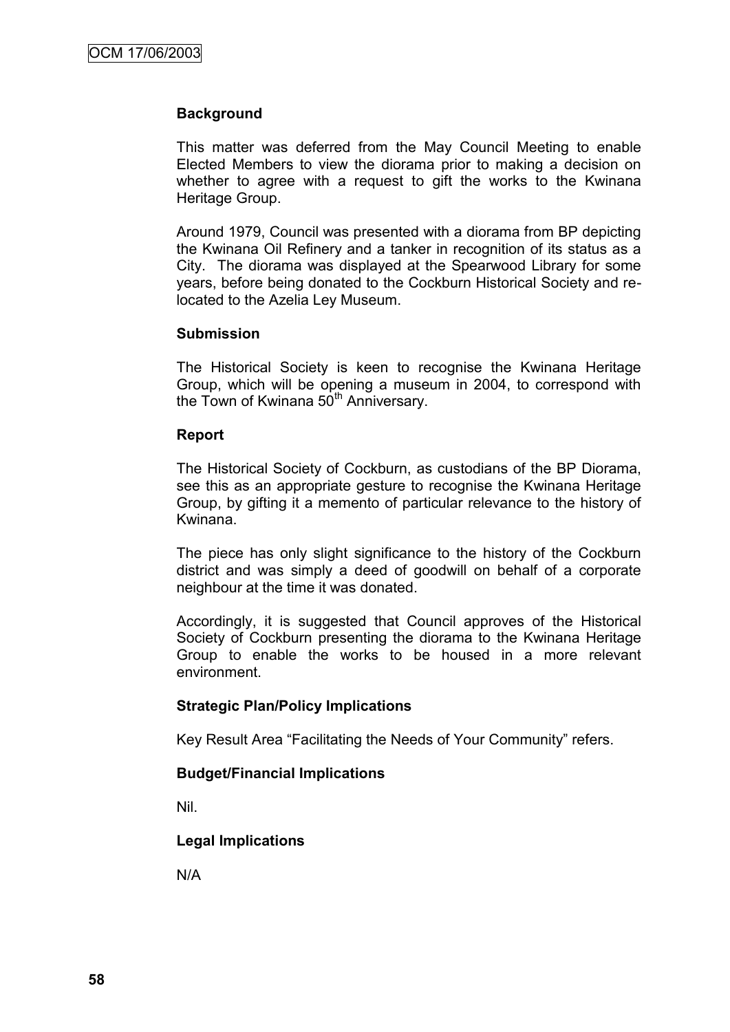### Background

This matter was deferred from the May Council Meeting to enable Elected Members to view the diorama prior to making a decision on whether to agree with a request to gift the works to the Kwinana Heritage Group.

Around 1979, Council was presented with a diorama from BP depicting the Kwinana Oil Refinery and a tanker in recognition of its status as a City. The diorama was displayed at the Spearwood Library for some years, before being donated to the Cockburn Historical Society and re-located to the Azelia Ley Museum.

### Submission

The Historical Society is keen to recognise the Kwinana Heritage Group, which will be opening a museum in 2004, to correspond with the Town of Kwinana 50th Anniversary.

### Report

The Historical Society of Cockburn, as custodians of the BP Diorama, see this as an appropriate gesture to recognise the Kwinana Heritage Group, by gifting it a memento of particular relevance to the history of Kwinana.

The piece has only slight significance to the history of the Cockburn district and was simply a deed of goodwill on behalf of a corporate neighbour at the time it was donated.

Accordingly, it is suggested that Council approves of the Historical Society of Cockburn presenting the diorama to the Kwinana Heritage Group to enable the works to be housed in a more relevant environment.

### Strategic Plan/Policy Implications

Key Result Area "Facilitating the Needs of Your Community" refers.

### Budget/Financial Implications

Nil.

### Legal Implications

N/A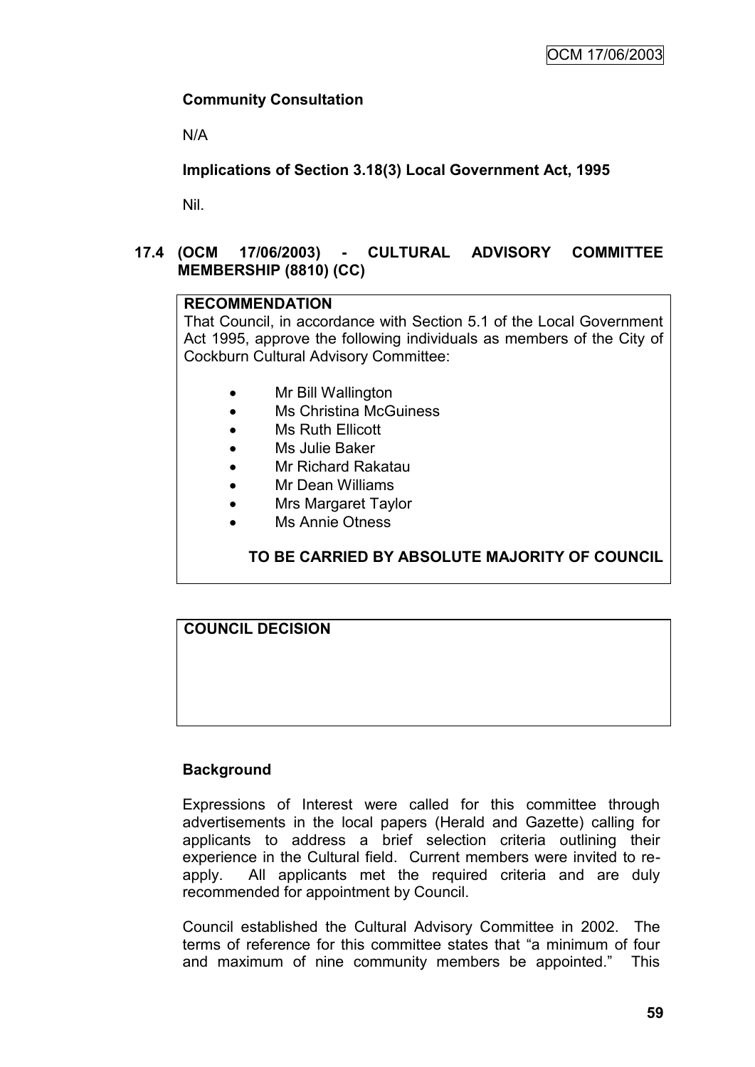**Community Consultation**

N/A

**Implications of Section 3.18(3) Local Government Act, 1995**

Nil.

## 17.4 (OCM 17/06/2003) - CULTURAL ADVISORY COMMITTEE MEMBERSHIP (8810) (CC)

**RECOMMENDATION**

That Council, in accordance with Section 5.1 of the Local Government Act 1995, approve the following individuals as members of the City of Cockburn Cultural Advisory Committee:

- Mr Bill Wallington
- Ms Christina McGuiness
- Ms Ruth Ellicott
- Ms Julie Baker
- Mr Richard Rakatau
- Mr Dean Williams
- Mrs Margaret Taylor
- Ms Annie Otness

**TO BE CARRIED BY ABSOLUTE MAJORITY OF COUNCIL**

**COUNCIL DECISION**

**Background**

Expressions of Interest were called for this committee through advertisements in the local papers (Herald and Gazette) calling for applicants to address a brief selection criteria outlining their experience in the Cultural field. Current members were invited to re-apply. All applicants met the required criteria and are duly recommended for appointment by Council.

Council established the Cultural Advisory Committee in 2002. The terms of reference for this committee states that "a minimum of four and maximum of nine community members be appointed." This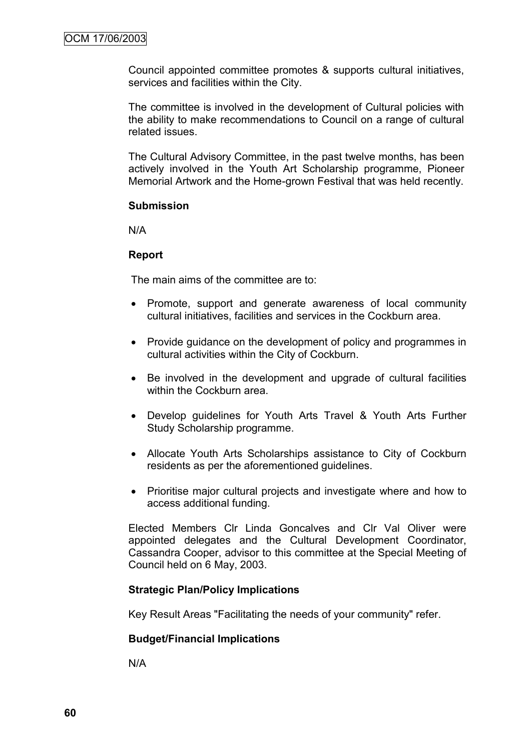Council appointed committee promotes & supports cultural initiatives, services and facilities within the City.

The committee is involved in the development of Cultural policies with the ability to make recommendations to Council on a range of cultural related issues.

The Cultural Advisory Committee, in the past twelve months, has been actively involved in the Youth Art Scholarship programme, Pioneer Memorial Artwork and the Home-grown Festival that was held recently.

**Submission**

N/A

**Report**

The main aims of the committee are to:

- Promote, support and generate awareness of local community cultural initiatives, facilities and services in the Cockburn area.
- Provide guidance on the development of policy and programmes in cultural activities within the City of Cockburn.
- Be involved in the development and upgrade of cultural facilities within the Cockburn area.
- Develop guidelines for Youth Arts Travel & Youth Arts Further Study Scholarship programme.
- Allocate Youth Arts Scholarships assistance to City of Cockburn residents as per the aforementioned guidelines.
- Prioritise major cultural projects and investigate where and how to access additional funding.

Elected Members Clr Linda Goncalves and Clr Val Oliver were appointed delegates and the Cultural Development Coordinator, Cassandra Cooper, advisor to this committee at the Special Meeting of Council held on 6 May, 2003.

**Strategic Plan/Policy Implications**

Key Result Areas "Facilitating the needs of your community" refer.

**Budget/Financial Implications**

N/A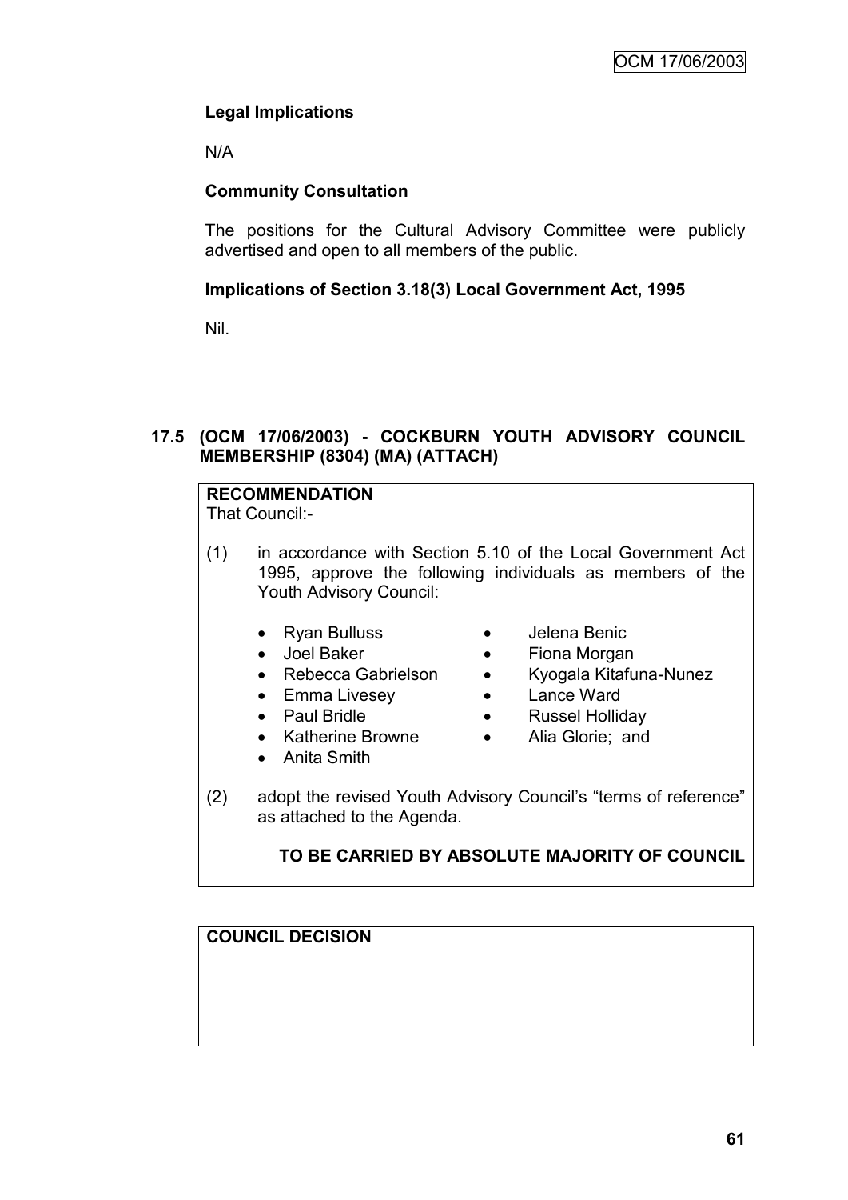**Legal Implications**

N/A

**Community Consultation**

The positions for the Cultural Advisory Committee were publicly advertised and open to all members of the public.

**Implications of Section 3.18(3) Local Government Act, 1995**

Nil.

### 17.5 (OCM 17/06/2003) - COCKBURN YOUTH ADVISORY COUNCIL MEMBERSHIP (8304) (MA) (ATTACH)

**RECOMMENDATION**
That Council:-

(1) in accordance with Section 5.10 of the Local Government Act 1995, approve the following individuals as members of the Youth Advisory Council:

- Ryan Bulluss
- Joel Baker
- Rebecca Gabrielson
- Emma Livesey
- Paul Bridle
- Katherine Browne
- Anita Smith
- Jelena Benic
- Fiona Morgan
- Kyogala Kitafuna-Nunez
- Lance Ward
- Russel Holliday
- Alia Glorie; and

(2) adopt the revised Youth Advisory Council's "terms of reference" as attached to the Agenda.

**TO BE CARRIED BY ABSOLUTE MAJORITY OF COUNCIL**

**COUNCIL DECISION**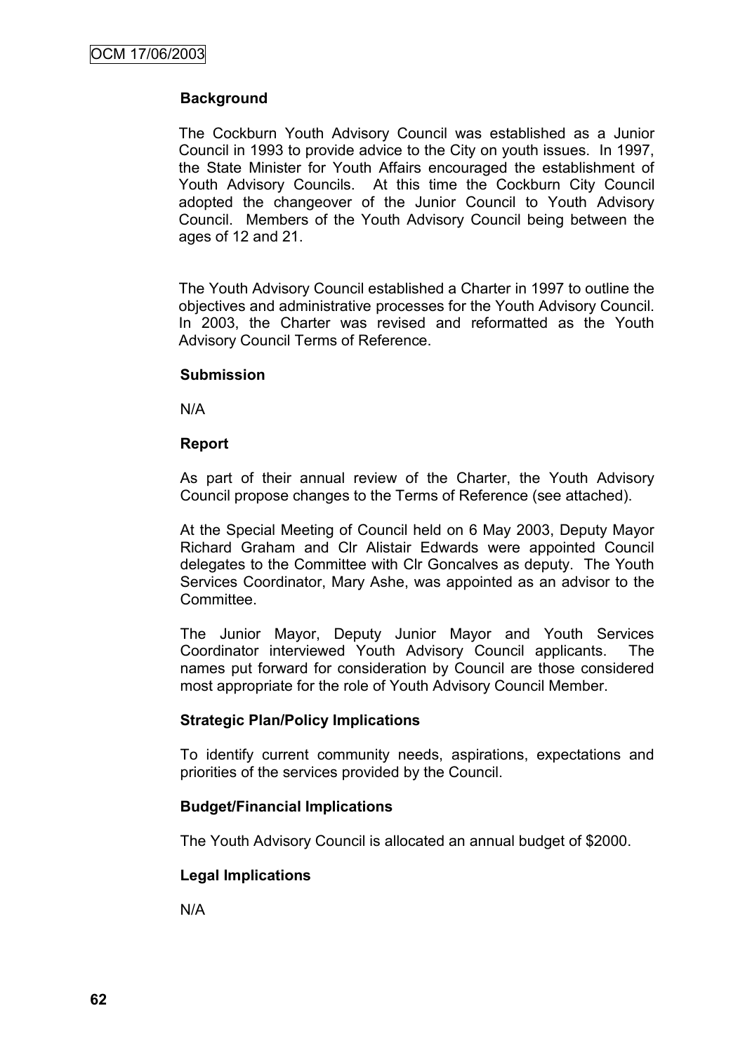**Background**

The Cockburn Youth Advisory Council was established as a Junior Council in 1993 to provide advice to the City on youth issues. In 1997, the State Minister for Youth Affairs encouraged the establishment of Youth Advisory Councils. At this time the Cockburn City Council adopted the changeover of the Junior Council to Youth Advisory Council. Members of the Youth Advisory Council being between the ages of 12 and 21.

The Youth Advisory Council established a Charter in 1997 to outline the objectives and administrative processes for the Youth Advisory Council. In 2003, the Charter was revised and reformatted as the Youth Advisory Council Terms of Reference.

**Submission**

N/A

**Report**

As part of their annual review of the Charter, the Youth Advisory Council propose changes to the Terms of Reference (see attached).

At the Special Meeting of Council held on 6 May 2003, Deputy Mayor Richard Graham and Clr Alistair Edwards were appointed Council delegates to the Committee with Clr Goncalves as deputy. The Youth Services Coordinator, Mary Ashe, was appointed as an advisor to the Committee.

The Junior Mayor, Deputy Junior Mayor and Youth Services Coordinator interviewed Youth Advisory Council applicants. The names put forward for consideration by Council are those considered most appropriate for the role of Youth Advisory Council Member.

**Strategic Plan/Policy Implications**

To identify current community needs, aspirations, expectations and priorities of the services provided by the Council.

**Budget/Financial Implications**

The Youth Advisory Council is allocated an annual budget of $2000.

**Legal Implications**

N/A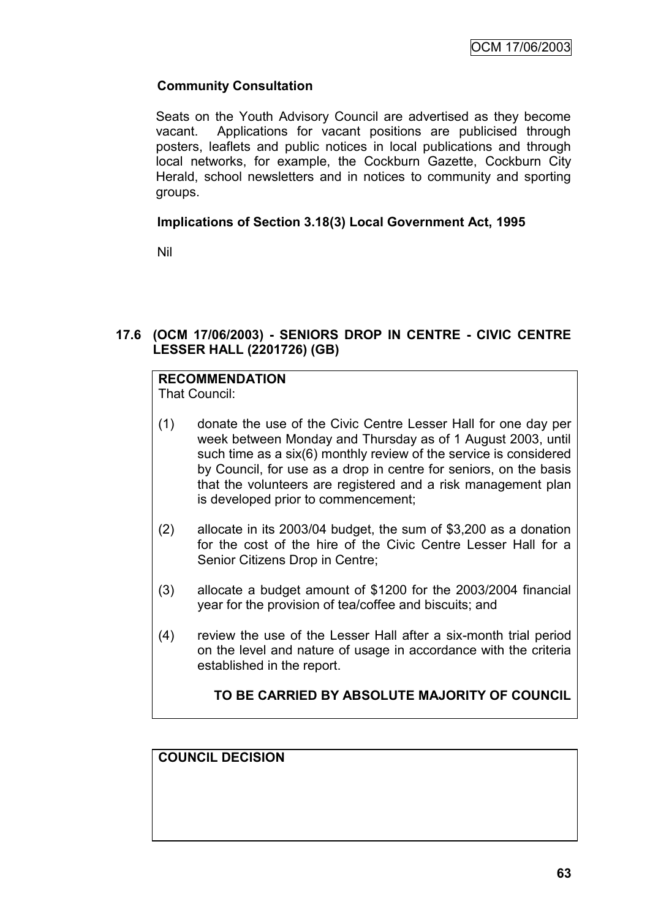**Community Consultation**

Seats on the Youth Advisory Council are advertised as they become vacant. Applications for vacant positions are publicised through posters, leaflets and public notices in local publications and through local networks, for example, the Cockburn Gazette, Cockburn City Herald, school newsletters and in notices to community and sporting groups.

**Implications of Section 3.18(3) Local Government Act, 1995**

Nil

### 17.6 (OCM 17/06/2003) - SENIORS DROP IN CENTRE - CIVIC CENTRE LESSER HALL (2201726) (GB)

**RECOMMENDATION**
That Council:

(1) donate the use of the Civic Centre Lesser Hall for one day per week between Monday and Thursday as of 1 August 2003, until such time as a six(6) monthly review of the service is considered by Council, for use as a drop in centre for seniors, on the basis that the volunteers are registered and a risk management plan is developed prior to commencement;

(2) allocate in its 2003/04 budget, the sum of $3,200 as a donation for the cost of the hire of the Civic Centre Lesser Hall for a Senior Citizens Drop in Centre;

(3) allocate a budget amount of $1200 for the 2003/2004 financial year for the provision of tea/coffee and biscuits; and

(4) review the use of the Lesser Hall after a six-month trial period on the level and nature of usage in accordance with the criteria established in the report.

**TO BE CARRIED BY ABSOLUTE MAJORITY OF COUNCIL**

**COUNCIL DECISION**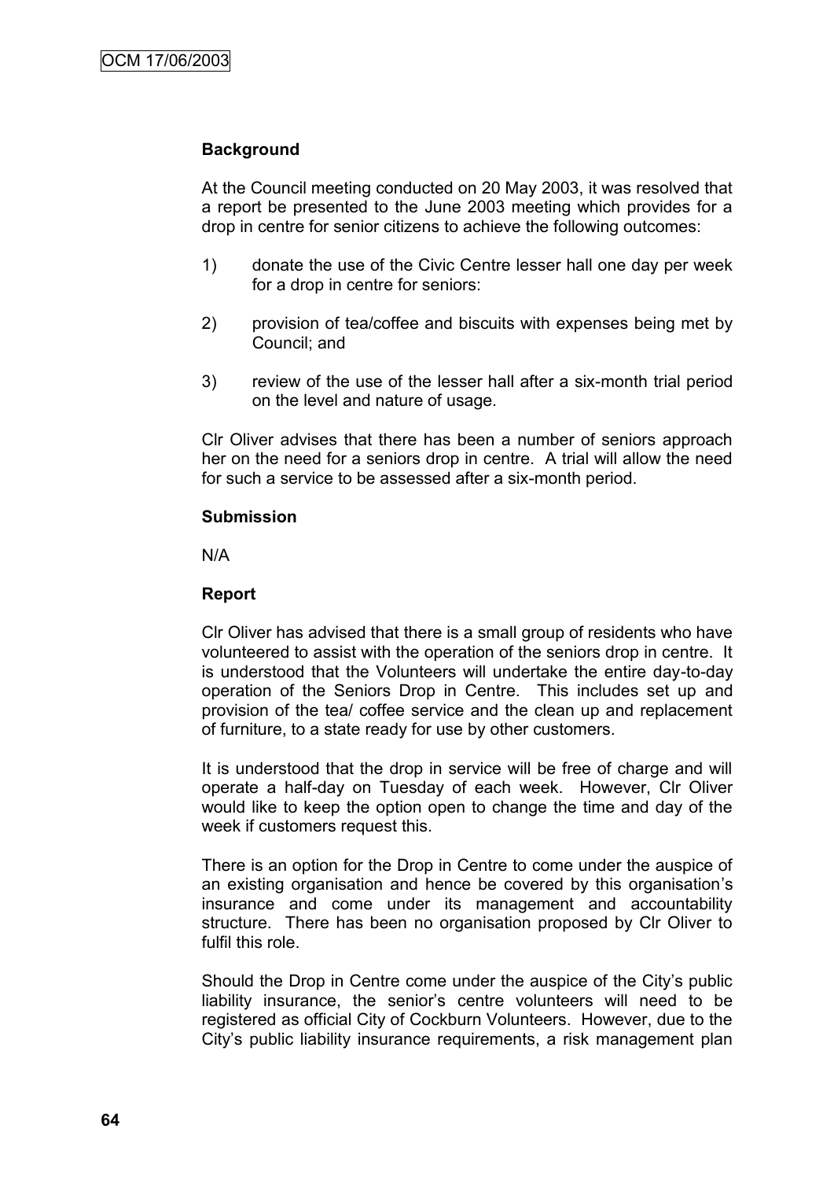**Background**

At the Council meeting conducted on 20 May 2003, it was resolved that a report be presented to the June 2003 meeting which provides for a drop in centre for senior citizens to achieve the following outcomes:

1) donate the use of the Civic Centre lesser hall one day per week for a drop in centre for seniors:

2) provision of tea/coffee and biscuits with expenses being met by Council; and

3) review of the use of the lesser hall after a six-month trial period on the level and nature of usage.

Clr Oliver advises that there has been a number of seniors approach her on the need for a seniors drop in centre. A trial will allow the need for such a service to be assessed after a six-month period.

**Submission**

N/A

**Report**

Clr Oliver has advised that there is a small group of residents who have volunteered to assist with the operation of the seniors drop in centre. It is understood that the Volunteers will undertake the entire day-to-day operation of the Seniors Drop in Centre. This includes set up and provision of the tea/ coffee service and the clean up and replacement of furniture, to a state ready for use by other customers.

It is understood that the drop in service will be free of charge and will operate a half-day on Tuesday of each week. However, Clr Oliver would like to keep the option open to change the time and day of the week if customers request this.

There is an option for the Drop in Centre to come under the auspice of an existing organisation and hence be covered by this organisation's insurance and come under its management and accountability structure. There has been no organisation proposed by Clr Oliver to fulfil this role.

Should the Drop in Centre come under the auspice of the City's public liability insurance, the senior's centre volunteers will need to be registered as official City of Cockburn Volunteers. However, due to the City's public liability insurance requirements, a risk management plan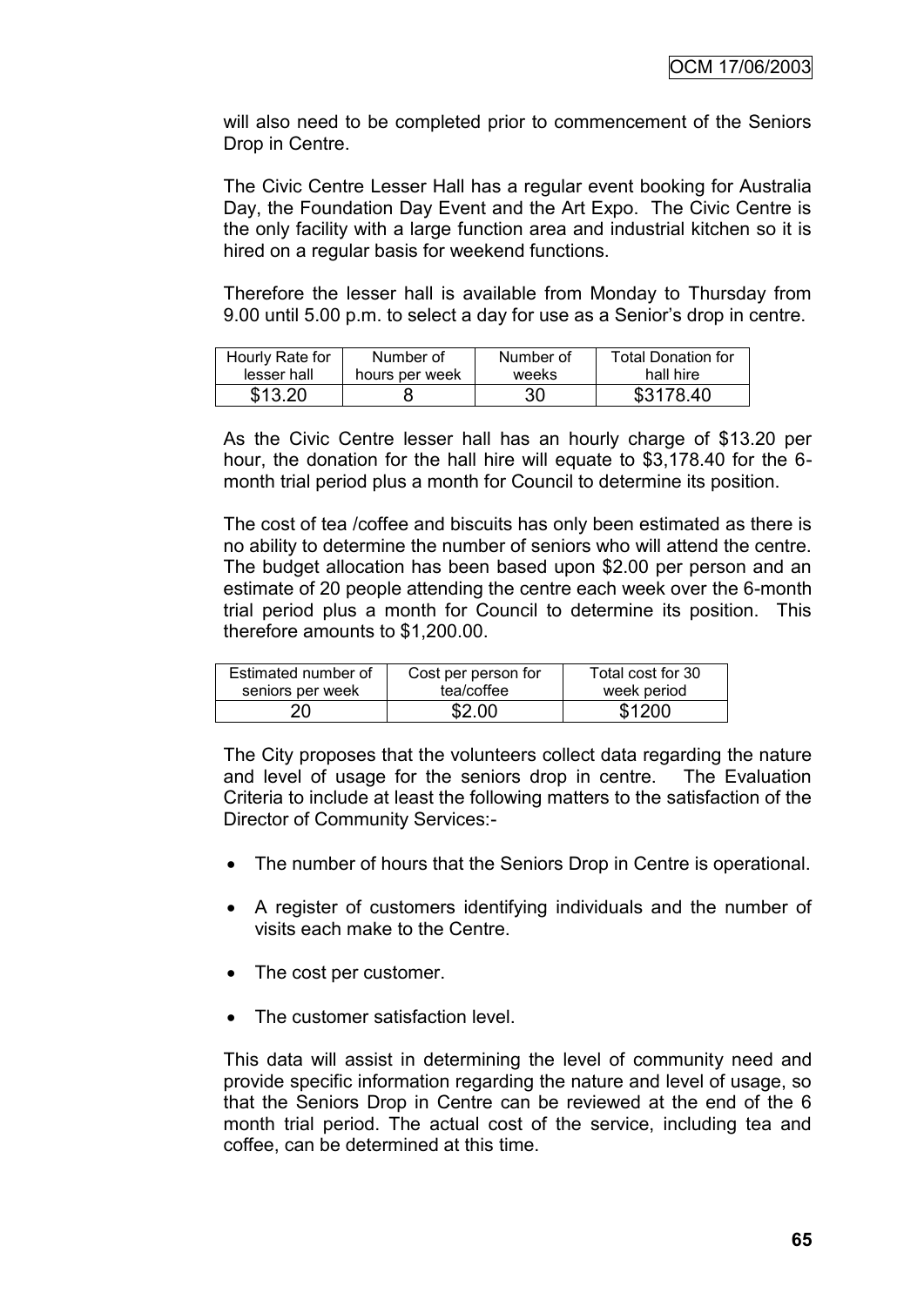will also need to be completed prior to commencement of the Seniors Drop in Centre.

The Civic Centre Lesser Hall has a regular event booking for Australia Day, the Foundation Day Event and the Art Expo. The Civic Centre is the only facility with a large function area and industrial kitchen so it is hired on a regular basis for weekend functions.

Therefore the lesser hall is available from Monday to Thursday from 9.00 until 5.00 p.m. to select a day for use as a Senior's drop in centre.

| Hourly Rate for lesser hall | Number of hours per week | Number of weeks | Total Donation for hall hire |
|---|---|---|---|
| $13.20 | 8 | 30 | $3178.40 |

As the Civic Centre lesser hall has an hourly charge of $13.20 per hour, the donation for the hall hire will equate to $3,178.40 for the 6-month trial period plus a month for Council to determine its position.

The cost of tea /coffee and biscuits has only been estimated as there is no ability to determine the number of seniors who will attend the centre. The budget allocation has been based upon $2.00 per person and an estimate of 20 people attending the centre each week over the 6-month trial period plus a month for Council to determine its position. This therefore amounts to $1,200.00.

| Estimated number of seniors per week | Cost per person for tea/coffee | Total cost for 30 week period |
|---|---|---|
| 20 | $2.00 | $1200 |

The City proposes that the volunteers collect data regarding the nature and level of usage for the seniors drop in centre. The Evaluation Criteria to include at least the following matters to the satisfaction of the Director of Community Services:-

- The number of hours that the Seniors Drop in Centre is operational.
- A register of customers identifying individuals and the number of visits each make to the Centre.
- The cost per customer.
- The customer satisfaction level.

This data will assist in determining the level of community need and provide specific information regarding the nature and level of usage, so that the Seniors Drop in Centre can be reviewed at the end of the 6 month trial period. The actual cost of the service, including tea and coffee, can be determined at this time.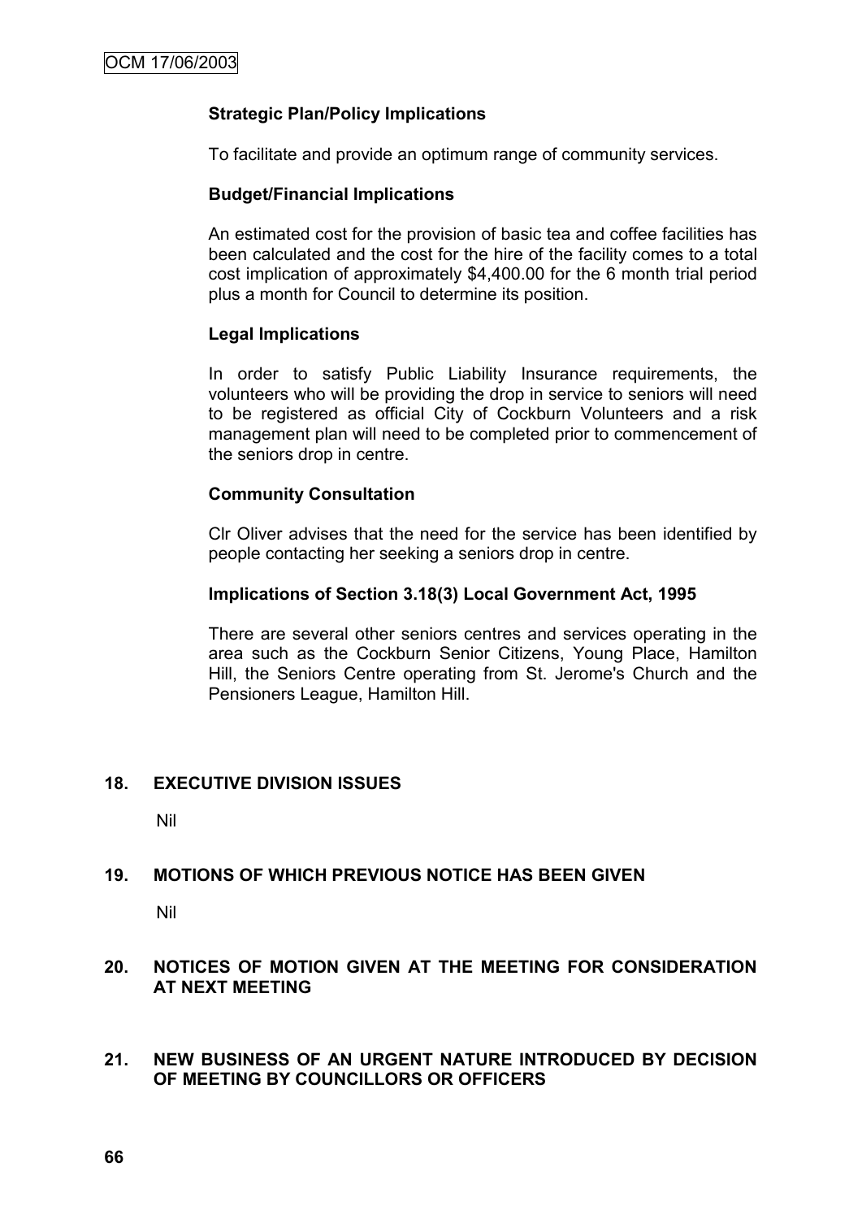**Strategic Plan/Policy Implications**

To facilitate and provide an optimum range of community services.

**Budget/Financial Implications**

An estimated cost for the provision of basic tea and coffee facilities has been calculated and the cost for the hire of the facility comes to a total cost implication of approximately $4,400.00 for the 6 month trial period plus a month for Council to determine its position.

**Legal Implications**

In order to satisfy Public Liability Insurance requirements, the volunteers who will be providing the drop in service to seniors will need to be registered as official City of Cockburn Volunteers and a risk management plan will need to be completed prior to commencement of the seniors drop in centre.

**Community Consultation**

Clr Oliver advises that the need for the service has been identified by people contacting her seeking a seniors drop in centre.

**Implications of Section 3.18(3) Local Government Act, 1995**

There are several other seniors centres and services operating in the area such as the Cockburn Senior Citizens, Young Place, Hamilton Hill, the Seniors Centre operating from St. Jerome's Church and the Pensioners League, Hamilton Hill.

## 18. EXECUTIVE DIVISION ISSUES

Nil

## 19. MOTIONS OF WHICH PREVIOUS NOTICE HAS BEEN GIVEN

Nil

## 20. NOTICES OF MOTION GIVEN AT THE MEETING FOR CONSIDERATION AT NEXT MEETING

## 21. NEW BUSINESS OF AN URGENT NATURE INTRODUCED BY DECISION OF MEETING BY COUNCILLORS OR OFFICERS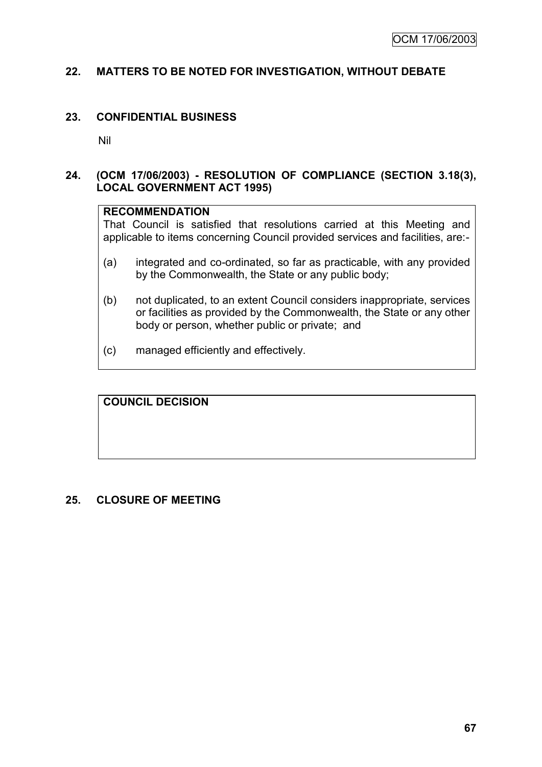## 22. MATTERS TO BE NOTED FOR INVESTIGATION, WITHOUT DEBATE

## 23. CONFIDENTIAL BUSINESS

Nil

## 24. (OCM 17/06/2003) - RESOLUTION OF COMPLIANCE (SECTION 3.18(3), LOCAL GOVERNMENT ACT 1995)

**RECOMMENDATION**

That Council is satisfied that resolutions carried at this Meeting and applicable to items concerning Council provided services and facilities, are:-

(a) integrated and co-ordinated, so far as practicable, with any provided by the Commonwealth, the State or any public body;

(b) not duplicated, to an extent Council considers inappropriate, services or facilities as provided by the Commonwealth, the State or any other body or person, whether public or private; and

(c) managed efficiently and effectively.

**COUNCIL DECISION**

## 25. CLOSURE OF MEETING